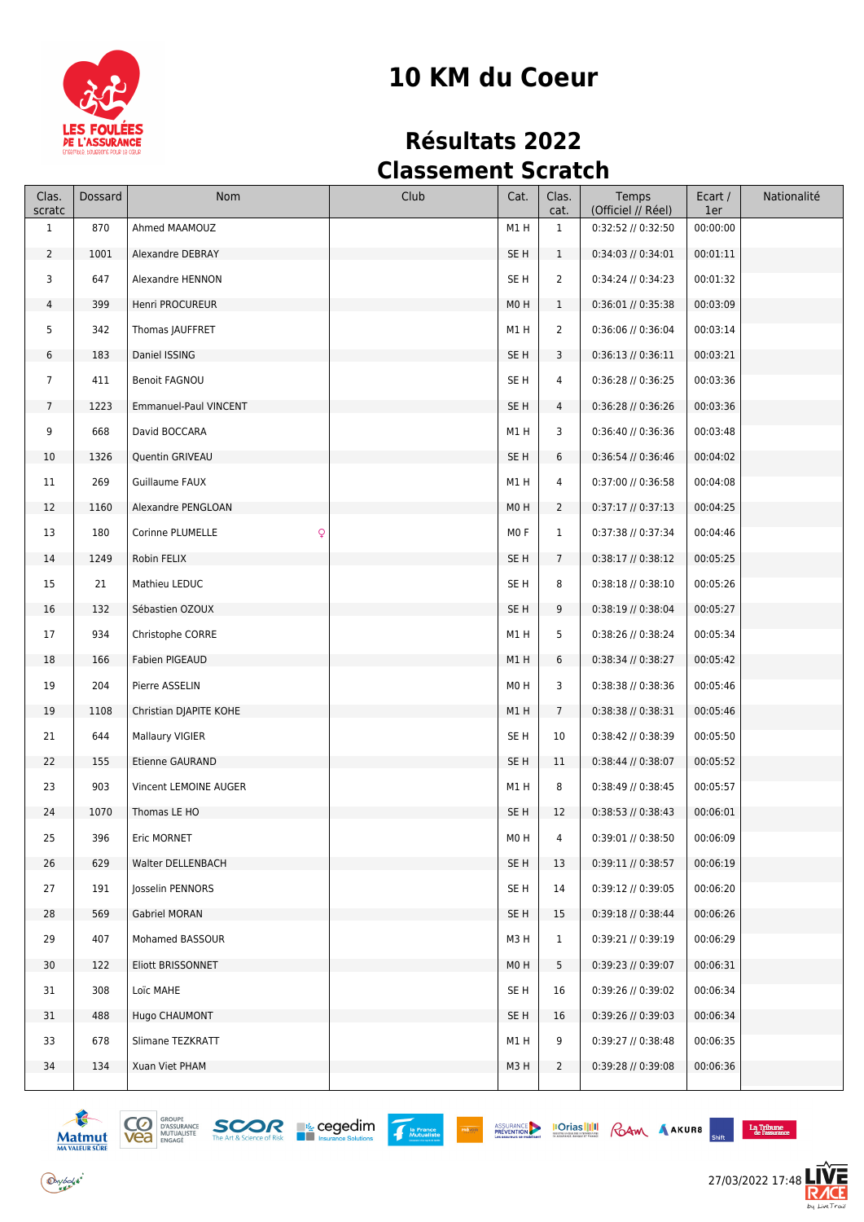# 10 KM du Coeur

## Résultats 2022

## Classement Scratch

| Clas. scratc | Dossard | Nom | Club | Cat. | Clas. cat. | Temps (Officiel // Réel) | Ecart / 1er | Nationalité |
|---|---|---|---|---|---|---|---|---|
| 1 | 870 | Ahmed MAAMOUZ | | M1 H | 1 | 0:32:52 // 0:32:50 | 00:00:00 | |
| 2 | 1001 | Alexandre DEBRAY | | SE H | 1 | 0:34:03 // 0:34:01 | 00:01:11 | |
| 3 | 647 | Alexandre HENNON | | SE H | 2 | 0:34:24 // 0:34:23 | 00:01:32 | |
| 4 | 399 | Henri PROCUREUR | | M0 H | 1 | 0:36:01 // 0:35:38 | 00:03:09 | |
| 5 | 342 | Thomas JAUFFRET | | M1 H | 2 | 0:36:06 // 0:36:04 | 00:03:14 | |
| 6 | 183 | Daniel ISSING | | SE H | 3 | 0:36:13 // 0:36:11 | 00:03:21 | |
| 7 | 411 | Benoit FAGNOU | | SE H | 4 | 0:36:28 // 0:36:25 | 00:03:36 | |
| 7 | 1223 | Emmanuel-Paul VINCENT | | SE H | 4 | 0:36:28 // 0:36:26 | 00:03:36 | |
| 9 | 668 | David BOCCARA | | M1 H | 3 | 0:36:40 // 0:36:36 | 00:03:48 | |
| 10 | 1326 | Quentin GRIVEAU | | SE H | 6 | 0:36:54 // 0:36:46 | 00:04:02 | |
| 11 | 269 | Guillaume FAUX | | M1 H | 4 | 0:37:00 // 0:36:58 | 00:04:08 | |
| 12 | 1160 | Alexandre PENGLOAN | | M0 H | 2 | 0:37:17 // 0:37:13 | 00:04:25 | |
| 13 | 180 | Corinne PLUMELLE ♀ | | M0 F | 1 | 0:37:38 // 0:37:34 | 00:04:46 | |
| 14 | 1249 | Robin FELIX | | SE H | 7 | 0:38:17 // 0:38:12 | 00:05:25 | |
| 15 | 21 | Mathieu LEDUC | | SE H | 8 | 0:38:18 // 0:38:10 | 00:05:26 | |
| 16 | 132 | Sébastien OZOUX | | SE H | 9 | 0:38:19 // 0:38:04 | 00:05:27 | |
| 17 | 934 | Christophe CORRE | | M1 H | 5 | 0:38:26 // 0:38:24 | 00:05:34 | |
| 18 | 166 | Fabien PIGEAUD | | M1 H | 6 | 0:38:34 // 0:38:27 | 00:05:42 | |
| 19 | 204 | Pierre ASSELIN | | M0 H | 3 | 0:38:38 // 0:38:36 | 00:05:46 | |
| 19 | 1108 | Christian DJAPITE KOHE | | M1 H | 7 | 0:38:38 // 0:38:31 | 00:05:46 | |
| 21 | 644 | Mallaury VIGIER | | SE H | 10 | 0:38:42 // 0:38:39 | 00:05:50 | |
| 22 | 155 | Etienne GAURAND | | SE H | 11 | 0:38:44 // 0:38:07 | 00:05:52 | |
| 23 | 903 | Vincent LEMOINE AUGER | | M1 H | 8 | 0:38:49 // 0:38:45 | 00:05:57 | |
| 24 | 1070 | Thomas LE HO | | SE H | 12 | 0:38:53 // 0:38:43 | 00:06:01 | |
| 25 | 396 | Eric MORNET | | M0 H | 4 | 0:39:01 // 0:38:50 | 00:06:09 | |
| 26 | 629 | Walter DELLENBACH | | SE H | 13 | 0:39:11 // 0:38:57 | 00:06:19 | |
| 27 | 191 | Josselin PENNORS | | SE H | 14 | 0:39:12 // 0:39:05 | 00:06:20 | |
| 28 | 569 | Gabriel MORAN | | SE H | 15 | 0:39:18 // 0:38:44 | 00:06:26 | |
| 29 | 407 | Mohamed BASSOUR | | M3 H | 1 | 0:39:21 // 0:39:19 | 00:06:29 | |
| 30 | 122 | Eliott BRISSONNET | | M0 H | 5 | 0:39:23 // 0:39:07 | 00:06:31 | |
| 31 | 308 | Loïc MAHE | | SE H | 16 | 0:39:26 // 0:39:02 | 00:06:34 | |
| 31 | 488 | Hugo CHAUMONT | | SE H | 16 | 0:39:26 // 0:39:03 | 00:06:34 | |
| 33 | 678 | Slimane TEZKRATT | | M1 H | 9 | 0:39:27 // 0:38:48 | 00:06:35 | |
| 34 | 134 | Xuan Viet PHAM | | M3 H | 2 | 0:39:28 // 0:39:08 | 00:06:36 | |

27/03/2022 17:48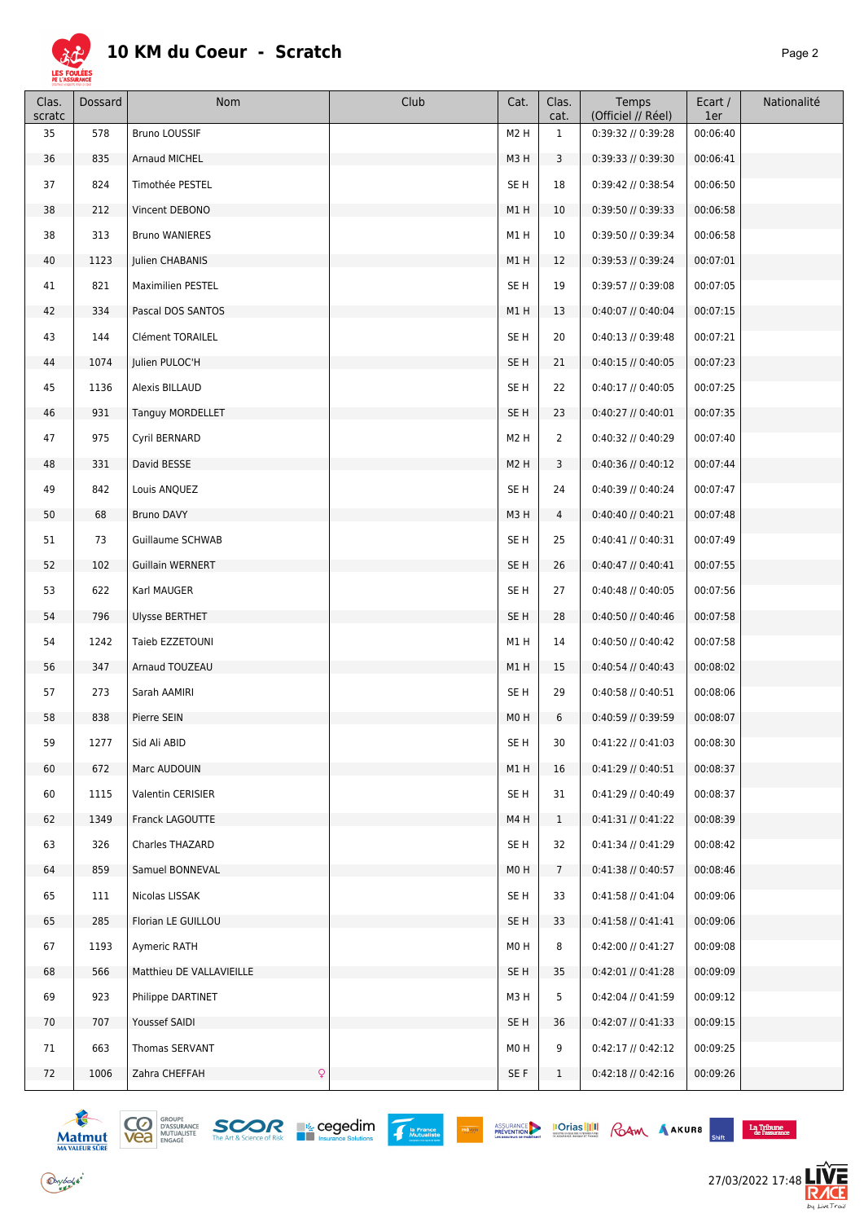# 10 KM du Coeur - Scratch

| Clas. scratc | Dossard | Nom | Club | Cat. | Clas. cat. | Temps (Officiel // Réel) | Ecart / 1er | Nationalité |
|---|---|---|---|---|---|---|---|---|
| 35 | 578 | Bruno LOUSSIF | | M2 H | 1 | 0:39:32 // 0:39:28 | 00:06:40 | |
| 36 | 835 | Arnaud MICHEL | | M3 H | 3 | 0:39:33 // 0:39:30 | 00:06:41 | |
| 37 | 824 | Timothée PESTEL | | SE H | 18 | 0:39:42 // 0:38:54 | 00:06:50 | |
| 38 | 212 | Vincent DEBONO | | M1 H | 10 | 0:39:50 // 0:39:33 | 00:06:58 | |
| 38 | 313 | Bruno WANIERES | | M1 H | 10 | 0:39:50 // 0:39:34 | 00:06:58 | |
| 40 | 1123 | Julien CHABANIS | | M1 H | 12 | 0:39:53 // 0:39:24 | 00:07:01 | |
| 41 | 821 | Maximilien PESTEL | | SE H | 19 | 0:39:57 // 0:39:08 | 00:07:05 | |
| 42 | 334 | Pascal DOS SANTOS | | M1 H | 13 | 0:40:07 // 0:40:04 | 00:07:15 | |
| 43 | 144 | Clément TORAILEL | | SE H | 20 | 0:40:13 // 0:39:48 | 00:07:21 | |
| 44 | 1074 | Julien PULOC'H | | SE H | 21 | 0:40:15 // 0:40:05 | 00:07:23 | |
| 45 | 1136 | Alexis BILLAUD | | SE H | 22 | 0:40:17 // 0:40:05 | 00:07:25 | |
| 46 | 931 | Tanguy MORDELLET | | SE H | 23 | 0:40:27 // 0:40:01 | 00:07:35 | |
| 47 | 975 | Cyril BERNARD | | M2 H | 2 | 0:40:32 // 0:40:29 | 00:07:40 | |
| 48 | 331 | David BESSE | | M2 H | 3 | 0:40:36 // 0:40:12 | 00:07:44 | |
| 49 | 842 | Louis ANQUEZ | | SE H | 24 | 0:40:39 // 0:40:24 | 00:07:47 | |
| 50 | 68 | Bruno DAVY | | M3 H | 4 | 0:40:40 // 0:40:21 | 00:07:48 | |
| 51 | 73 | Guillaume SCHWAB | | SE H | 25 | 0:40:41 // 0:40:31 | 00:07:49 | |
| 52 | 102 | Guillain WERNERT | | SE H | 26 | 0:40:47 // 0:40:41 | 00:07:55 | |
| 53 | 622 | Karl MAUGER | | SE H | 27 | 0:40:48 // 0:40:05 | 00:07:56 | |
| 54 | 796 | Ulysse BERTHET | | SE H | 28 | 0:40:50 // 0:40:46 | 00:07:58 | |
| 54 | 1242 | Taieb EZZETOUNI | | M1 H | 14 | 0:40:50 // 0:40:42 | 00:07:58 | |
| 56 | 347 | Arnaud TOUZEAU | | M1 H | 15 | 0:40:54 // 0:40:43 | 00:08:02 | |
| 57 | 273 | Sarah AAMIRI | | SE H | 29 | 0:40:58 // 0:40:51 | 00:08:06 | |
| 58 | 838 | Pierre SEIN | | M0 H | 6 | 0:40:59 // 0:39:59 | 00:08:07 | |
| 59 | 1277 | Sid Ali ABID | | SE H | 30 | 0:41:22 // 0:41:03 | 00:08:30 | |
| 60 | 672 | Marc AUDOUIN | | M1 H | 16 | 0:41:29 // 0:40:51 | 00:08:37 | |
| 60 | 1115 | Valentin CERISIER | | SE H | 31 | 0:41:29 // 0:40:49 | 00:08:37 | |
| 62 | 1349 | Franck LAGOUTTE | | M4 H | 1 | 0:41:31 // 0:41:22 | 00:08:39 | |
| 63 | 326 | Charles THAZARD | | SE H | 32 | 0:41:34 // 0:41:29 | 00:08:42 | |
| 64 | 859 | Samuel BONNEVAL | | M0 H | 7 | 0:41:38 // 0:40:57 | 00:08:46 | |
| 65 | 111 | Nicolas LISSAK | | SE H | 33 | 0:41:58 // 0:41:04 | 00:09:06 | |
| 65 | 285 | Florian LE GUILLOU | | SE H | 33 | 0:41:58 // 0:41:41 | 00:09:06 | |
| 67 | 1193 | Aymeric RATH | | M0 H | 8 | 0:42:00 // 0:41:27 | 00:09:08 | |
| 68 | 566 | Matthieu DE VALLAVIEILLE | | SE H | 35 | 0:42:01 // 0:41:28 | 00:09:09 | |
| 69 | 923 | Philippe DARTINET | | M3 H | 5 | 0:42:04 // 0:41:59 | 00:09:12 | |
| 70 | 707 | Youssef SAIDI | | SE H | 36 | 0:42:07 // 0:41:33 | 00:09:15 | |
| 71 | 663 | Thomas SERVANT | | M0 H | 9 | 0:42:17 // 0:42:12 | 00:09:25 | |
| 72 | 1006 | Zahra CHEFFAH ♀ | | SE F | 1 | 0:42:18 // 0:42:16 | 00:09:26 | |

27/03/2022 17:48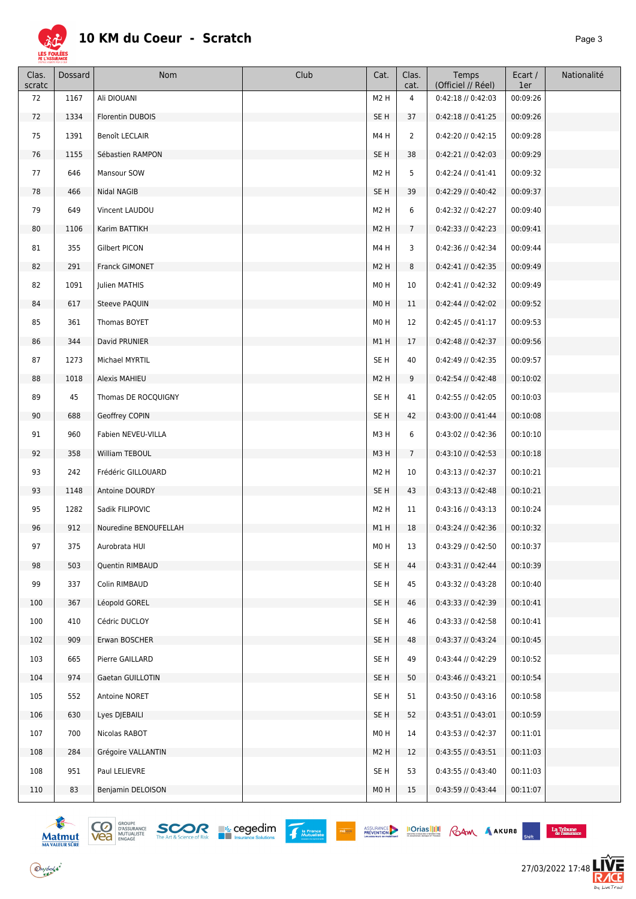# 10 KM du Coeur - Scratch

| Clas. scratc | Dossard | Nom | Club | Cat. | Clas. cat. | Temps (Officiel // Réel) | Ecart / 1er | Nationalité |
|---|---|---|---|---|---|---|---|---|
| 72 | 1167 | Ali DIOUANI | | M2 H | 4 | 0:42:18 // 0:42:03 | 00:09:26 | |
| 72 | 1334 | Florentin DUBOIS | | SE H | 37 | 0:42:18 // 0:41:25 | 00:09:26 | |
| 75 | 1391 | Benoît LECLAIR | | M4 H | 2 | 0:42:20 // 0:42:15 | 00:09:28 | |
| 76 | 1155 | Sébastien RAMPON | | SE H | 38 | 0:42:21 // 0:42:03 | 00:09:29 | |
| 77 | 646 | Mansour SOW | | M2 H | 5 | 0:42:24 // 0:41:41 | 00:09:32 | |
| 78 | 466 | Nidal NAGIB | | SE H | 39 | 0:42:29 // 0:40:42 | 00:09:37 | |
| 79 | 649 | Vincent LAUDOU | | M2 H | 6 | 0:42:32 // 0:42:27 | 00:09:40 | |
| 80 | 1106 | Karim BATTIKH | | M2 H | 7 | 0:42:33 // 0:42:23 | 00:09:41 | |
| 81 | 355 | Gilbert PICON | | M4 H | 3 | 0:42:36 // 0:42:34 | 00:09:44 | |
| 82 | 291 | Franck GIMONET | | M2 H | 8 | 0:42:41 // 0:42:35 | 00:09:49 | |
| 82 | 1091 | Julien MATHIS | | M0 H | 10 | 0:42:41 // 0:42:32 | 00:09:49 | |
| 84 | 617 | Steeve PAQUIN | | M0 H | 11 | 0:42:44 // 0:42:02 | 00:09:52 | |
| 85 | 361 | Thomas BOYET | | M0 H | 12 | 0:42:45 // 0:41:17 | 00:09:53 | |
| 86 | 344 | David PRUNIER | | M1 H | 17 | 0:42:48 // 0:42:37 | 00:09:56 | |
| 87 | 1273 | Michael MYRTIL | | SE H | 40 | 0:42:49 // 0:42:35 | 00:09:57 | |
| 88 | 1018 | Alexis MAHIEU | | M2 H | 9 | 0:42:54 // 0:42:48 | 00:10:02 | |
| 89 | 45 | Thomas DE ROCQUIGNY | | SE H | 41 | 0:42:55 // 0:42:05 | 00:10:03 | |
| 90 | 688 | Geoffrey COPIN | | SE H | 42 | 0:43:00 // 0:41:44 | 00:10:08 | |
| 91 | 960 | Fabien NEVEU-VILLA | | M3 H | 6 | 0:43:02 // 0:42:36 | 00:10:10 | |
| 92 | 358 | William TEBOUL | | M3 H | 7 | 0:43:10 // 0:42:53 | 00:10:18 | |
| 93 | 242 | Frédéric GILLOUARD | | M2 H | 10 | 0:43:13 // 0:42:37 | 00:10:21 | |
| 93 | 1148 | Antoine DOURDY | | SE H | 43 | 0:43:13 // 0:42:48 | 00:10:21 | |
| 95 | 1282 | Sadik FILIPOVIC | | M2 H | 11 | 0:43:16 // 0:43:13 | 00:10:24 | |
| 96 | 912 | Nouredine BENOUFELLAH | | M1 H | 18 | 0:43:24 // 0:42:36 | 00:10:32 | |
| 97 | 375 | Aurobrata HUI | | M0 H | 13 | 0:43:29 // 0:42:50 | 00:10:37 | |
| 98 | 503 | Quentin RIMBAUD | | SE H | 44 | 0:43:31 // 0:42:44 | 00:10:39 | |
| 99 | 337 | Colin RIMBAUD | | SE H | 45 | 0:43:32 // 0:43:28 | 00:10:40 | |
| 100 | 367 | Léopold GOREL | | SE H | 46 | 0:43:33 // 0:42:39 | 00:10:41 | |
| 100 | 410 | Cédric DUCLOY | | SE H | 46 | 0:43:33 // 0:42:58 | 00:10:41 | |
| 102 | 909 | Erwan BOSCHER | | SE H | 48 | 0:43:37 // 0:43:24 | 00:10:45 | |
| 103 | 665 | Pierre GAILLARD | | SE H | 49 | 0:43:44 // 0:42:29 | 00:10:52 | |
| 104 | 974 | Gaetan GUILLOTIN | | SE H | 50 | 0:43:46 // 0:43:21 | 00:10:54 | |
| 105 | 552 | Antoine NORET | | SE H | 51 | 0:43:50 // 0:43:16 | 00:10:58 | |
| 106 | 630 | Lyes DJEBAILI | | SE H | 52 | 0:43:51 // 0:43:01 | 00:10:59 | |
| 107 | 700 | Nicolas RABOT | | M0 H | 14 | 0:43:53 // 0:42:37 | 00:11:01 | |
| 108 | 284 | Grégoire VALLANTIN | | M2 H | 12 | 0:43:55 // 0:43:51 | 00:11:03 | |
| 108 | 951 | Paul LELIEVRE | | SE H | 53 | 0:43:55 // 0:43:40 | 00:11:03 | |
| 110 | 83 | Benjamin DELOISON | | M0 H | 15 | 0:43:59 // 0:43:44 | 00:11:07 | |

27/03/2022 17:48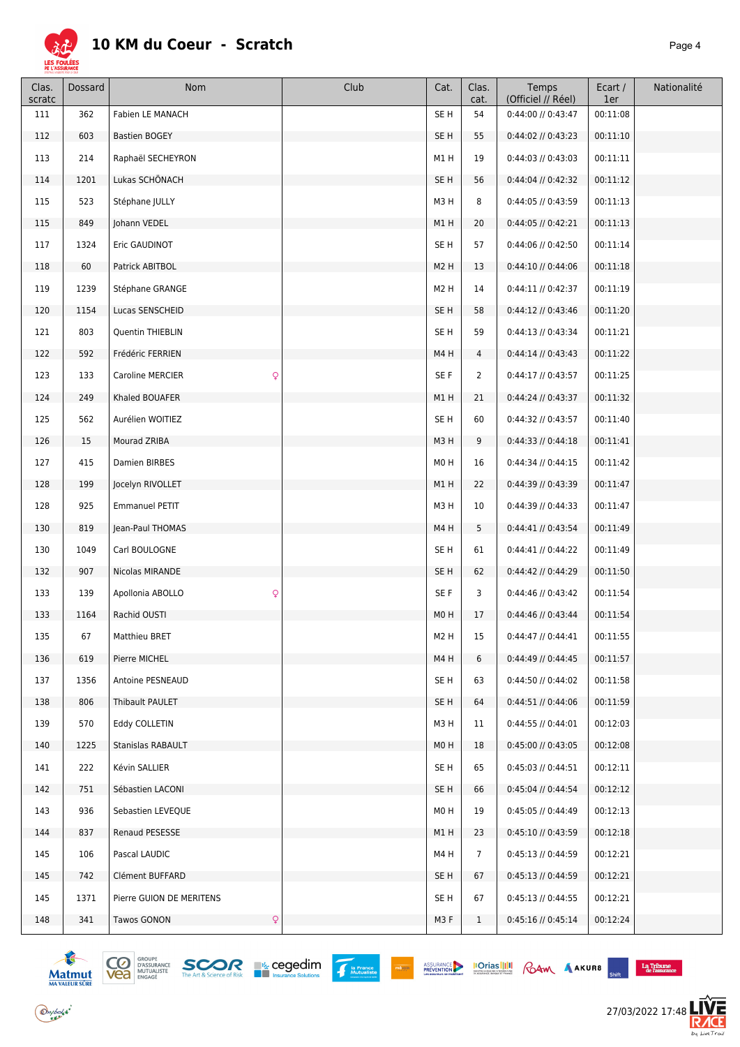# 10 KM du Coeur - Scratch

| Clas. scratc | Dossard | Nom | Club | Cat. | Clas. cat. | Temps (Officiel // Réel) | Ecart / 1er | Nationalité |
|---|---|---|---|---|---|---|---|---|
| 111 | 362 | Fabien LE MANACH | | SE H | 54 | 0:44:00 // 0:43:47 | 00:11:08 | |
| 112 | 603 | Bastien BOGEY | | SE H | 55 | 0:44:02 // 0:43:23 | 00:11:10 | |
| 113 | 214 | Raphaël SECHEYRON | | M1 H | 19 | 0:44:03 // 0:43:03 | 00:11:11 | |
| 114 | 1201 | Lukas SCHÖNACH | | SE H | 56 | 0:44:04 // 0:42:32 | 00:11:12 | |
| 115 | 523 | Stéphane JULLY | | M3 H | 8 | 0:44:05 // 0:43:59 | 00:11:13 | |
| 115 | 849 | Johann VEDEL | | M1 H | 20 | 0:44:05 // 0:42:21 | 00:11:13 | |
| 117 | 1324 | Eric GAUDINOT | | SE H | 57 | 0:44:06 // 0:42:50 | 00:11:14 | |
| 118 | 60 | Patrick ABITBOL | | M2 H | 13 | 0:44:10 // 0:44:06 | 00:11:18 | |
| 119 | 1239 | Stéphane GRANGE | | M2 H | 14 | 0:44:11 // 0:42:37 | 00:11:19 | |
| 120 | 1154 | Lucas SENSCHEID | | SE H | 58 | 0:44:12 // 0:43:46 | 00:11:20 | |
| 121 | 803 | Quentin THIEBLIN | | SE H | 59 | 0:44:13 // 0:43:34 | 00:11:21 | |
| 122 | 592 | Frédéric FERRIEN | | M4 H | 4 | 0:44:14 // 0:43:43 | 00:11:22 | |
| 123 | 133 | Caroline MERCIER ♀ | | SE F | 2 | 0:44:17 // 0:43:57 | 00:11:25 | |
| 124 | 249 | Khaled BOUAFER | | M1 H | 21 | 0:44:24 // 0:43:37 | 00:11:32 | |
| 125 | 562 | Aurélien WOITIEZ | | SE H | 60 | 0:44:32 // 0:43:57 | 00:11:40 | |
| 126 | 15 | Mourad ZRIBA | | M3 H | 9 | 0:44:33 // 0:44:18 | 00:11:41 | |
| 127 | 415 | Damien BIRBES | | M0 H | 16 | 0:44:34 // 0:44:15 | 00:11:42 | |
| 128 | 199 | Jocelyn RIVOLLET | | M1 H | 22 | 0:44:39 // 0:43:39 | 00:11:47 | |
| 128 | 925 | Emmanuel PETIT | | M3 H | 10 | 0:44:39 // 0:44:33 | 00:11:47 | |
| 130 | 819 | Jean-Paul THOMAS | | M4 H | 5 | 0:44:41 // 0:43:54 | 00:11:49 | |
| 130 | 1049 | Carl BOULOGNE | | SE H | 61 | 0:44:41 // 0:44:22 | 00:11:49 | |
| 132 | 907 | Nicolas MIRANDE | | SE H | 62 | 0:44:42 // 0:44:29 | 00:11:50 | |
| 133 | 139 | Apollonia ABOLLO ♀ | | SE F | 3 | 0:44:46 // 0:43:42 | 00:11:54 | |
| 133 | 1164 | Rachid OUSTI | | M0 H | 17 | 0:44:46 // 0:43:44 | 00:11:54 | |
| 135 | 67 | Matthieu BRET | | M2 H | 15 | 0:44:47 // 0:44:41 | 00:11:55 | |
| 136 | 619 | Pierre MICHEL | | M4 H | 6 | 0:44:49 // 0:44:45 | 00:11:57 | |
| 137 | 1356 | Antoine PESNEAUD | | SE H | 63 | 0:44:50 // 0:44:02 | 00:11:58 | |
| 138 | 806 | Thibault PAULET | | SE H | 64 | 0:44:51 // 0:44:06 | 00:11:59 | |
| 139 | 570 | Eddy COLLETIN | | M3 H | 11 | 0:44:55 // 0:44:01 | 00:12:03 | |
| 140 | 1225 | Stanislas RABAULT | | M0 H | 18 | 0:45:00 // 0:43:05 | 00:12:08 | |
| 141 | 222 | Kévin SALLIER | | SE H | 65 | 0:45:03 // 0:44:51 | 00:12:11 | |
| 142 | 751 | Sébastien LACONI | | SE H | 66 | 0:45:04 // 0:44:54 | 00:12:12 | |
| 143 | 936 | Sebastien LEVEQUE | | M0 H | 19 | 0:45:05 // 0:44:49 | 00:12:13 | |
| 144 | 837 | Renaud PESESSE | | M1 H | 23 | 0:45:10 // 0:43:59 | 00:12:18 | |
| 145 | 106 | Pascal LAUDIC | | M4 H | 7 | 0:45:13 // 0:44:59 | 00:12:21 | |
| 145 | 742 | Clément BUFFARD | | SE H | 67 | 0:45:13 // 0:44:59 | 00:12:21 | |
| 145 | 1371 | Pierre GUION DE MERITENS | | SE H | 67 | 0:45:13 // 0:44:55 | 00:12:21 | |
| 148 | 341 | Tawos GONON ♀ | | M3 F | 1 | 0:45:16 // 0:45:14 | 00:12:24 | |

27/03/2022 17:48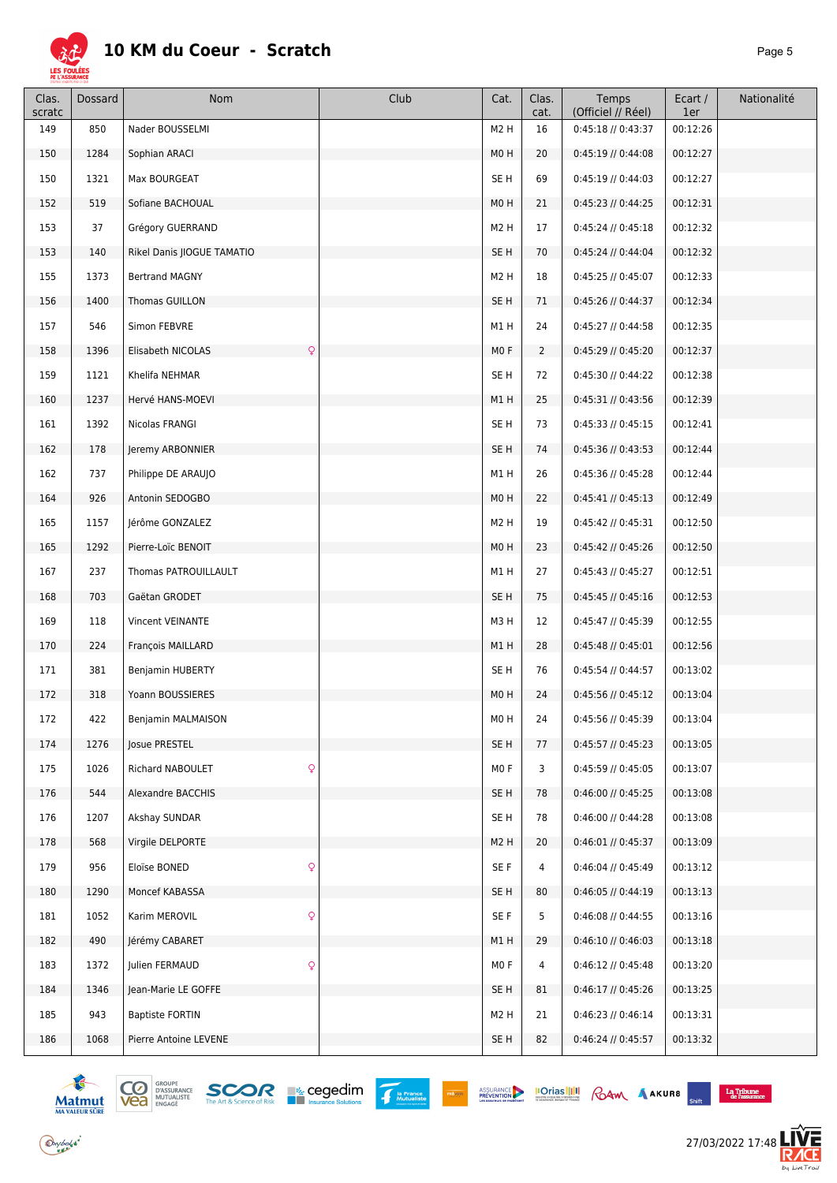# 10 KM du Coeur - Scratch

| Clas. scratc | Dossard | Nom | Club | Cat. | Clas. cat. | Temps (Officiel // Réel) | Ecart / 1er | Nationalité |
|---|---|---|---|---|---|---|---|---|
| 149 | 850 | Nader BOUSSELMI | | M2 H | 16 | 0:45:18 // 0:43:37 | 00:12:26 | |
| 150 | 1284 | Sophian ARACI | | M0 H | 20 | 0:45:19 // 0:44:08 | 00:12:27 | |
| 150 | 1321 | Max BOURGEAT | | SE H | 69 | 0:45:19 // 0:44:03 | 00:12:27 | |
| 152 | 519 | Sofiane BACHOUAL | | M0 H | 21 | 0:45:23 // 0:44:25 | 00:12:31 | |
| 153 | 37 | Grégory GUERRAND | | M2 H | 17 | 0:45:24 // 0:45:18 | 00:12:32 | |
| 153 | 140 | Rikel Danis JIOGUE TAMATIO | | SE H | 70 | 0:45:24 // 0:44:04 | 00:12:32 | |
| 155 | 1373 | Bertrand MAGNY | | M2 H | 18 | 0:45:25 // 0:45:07 | 00:12:33 | |
| 156 | 1400 | Thomas GUILLON | | SE H | 71 | 0:45:26 // 0:44:37 | 00:12:34 | |
| 157 | 546 | Simon FEBVRE | | M1 H | 24 | 0:45:27 // 0:44:58 | 00:12:35 | |
| 158 | 1396 | Elisabeth NICOLAS ♀ | | M0 F | 2 | 0:45:29 // 0:45:20 | 00:12:37 | |
| 159 | 1121 | Khelifa NEHMAR | | SE H | 72 | 0:45:30 // 0:44:22 | 00:12:38 | |
| 160 | 1237 | Hervé HANS-MOEVI | | M1 H | 25 | 0:45:31 // 0:43:56 | 00:12:39 | |
| 161 | 1392 | Nicolas FRANGI | | SE H | 73 | 0:45:33 // 0:45:15 | 00:12:41 | |
| 162 | 178 | Jeremy ARBONNIER | | SE H | 74 | 0:45:36 // 0:43:53 | 00:12:44 | |
| 162 | 737 | Philippe DE ARAUJO | | M1 H | 26 | 0:45:36 // 0:45:28 | 00:12:44 | |
| 164 | 926 | Antonin SEDOGBO | | M0 H | 22 | 0:45:41 // 0:45:13 | 00:12:49 | |
| 165 | 1157 | Jérôme GONZALEZ | | M2 H | 19 | 0:45:42 // 0:45:31 | 00:12:50 | |
| 165 | 1292 | Pierre-Loïc BENOIT | | M0 H | 23 | 0:45:42 // 0:45:26 | 00:12:50 | |
| 167 | 237 | Thomas PATROUILLAULT | | M1 H | 27 | 0:45:43 // 0:45:27 | 00:12:51 | |
| 168 | 703 | Gaëtan GRODET | | SE H | 75 | 0:45:45 // 0:45:16 | 00:12:53 | |
| 169 | 118 | Vincent VEINANTE | | M3 H | 12 | 0:45:47 // 0:45:39 | 00:12:55 | |
| 170 | 224 | François MAILLARD | | M1 H | 28 | 0:45:48 // 0:45:01 | 00:12:56 | |
| 171 | 381 | Benjamin HUBERTY | | SE H | 76 | 0:45:54 // 0:44:57 | 00:13:02 | |
| 172 | 318 | Yoann BOUSSIERES | | M0 H | 24 | 0:45:56 // 0:45:12 | 00:13:04 | |
| 172 | 422 | Benjamin MALMAISON | | M0 H | 24 | 0:45:56 // 0:45:39 | 00:13:04 | |
| 174 | 1276 | Josue PRESTEL | | SE H | 77 | 0:45:57 // 0:45:23 | 00:13:05 | |
| 175 | 1026 | Richard NABOULET ♀ | | M0 F | 3 | 0:45:59 // 0:45:05 | 00:13:07 | |
| 176 | 544 | Alexandre BACCHIS | | SE H | 78 | 0:46:00 // 0:45:25 | 00:13:08 | |
| 176 | 1207 | Akshay SUNDAR | | SE H | 78 | 0:46:00 // 0:44:28 | 00:13:08 | |
| 178 | 568 | Virgile DELPORTE | | M2 H | 20 | 0:46:01 // 0:45:37 | 00:13:09 | |
| 179 | 956 | Eloïse BONED ♀ | | SE F | 4 | 0:46:04 // 0:45:49 | 00:13:12 | |
| 180 | 1290 | Moncef KABASSA | | SE H | 80 | 0:46:05 // 0:44:19 | 00:13:13 | |
| 181 | 1052 | Karim MEROVIL ♀ | | SE F | 5 | 0:46:08 // 0:44:55 | 00:13:16 | |
| 182 | 490 | Jérémy CABARET | | M1 H | 29 | 0:46:10 // 0:46:03 | 00:13:18 | |
| 183 | 1372 | Julien FERMAUD ♀ | | M0 F | 4 | 0:46:12 // 0:45:48 | 00:13:20 | |
| 184 | 1346 | Jean-Marie LE GOFFE | | SE H | 81 | 0:46:17 // 0:45:26 | 00:13:25 | |
| 185 | 943 | Baptiste FORTIN | | M2 H | 21 | 0:46:23 // 0:46:14 | 00:13:31 | |
| 186 | 1068 | Pierre Antoine LEVENE | | SE H | 82 | 0:46:24 // 0:45:57 | 00:13:32 | |

27/03/2022 17:48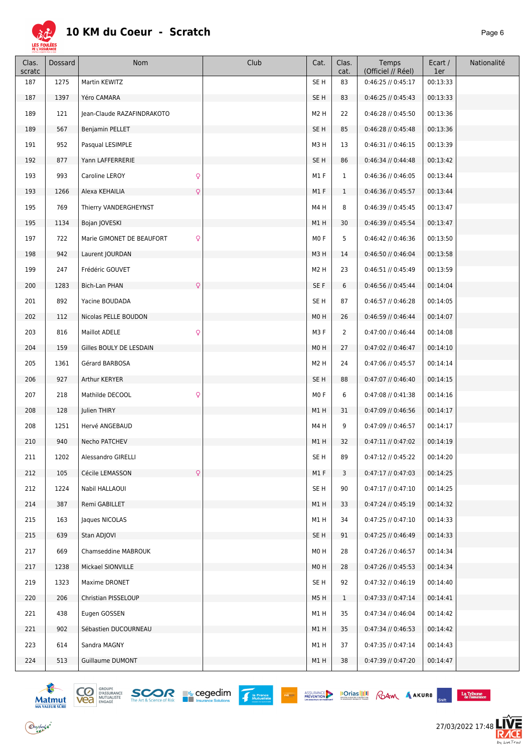# 10 KM du Coeur - Scratch

| Clas. scratc | Dossard | Nom | Club | Cat. | Clas. cat. | Temps (Officiel // Réel) | Ecart / 1er | Nationalité |
|---|---|---|---|---|---|---|---|---|
| 187 | 1275 | Martin KEWITZ | | SE H | 83 | 0:46:25 // 0:45:17 | 00:13:33 | |
| 187 | 1397 | Yéro CAMARA | | SE H | 83 | 0:46:25 // 0:45:43 | 00:13:33 | |
| 189 | 121 | Jean-Claude RAZAFINDRAKOTO | | M2 H | 22 | 0:46:28 // 0:45:50 | 00:13:36 | |
| 189 | 567 | Benjamin PELLET | | SE H | 85 | 0:46:28 // 0:45:48 | 00:13:36 | |
| 191 | 952 | Pasqual LESIMPLE | | M3 H | 13 | 0:46:31 // 0:46:15 | 00:13:39 | |
| 192 | 877 | Yann LAFFERRERIE | | SE H | 86 | 0:46:34 // 0:44:48 | 00:13:42 | |
| 193 | 993 | Caroline LEROY ♀ | | M1 F | 1 | 0:46:36 // 0:46:05 | 00:13:44 | |
| 193 | 1266 | Alexa KEHAILIA ♀ | | M1 F | 1 | 0:46:36 // 0:45:57 | 00:13:44 | |
| 195 | 769 | Thierry VANDERGHEYNST | | M4 H | 8 | 0:46:39 // 0:45:45 | 00:13:47 | |
| 195 | 1134 | Bojan JOVESKI | | M1 H | 30 | 0:46:39 // 0:45:54 | 00:13:47 | |
| 197 | 722 | Marie GIMONET DE BEAUFORT ♀ | | M0 F | 5 | 0:46:42 // 0:46:36 | 00:13:50 | |
| 198 | 942 | Laurent JOURDAN | | M3 H | 14 | 0:46:50 // 0:46:04 | 00:13:58 | |
| 199 | 247 | Frédéric GOUVET | | M2 H | 23 | 0:46:51 // 0:45:49 | 00:13:59 | |
| 200 | 1283 | Bich-Lan PHAN ♀ | | SE F | 6 | 0:46:56 // 0:45:44 | 00:14:04 | |
| 201 | 892 | Yacine BOUDADA | | SE H | 87 | 0:46:57 // 0:46:28 | 00:14:05 | |
| 202 | 112 | Nicolas PELLE BOUDON | | M0 H | 26 | 0:46:59 // 0:46:44 | 00:14:07 | |
| 203 | 816 | Maillot ADELE ♀ | | M3 F | 2 | 0:47:00 // 0:46:44 | 00:14:08 | |
| 204 | 159 | Gilles BOULY DE LESDAIN | | M0 H | 27 | 0:47:02 // 0:46:47 | 00:14:10 | |
| 205 | 1361 | Gérard BARBOSA | | M2 H | 24 | 0:47:06 // 0:45:57 | 00:14:14 | |
| 206 | 927 | Arthur KERYER | | SE H | 88 | 0:47:07 // 0:46:40 | 00:14:15 | |
| 207 | 218 | Mathilde DECOOL ♀ | | M0 F | 6 | 0:47:08 // 0:41:38 | 00:14:16 | |
| 208 | 128 | Julien THIRY | | M1 H | 31 | 0:47:09 // 0:46:56 | 00:14:17 | |
| 208 | 1251 | Hervé ANGEBAUD | | M4 H | 9 | 0:47:09 // 0:46:57 | 00:14:17 | |
| 210 | 940 | Necho PATCHEV | | M1 H | 32 | 0:47:11 // 0:47:02 | 00:14:19 | |
| 211 | 1202 | Alessandro GIRELLI | | SE H | 89 | 0:47:12 // 0:45:22 | 00:14:20 | |
| 212 | 105 | Cécile LEMASSON ♀ | | M1 F | 3 | 0:47:17 // 0:47:03 | 00:14:25 | |
| 212 | 1224 | Nabil HALLAOUI | | SE H | 90 | 0:47:17 // 0:47:10 | 00:14:25 | |
| 214 | 387 | Remi GABILLET | | M1 H | 33 | 0:47:24 // 0:45:19 | 00:14:32 | |
| 215 | 163 | Jaques NICOLAS | | M1 H | 34 | 0:47:25 // 0:47:10 | 00:14:33 | |
| 215 | 639 | Stan ADJOVI | | SE H | 91 | 0:47:25 // 0:46:49 | 00:14:33 | |
| 217 | 669 | Chamseddine MABROUK | | M0 H | 28 | 0:47:26 // 0:46:57 | 00:14:34 | |
| 217 | 1238 | Mickael SIONVILLE | | M0 H | 28 | 0:47:26 // 0:45:53 | 00:14:34 | |
| 219 | 1323 | Maxime DRONET | | SE H | 92 | 0:47:32 // 0:46:19 | 00:14:40 | |
| 220 | 206 | Christian PISSELOUP | | M5 H | 1 | 0:47:33 // 0:47:14 | 00:14:41 | |
| 221 | 438 | Eugen GOSSEN | | M1 H | 35 | 0:47:34 // 0:46:04 | 00:14:42 | |
| 221 | 902 | Sébastien DUCOURNEAU | | M1 H | 35 | 0:47:34 // 0:46:53 | 00:14:42 | |
| 223 | 614 | Sandra MAGNY | | M1 H | 37 | 0:47:35 // 0:47:14 | 00:14:43 | |
| 224 | 513 | Guillaume DUMONT | | M1 H | 38 | 0:47:39 // 0:47:20 | 00:14:47 | |

27/03/2022 17:48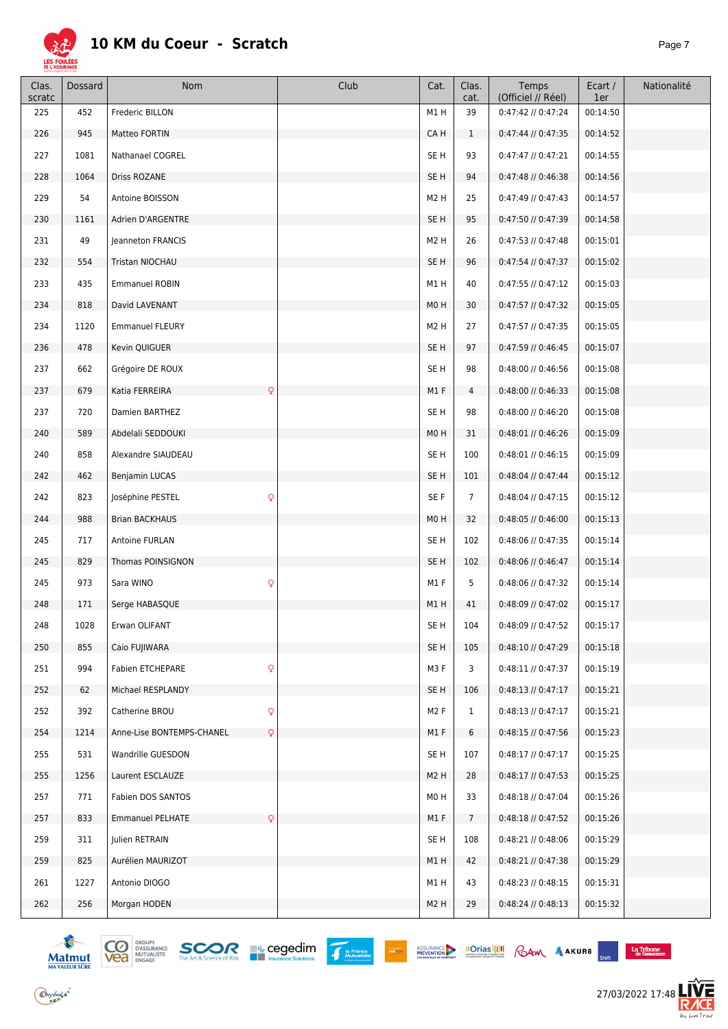# 10 KM du Coeur - Scratch

| Clas. scratc | Dossard | Nom | Club | Cat. | Clas. cat. | Temps (Officiel // Réel) | Ecart / 1er | Nationalité |
|---|---|---|---|---|---|---|---|---|
| 225 | 452 | Frederic BILLON | | M1 H | 39 | 0:47:42 // 0:47:24 | 00:14:50 | |
| 226 | 945 | Matteo FORTIN | | CA H | 1 | 0:47:44 // 0:47:35 | 00:14:52 | |
| 227 | 1081 | Nathanael COGREL | | SE H | 93 | 0:47:47 // 0:47:21 | 00:14:55 | |
| 228 | 1064 | Driss ROZANE | | SE H | 94 | 0:47:48 // 0:46:38 | 00:14:56 | |
| 229 | 54 | Antoine BOISSON | | M2 H | 25 | 0:47:49 // 0:47:43 | 00:14:57 | |
| 230 | 1161 | Adrien D'ARGENTRE | | SE H | 95 | 0:47:50 // 0:47:39 | 00:14:58 | |
| 231 | 49 | Jeanneton FRANCIS | | M2 H | 26 | 0:47:53 // 0:47:48 | 00:15:01 | |
| 232 | 554 | Tristan NIOCHAU | | SE H | 96 | 0:47:54 // 0:47:37 | 00:15:02 | |
| 233 | 435 | Emmanuel ROBIN | | M1 H | 40 | 0:47:55 // 0:47:12 | 00:15:03 | |
| 234 | 818 | David LAVENANT | | M0 H | 30 | 0:47:57 // 0:47:32 | 00:15:05 | |
| 234 | 1120 | Emmanuel FLEURY | | M2 H | 27 | 0:47:57 // 0:47:35 | 00:15:05 | |
| 236 | 478 | Kevin QUIGUER | | SE H | 97 | 0:47:59 // 0:46:45 | 00:15:07 | |
| 237 | 662 | Grégoire DE ROUX | | SE H | 98 | 0:48:00 // 0:46:56 | 00:15:08 | |
| 237 | 679 | Katia FERREIRA ♀ | | M1 F | 4 | 0:48:00 // 0:46:33 | 00:15:08 | |
| 237 | 720 | Damien BARTHEZ | | SE H | 98 | 0:48:00 // 0:46:20 | 00:15:08 | |
| 240 | 589 | Abdelali SEDDOUKI | | M0 H | 31 | 0:48:01 // 0:46:26 | 00:15:09 | |
| 240 | 858 | Alexandre SIAUDEAU | | SE H | 100 | 0:48:01 // 0:46:15 | 00:15:09 | |
| 242 | 462 | Benjamin LUCAS | | SE H | 101 | 0:48:04 // 0:47:44 | 00:15:12 | |
| 242 | 823 | Joséphine PESTEL ♀ | | SE F | 7 | 0:48:04 // 0:47:15 | 00:15:12 | |
| 244 | 988 | Brian BACKHAUS | | M0 H | 32 | 0:48:05 // 0:46:00 | 00:15:13 | |
| 245 | 717 | Antoine FURLAN | | SE H | 102 | 0:48:06 // 0:47:35 | 00:15:14 | |
| 245 | 829 | Thomas POINSIGNON | | SE H | 102 | 0:48:06 // 0:46:47 | 00:15:14 | |
| 245 | 973 | Sara WINO ♀ | | M1 F | 5 | 0:48:06 // 0:47:32 | 00:15:14 | |
| 248 | 171 | Serge HABASQUE | | M1 H | 41 | 0:48:09 // 0:47:02 | 00:15:17 | |
| 248 | 1028 | Erwan OLIFANT | | SE H | 104 | 0:48:09 // 0:47:52 | 00:15:17 | |
| 250 | 855 | Caio FUJIWARA | | SE H | 105 | 0:48:10 // 0:47:29 | 00:15:18 | |
| 251 | 994 | Fabien ETCHEPARE ♀ | | M3 F | 3 | 0:48:11 // 0:47:37 | 00:15:19 | |
| 252 | 62 | Michael RESPLANDY | | SE H | 106 | 0:48:13 // 0:47:17 | 00:15:21 | |
| 252 | 392 | Catherine BROU ♀ | | M2 F | 1 | 0:48:13 // 0:47:17 | 00:15:21 | |
| 254 | 1214 | Anne-Lise BONTEMPS-CHANEL ♀ | | M1 F | 6 | 0:48:15 // 0:47:56 | 00:15:23 | |
| 255 | 531 | Wandrille GUESDON | | SE H | 107 | 0:48:17 // 0:47:17 | 00:15:25 | |
| 255 | 1256 | Laurent ESCLAUZE | | M2 H | 28 | 0:48:17 // 0:47:53 | 00:15:25 | |
| 257 | 771 | Fabien DOS SANTOS | | M0 H | 33 | 0:48:18 // 0:47:04 | 00:15:26 | |
| 257 | 833 | Emmanuel PELHATE ♀ | | M1 F | 7 | 0:48:18 // 0:47:52 | 00:15:26 | |
| 259 | 311 | Julien RETRAIN | | SE H | 108 | 0:48:21 // 0:48:06 | 00:15:29 | |
| 259 | 825 | Aurélien MAURIZOT | | M1 H | 42 | 0:48:21 // 0:47:38 | 00:15:29 | |
| 261 | 1227 | Antonio DIOGO | | M1 H | 43 | 0:48:23 // 0:48:15 | 00:15:31 | |
| 262 | 256 | Morgan HODEN | | M2 H | 29 | 0:48:24 // 0:48:13 | 00:15:32 | |

27/03/2022 17:48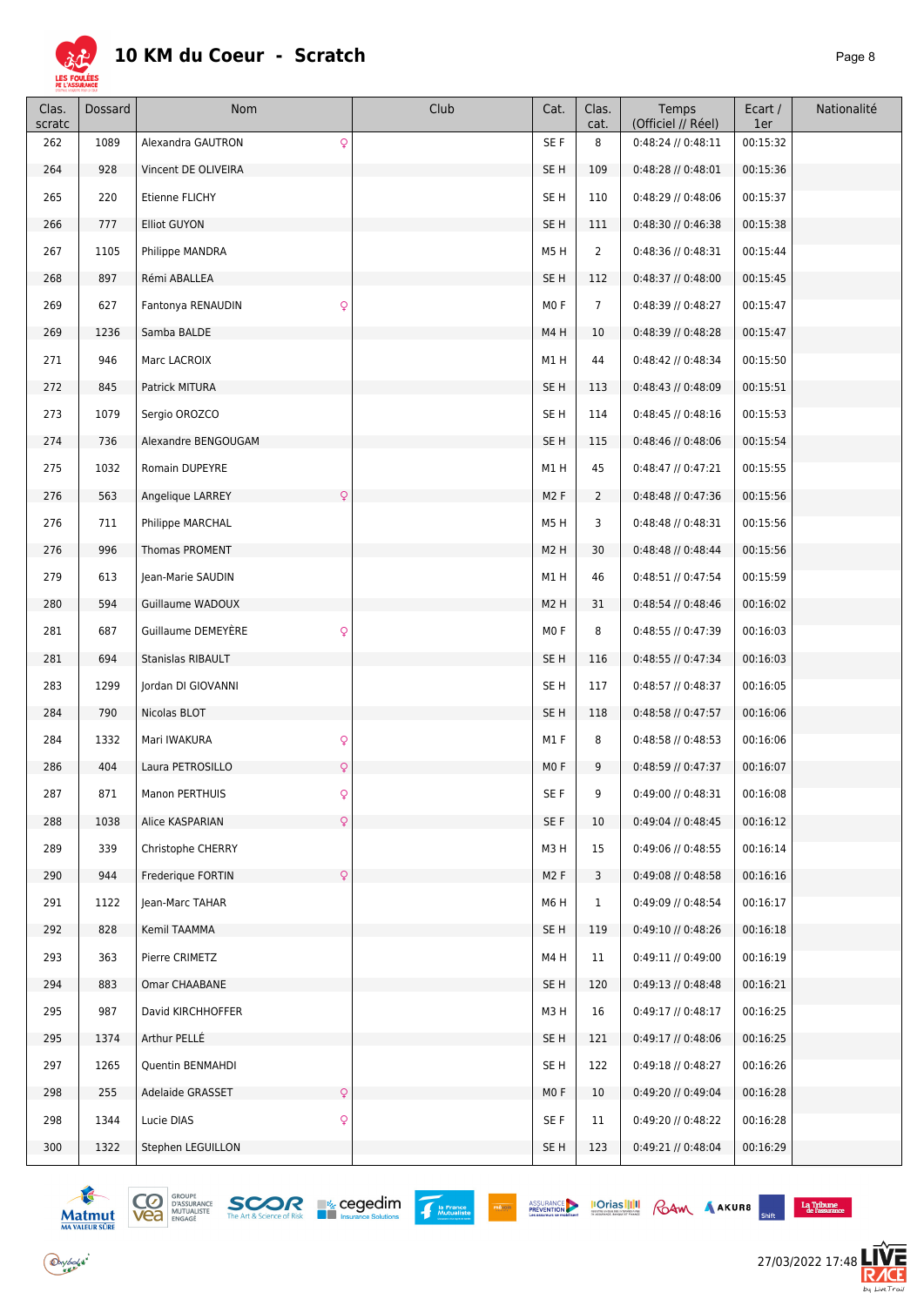# 10 KM du Coeur - Scratch

| Clas. scratc | Dossard | Nom | Club | Cat. | Clas. cat. | Temps (Officiel // Réel) | Ecart / 1er | Nationalité |
|---|---|---|---|---|---|---|---|---|
| 262 | 1089 | Alexandra GAUTRON ♀ | | SE F | 8 | 0:48:24 // 0:48:11 | 00:15:32 | |
| 264 | 928 | Vincent DE OLIVEIRA | | SE H | 109 | 0:48:28 // 0:48:01 | 00:15:36 | |
| 265 | 220 | Etienne FLICHY | | SE H | 110 | 0:48:29 // 0:48:06 | 00:15:37 | |
| 266 | 777 | Elliot GUYON | | SE H | 111 | 0:48:30 // 0:46:38 | 00:15:38 | |
| 267 | 1105 | Philippe MANDRA | | M5 H | 2 | 0:48:36 // 0:48:31 | 00:15:44 | |
| 268 | 897 | Rémi ABALLEA | | SE H | 112 | 0:48:37 // 0:48:00 | 00:15:45 | |
| 269 | 627 | Fantonya RENAUDIN ♀ | | M0 F | 7 | 0:48:39 // 0:48:27 | 00:15:47 | |
| 269 | 1236 | Samba BALDE | | M4 H | 10 | 0:48:39 // 0:48:28 | 00:15:47 | |
| 271 | 946 | Marc LACROIX | | M1 H | 44 | 0:48:42 // 0:48:34 | 00:15:50 | |
| 272 | 845 | Patrick MITURA | | SE H | 113 | 0:48:43 // 0:48:09 | 00:15:51 | |
| 273 | 1079 | Sergio OROZCO | | SE H | 114 | 0:48:45 // 0:48:16 | 00:15:53 | |
| 274 | 736 | Alexandre BENGOUGAM | | SE H | 115 | 0:48:46 // 0:48:06 | 00:15:54 | |
| 275 | 1032 | Romain DUPEYRE | | M1 H | 45 | 0:48:47 // 0:47:21 | 00:15:55 | |
| 276 | 563 | Angelique LARREY ♀ | | M2 F | 2 | 0:48:48 // 0:47:36 | 00:15:56 | |
| 276 | 711 | Philippe MARCHAL | | M5 H | 3 | 0:48:48 // 0:48:31 | 00:15:56 | |
| 276 | 996 | Thomas PROMENT | | M2 H | 30 | 0:48:48 // 0:48:44 | 00:15:56 | |
| 279 | 613 | Jean-Marie SAUDIN | | M1 H | 46 | 0:48:51 // 0:47:54 | 00:15:59 | |
| 280 | 594 | Guillaume WADOUX | | M2 H | 31 | 0:48:54 // 0:48:46 | 00:16:02 | |
| 281 | 687 | Guillaume DEMEYÈRE ♀ | | M0 F | 8 | 0:48:55 // 0:47:39 | 00:16:03 | |
| 281 | 694 | Stanislas RIBAULT | | SE H | 116 | 0:48:55 // 0:47:34 | 00:16:03 | |
| 283 | 1299 | Jordan DI GIOVANNI | | SE H | 117 | 0:48:57 // 0:48:37 | 00:16:05 | |
| 284 | 790 | Nicolas BLOT | | SE H | 118 | 0:48:58 // 0:47:57 | 00:16:06 | |
| 284 | 1332 | Mari IWAKURA ♀ | | M1 F | 8 | 0:48:58 // 0:48:53 | 00:16:06 | |
| 286 | 404 | Laura PETROSILLO ♀ | | M0 F | 9 | 0:48:59 // 0:47:37 | 00:16:07 | |
| 287 | 871 | Manon PERTHUIS ♀ | | SE F | 9 | 0:49:00 // 0:48:31 | 00:16:08 | |
| 288 | 1038 | Alice KASPARIAN ♀ | | SE F | 10 | 0:49:04 // 0:48:45 | 00:16:12 | |
| 289 | 339 | Christophe CHERRY | | M3 H | 15 | 0:49:06 // 0:48:55 | 00:16:14 | |
| 290 | 944 | Frederique FORTIN ♀ | | M2 F | 3 | 0:49:08 // 0:48:58 | 00:16:16 | |
| 291 | 1122 | Jean-Marc TAHAR | | M6 H | 1 | 0:49:09 // 0:48:54 | 00:16:17 | |
| 292 | 828 | Kemil TAAMMA | | SE H | 119 | 0:49:10 // 0:48:26 | 00:16:18 | |
| 293 | 363 | Pierre CRIMETZ | | M4 H | 11 | 0:49:11 // 0:49:00 | 00:16:19 | |
| 294 | 883 | Omar CHAABANE | | SE H | 120 | 0:49:13 // 0:48:48 | 00:16:21 | |
| 295 | 987 | David KIRCHHOFFER | | M3 H | 16 | 0:49:17 // 0:48:17 | 00:16:25 | |
| 295 | 1374 | Arthur PELLÉ | | SE H | 121 | 0:49:17 // 0:48:06 | 00:16:25 | |
| 297 | 1265 | Quentin BENMAHDI | | SE H | 122 | 0:49:18 // 0:48:27 | 00:16:26 | |
| 298 | 255 | Adelaide GRASSET ♀ | | M0 F | 10 | 0:49:20 // 0:49:04 | 00:16:28 | |
| 298 | 1344 | Lucie DIAS ♀ | | SE F | 11 | 0:49:20 // 0:48:22 | 00:16:28 | |
| 300 | 1322 | Stephen LEGUILLON | | SE H | 123 | 0:49:21 // 0:48:04 | 00:16:29 | |

27/03/2022 17:48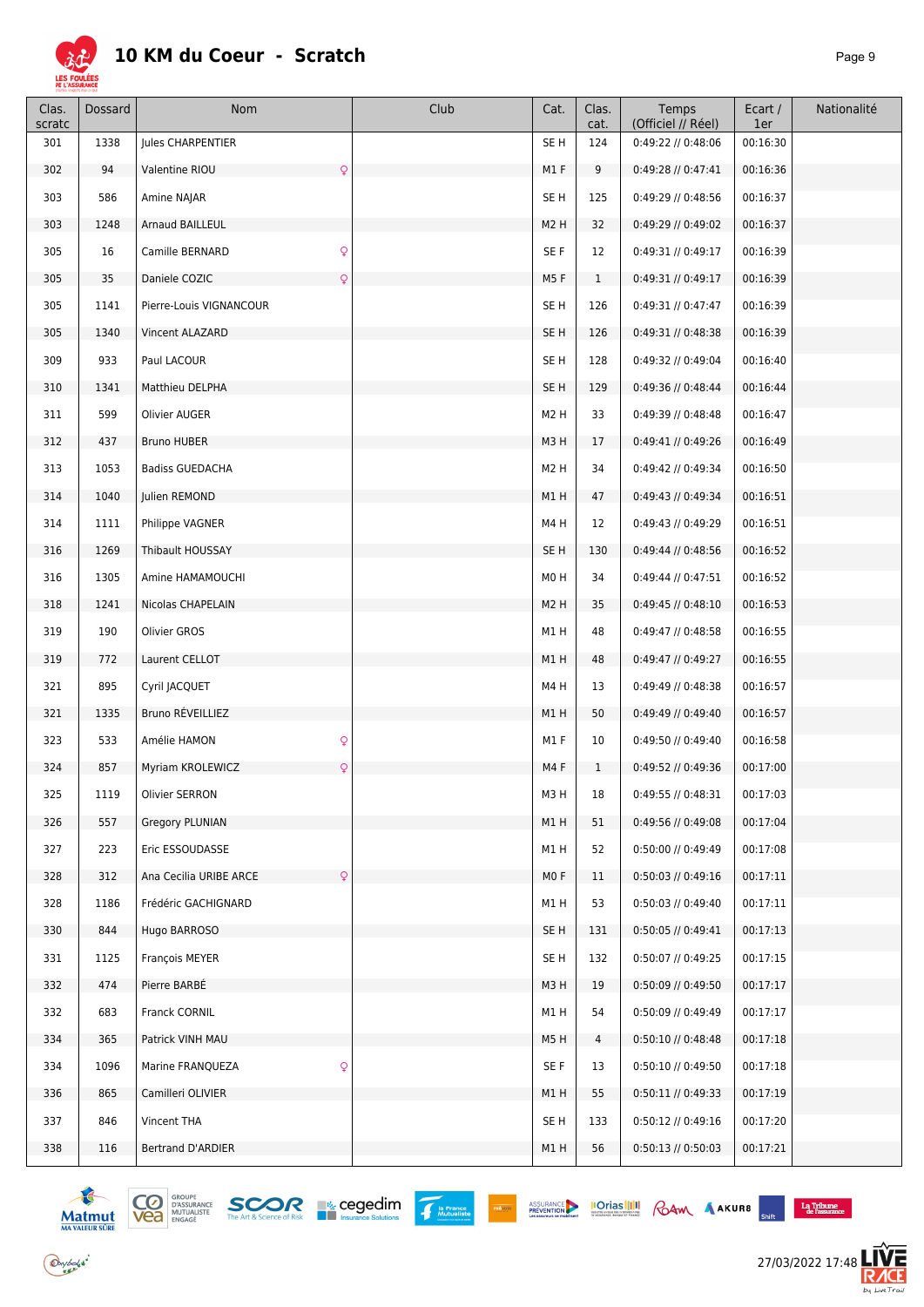# 10 KM du Coeur - Scratch

| Clas. scratc | Dossard | Nom | Club | Cat. | Clas. cat. | Temps (Officiel // Réel) | Ecart / 1er | Nationalité |
|---|---|---|---|---|---|---|---|---|
| 301 | 1338 | Jules CHARPENTIER | | SE H | 124 | 0:49:22 // 0:48:06 | 00:16:30 | |
| 302 | 94 | Valentine RIOU ♀ | | M1 F | 9 | 0:49:28 // 0:47:41 | 00:16:36 | |
| 303 | 586 | Amine NAJAR | | SE H | 125 | 0:49:29 // 0:48:56 | 00:16:37 | |
| 303 | 1248 | Arnaud BAILLEUL | | M2 H | 32 | 0:49:29 // 0:49:02 | 00:16:37 | |
| 305 | 16 | Camille BERNARD ♀ | | SE F | 12 | 0:49:31 // 0:49:17 | 00:16:39 | |
| 305 | 35 | Daniele COZIC ♀ | | M5 F | 1 | 0:49:31 // 0:49:17 | 00:16:39 | |
| 305 | 1141 | Pierre-Louis VIGNANCOUR | | SE H | 126 | 0:49:31 // 0:47:47 | 00:16:39 | |
| 305 | 1340 | Vincent ALAZARD | | SE H | 126 | 0:49:31 // 0:48:38 | 00:16:39 | |
| 309 | 933 | Paul LACOUR | | SE H | 128 | 0:49:32 // 0:49:04 | 00:16:40 | |
| 310 | 1341 | Matthieu DELPHA | | SE H | 129 | 0:49:36 // 0:48:44 | 00:16:44 | |
| 311 | 599 | Olivier AUGER | | M2 H | 33 | 0:49:39 // 0:48:48 | 00:16:47 | |
| 312 | 437 | Bruno HUBER | | M3 H | 17 | 0:49:41 // 0:49:26 | 00:16:49 | |
| 313 | 1053 | Badiss GUEDACHA | | M2 H | 34 | 0:49:42 // 0:49:34 | 00:16:50 | |
| 314 | 1040 | Julien REMOND | | M1 H | 47 | 0:49:43 // 0:49:34 | 00:16:51 | |
| 314 | 1111 | Philippe VAGNER | | M4 H | 12 | 0:49:43 // 0:49:29 | 00:16:51 | |
| 316 | 1269 | Thibault HOUSSAY | | SE H | 130 | 0:49:44 // 0:48:56 | 00:16:52 | |
| 316 | 1305 | Amine HAMAMOUCHI | | M0 H | 34 | 0:49:44 // 0:47:51 | 00:16:52 | |
| 318 | 1241 | Nicolas CHAPELAIN | | M2 H | 35 | 0:49:45 // 0:48:10 | 00:16:53 | |
| 319 | 190 | Olivier GROS | | M1 H | 48 | 0:49:47 // 0:48:58 | 00:16:55 | |
| 319 | 772 | Laurent CELLOT | | M1 H | 48 | 0:49:47 // 0:49:27 | 00:16:55 | |
| 321 | 895 | Cyril JACQUET | | M4 H | 13 | 0:49:49 // 0:48:38 | 00:16:57 | |
| 321 | 1335 | Bruno RÉVEILLIEZ | | M1 H | 50 | 0:49:49 // 0:49:40 | 00:16:57 | |
| 323 | 533 | Amélie HAMON ♀ | | M1 F | 10 | 0:49:50 // 0:49:40 | 00:16:58 | |
| 324 | 857 | Myriam KROLEWICZ ♀ | | M4 F | 1 | 0:49:52 // 0:49:36 | 00:17:00 | |
| 325 | 1119 | Olivier SERRON | | M3 H | 18 | 0:49:55 // 0:48:31 | 00:17:03 | |
| 326 | 557 | Gregory PLUNIAN | | M1 H | 51 | 0:49:56 // 0:49:08 | 00:17:04 | |
| 327 | 223 | Eric ESSOUDASSE | | M1 H | 52 | 0:50:00 // 0:49:49 | 00:17:08 | |
| 328 | 312 | Ana Cecilia URIBE ARCE ♀ | | M0 F | 11 | 0:50:03 // 0:49:16 | 00:17:11 | |
| 328 | 1186 | Frédéric GACHIGNARD | | M1 H | 53 | 0:50:03 // 0:49:40 | 00:17:11 | |
| 330 | 844 | Hugo BARROSO | | SE H | 131 | 0:50:05 // 0:49:41 | 00:17:13 | |
| 331 | 1125 | François MEYER | | SE H | 132 | 0:50:07 // 0:49:25 | 00:17:15 | |
| 332 | 474 | Pierre BARBÉ | | M3 H | 19 | 0:50:09 // 0:49:50 | 00:17:17 | |
| 332 | 683 | Franck CORNIL | | M1 H | 54 | 0:50:09 // 0:49:49 | 00:17:17 | |
| 334 | 365 | Patrick VINH MAU | | M5 H | 4 | 0:50:10 // 0:48:48 | 00:17:18 | |
| 334 | 1096 | Marine FRANQUEZA ♀ | | SE F | 13 | 0:50:10 // 0:49:50 | 00:17:18 | |
| 336 | 865 | Camilleri OLIVIER | | M1 H | 55 | 0:50:11 // 0:49:33 | 00:17:19 | |
| 337 | 846 | Vincent THA | | SE H | 133 | 0:50:12 // 0:49:16 | 00:17:20 | |
| 338 | 116 | Bertrand D'ARDIER | | M1 H | 56 | 0:50:13 // 0:50:03 | 00:17:21 | |

27/03/2022 17:48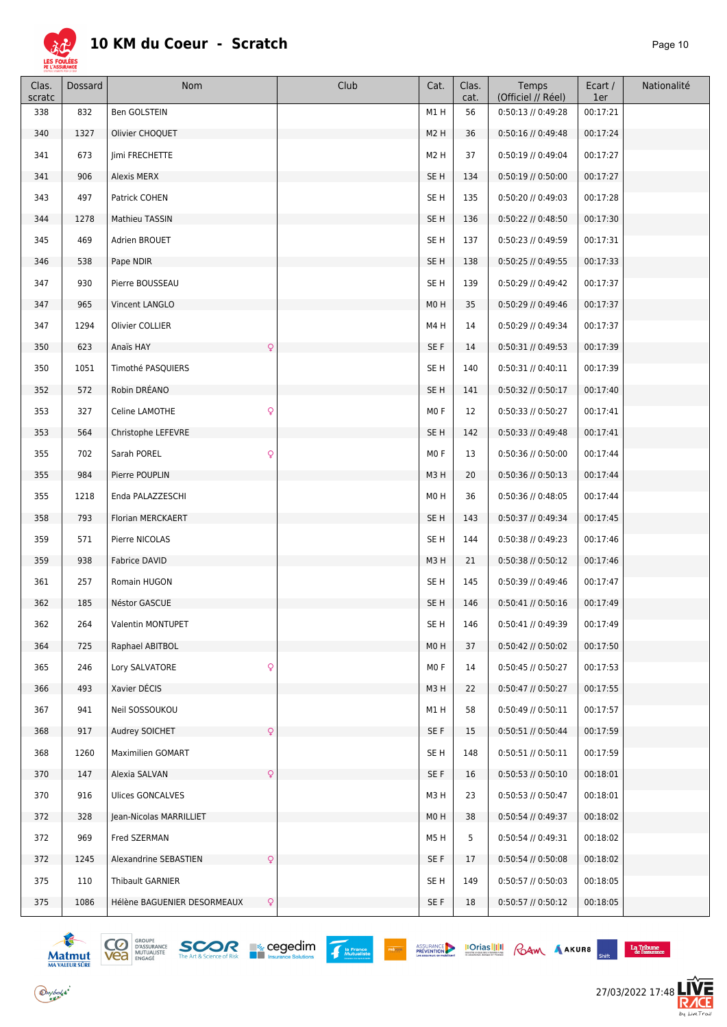# 10 KM du Coeur - Scratch

| Clas. scratc | Dossard | Nom | Club | Cat. | Clas. cat. | Temps (Officiel // Réel) | Ecart / 1er | Nationalité |
|---|---|---|---|---|---|---|---|---|
| 338 | 832 | Ben GOLSTEIN | | M1 H | 56 | 0:50:13 // 0:49:28 | 00:17:21 | |
| 340 | 1327 | Olivier CHOQUET | | M2 H | 36 | 0:50:16 // 0:49:48 | 00:17:24 | |
| 341 | 673 | Jimi FRECHETTE | | M2 H | 37 | 0:50:19 // 0:49:04 | 00:17:27 | |
| 341 | 906 | Alexis MERX | | SE H | 134 | 0:50:19 // 0:50:00 | 00:17:27 | |
| 343 | 497 | Patrick COHEN | | SE H | 135 | 0:50:20 // 0:49:03 | 00:17:28 | |
| 344 | 1278 | Mathieu TASSIN | | SE H | 136 | 0:50:22 // 0:48:50 | 00:17:30 | |
| 345 | 469 | Adrien BROUET | | SE H | 137 | 0:50:23 // 0:49:59 | 00:17:31 | |
| 346 | 538 | Pape NDIR | | SE H | 138 | 0:50:25 // 0:49:55 | 00:17:33 | |
| 347 | 930 | Pierre BOUSSEAU | | SE H | 139 | 0:50:29 // 0:49:42 | 00:17:37 | |
| 347 | 965 | Vincent LANGLO | | M0 H | 35 | 0:50:29 // 0:49:46 | 00:17:37 | |
| 347 | 1294 | Olivier COLLIER | | M4 H | 14 | 0:50:29 // 0:49:34 | 00:17:37 | |
| 350 | 623 | Anaïs HAY ♀ | | SE F | 14 | 0:50:31 // 0:49:53 | 00:17:39 | |
| 350 | 1051 | Timothé PASQUIERS | | SE H | 140 | 0:50:31 // 0:40:11 | 00:17:39 | |
| 352 | 572 | Robin DRÉANO | | SE H | 141 | 0:50:32 // 0:50:17 | 00:17:40 | |
| 353 | 327 | Celine LAMOTHE ♀ | | M0 F | 12 | 0:50:33 // 0:50:27 | 00:17:41 | |
| 353 | 564 | Christophe LEFEVRE | | SE H | 142 | 0:50:33 // 0:49:48 | 00:17:41 | |
| 355 | 702 | Sarah POREL ♀ | | M0 F | 13 | 0:50:36 // 0:50:00 | 00:17:44 | |
| 355 | 984 | Pierre POUPLIN | | M3 H | 20 | 0:50:36 // 0:50:13 | 00:17:44 | |
| 355 | 1218 | Enda PALAZZESCHI | | M0 H | 36 | 0:50:36 // 0:48:05 | 00:17:44 | |
| 358 | 793 | Florian MERCKAERT | | SE H | 143 | 0:50:37 // 0:49:34 | 00:17:45 | |
| 359 | 571 | Pierre NICOLAS | | SE H | 144 | 0:50:38 // 0:49:23 | 00:17:46 | |
| 359 | 938 | Fabrice DAVID | | M3 H | 21 | 0:50:38 // 0:50:12 | 00:17:46 | |
| 361 | 257 | Romain HUGON | | SE H | 145 | 0:50:39 // 0:49:46 | 00:17:47 | |
| 362 | 185 | Néstor GASCUE | | SE H | 146 | 0:50:41 // 0:50:16 | 00:17:49 | |
| 362 | 264 | Valentin MONTUPET | | SE H | 146 | 0:50:41 // 0:49:39 | 00:17:49 | |
| 364 | 725 | Raphael ABITBOL | | M0 H | 37 | 0:50:42 // 0:50:02 | 00:17:50 | |
| 365 | 246 | Lory SALVATORE ♀ | | M0 F | 14 | 0:50:45 // 0:50:27 | 00:17:53 | |
| 366 | 493 | Xavier DÉCIS | | M3 H | 22 | 0:50:47 // 0:50:27 | 00:17:55 | |
| 367 | 941 | Neil SOSSOUKOU | | M1 H | 58 | 0:50:49 // 0:50:11 | 00:17:57 | |
| 368 | 917 | Audrey SOICHET ♀ | | SE F | 15 | 0:50:51 // 0:50:44 | 00:17:59 | |
| 368 | 1260 | Maximilien GOMART | | SE H | 148 | 0:50:51 // 0:50:11 | 00:17:59 | |
| 370 | 147 | Alexia SALVAN ♀ | | SE F | 16 | 0:50:53 // 0:50:10 | 00:18:01 | |
| 370 | 916 | Ulices GONCALVES | | M3 H | 23 | 0:50:53 // 0:50:47 | 00:18:01 | |
| 372 | 328 | Jean-Nicolas MARRILLIET | | M0 H | 38 | 0:50:54 // 0:49:37 | 00:18:02 | |
| 372 | 969 | Fred SZERMAN | | M5 H | 5 | 0:50:54 // 0:49:31 | 00:18:02 | |
| 372 | 1245 | Alexandrine SEBASTIEN ♀ | | SE F | 17 | 0:50:54 // 0:50:08 | 00:18:02 | |
| 375 | 110 | Thibault GARNIER | | SE H | 149 | 0:50:57 // 0:50:03 | 00:18:05 | |
| 375 | 1086 | Hélène BAGUENIER DESORMEAUX ♀ | | SE F | 18 | 0:50:57 // 0:50:12 | 00:18:05 | |

27/03/2022 17:48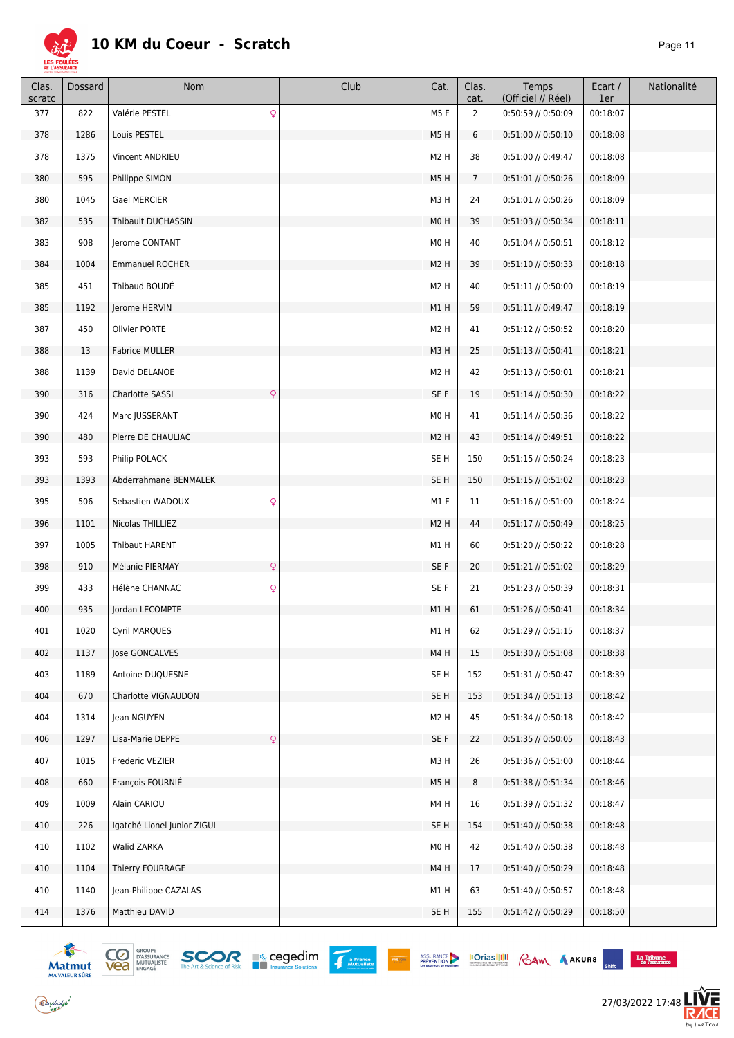# 10 KM du Coeur - Scratch

| Clas. scratc | Dossard | Nom | | Club | Cat. | Clas. cat. | Temps (Officiel // Réel) | Ecart / 1er | Nationalité |
|---|---|---|---|---|---|---|---|---|---|
| 377 | 822 | Valérie PESTEL | ♀ | | M5 F | 2 | 0:50:59 // 0:50:09 | 00:18:07 | |
| 378 | 1286 | Louis PESTEL | | | M5 H | 6 | 0:51:00 // 0:50:10 | 00:18:08 | |
| 378 | 1375 | Vincent ANDRIEU | | | M2 H | 38 | 0:51:00 // 0:49:47 | 00:18:08 | |
| 380 | 595 | Philippe SIMON | | | M5 H | 7 | 0:51:01 // 0:50:26 | 00:18:09 | |
| 380 | 1045 | Gael MERCIER | | | M3 H | 24 | 0:51:01 // 0:50:26 | 00:18:09 | |
| 382 | 535 | Thibault DUCHASSIN | | | M0 H | 39 | 0:51:03 // 0:50:34 | 00:18:11 | |
| 383 | 908 | Jerome CONTANT | | | M0 H | 40 | 0:51:04 // 0:50:51 | 00:18:12 | |
| 384 | 1004 | Emmanuel ROCHER | | | M2 H | 39 | 0:51:10 // 0:50:33 | 00:18:18 | |
| 385 | 451 | Thibaud BOUDÉ | | | M2 H | 40 | 0:51:11 // 0:50:00 | 00:18:19 | |
| 385 | 1192 | Jerome HERVIN | | | M1 H | 59 | 0:51:11 // 0:49:47 | 00:18:19 | |
| 387 | 450 | Olivier PORTE | | | M2 H | 41 | 0:51:12 // 0:50:52 | 00:18:20 | |
| 388 | 13 | Fabrice MULLER | | | M3 H | 25 | 0:51:13 // 0:50:41 | 00:18:21 | |
| 388 | 1139 | David DELANOE | | | M2 H | 42 | 0:51:13 // 0:50:01 | 00:18:21 | |
| 390 | 316 | Charlotte SASSI | ♀ | | SE F | 19 | 0:51:14 // 0:50:30 | 00:18:22 | |
| 390 | 424 | Marc JUSSERANT | | | M0 H | 41 | 0:51:14 // 0:50:36 | 00:18:22 | |
| 390 | 480 | Pierre DE CHAULIAC | | | M2 H | 43 | 0:51:14 // 0:49:51 | 00:18:22 | |
| 393 | 593 | Philip POLACK | | | SE H | 150 | 0:51:15 // 0:50:24 | 00:18:23 | |
| 393 | 1393 | Abderrahmane BENMALEK | | | SE H | 150 | 0:51:15 // 0:51:02 | 00:18:23 | |
| 395 | 506 | Sebastien WADOUX | ♀ | | M1 F | 11 | 0:51:16 // 0:51:00 | 00:18:24 | |
| 396 | 1101 | Nicolas THILLIEZ | | | M2 H | 44 | 0:51:17 // 0:50:49 | 00:18:25 | |
| 397 | 1005 | Thibault HARENT | | | M1 H | 60 | 0:51:20 // 0:50:22 | 00:18:28 | |
| 398 | 910 | Mélanie PIERMAY | ♀ | | SE F | 20 | 0:51:21 // 0:51:02 | 00:18:29 | |
| 399 | 433 | Hélène CHANNAC | ♀ | | SE F | 21 | 0:51:23 // 0:50:39 | 00:18:31 | |
| 400 | 935 | Jordan LECOMPTE | | | M1 H | 61 | 0:51:26 // 0:50:41 | 00:18:34 | |
| 401 | 1020 | Cyril MARQUES | | | M1 H | 62 | 0:51:29 // 0:51:15 | 00:18:37 | |
| 402 | 1137 | Jose GONCALVES | | | M4 H | 15 | 0:51:30 // 0:51:08 | 00:18:38 | |
| 403 | 1189 | Antoine DUQUESNE | | | SE H | 152 | 0:51:31 // 0:50:47 | 00:18:39 | |
| 404 | 670 | Charlotte VIGNAUDON | | | SE H | 153 | 0:51:34 // 0:51:13 | 00:18:42 | |
| 404 | 1314 | Jean NGUYEN | | | M2 H | 45 | 0:51:34 // 0:50:18 | 00:18:42 | |
| 406 | 1297 | Lisa-Marie DEPPE | ♀ | | SE F | 22 | 0:51:35 // 0:50:05 | 00:18:43 | |
| 407 | 1015 | Frederic VEZIER | | | M3 H | 26 | 0:51:36 // 0:51:00 | 00:18:44 | |
| 408 | 660 | François FOURNIÉ | | | M5 H | 8 | 0:51:38 // 0:51:34 | 00:18:46 | |
| 409 | 1009 | Alain CARIOU | | | M4 H | 16 | 0:51:39 // 0:51:32 | 00:18:47 | |
| 410 | 226 | Igatché Lionel Junior ZIGUI | | | SE H | 154 | 0:51:40 // 0:50:38 | 00:18:48 | |
| 410 | 1102 | Walid ZARKA | | | M0 H | 42 | 0:51:40 // 0:50:38 | 00:18:48 | |
| 410 | 1104 | Thierry FOURRAGE | | | M4 H | 17 | 0:51:40 // 0:50:29 | 00:18:48 | |
| 410 | 1140 | Jean-Philippe CAZALAS | | | M1 H | 63 | 0:51:40 // 0:50:57 | 00:18:48 | |
| 414 | 1376 | Matthieu DAVID | | | SE H | 155 | 0:51:42 // 0:50:29 | 00:18:50 | |

27/03/2022 17:48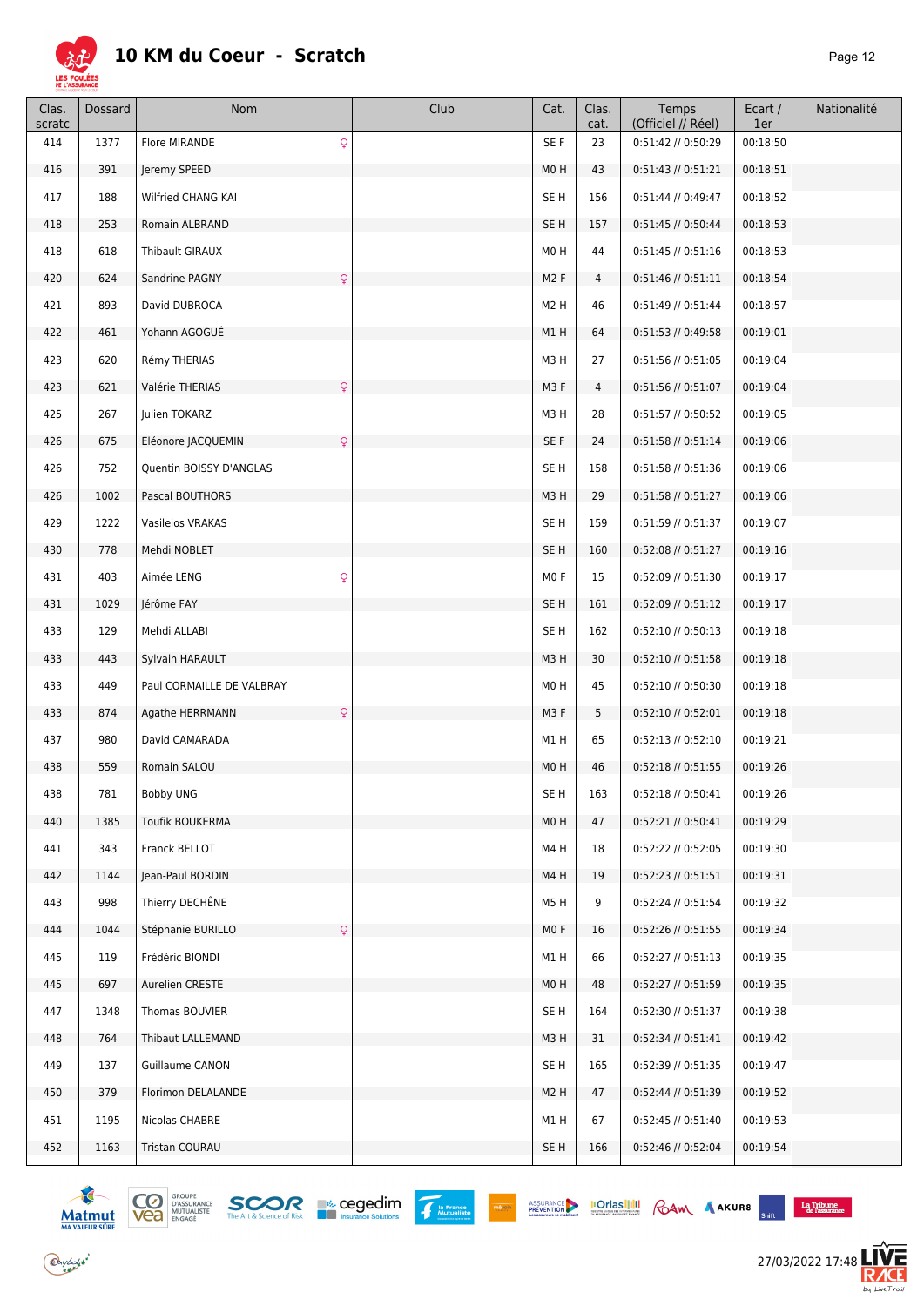# 10 KM du Coeur - Scratch

| Clas. scratc | Dossard | Nom | Club | Cat. | Clas. cat. | Temps (Officiel // Réel) | Ecart / 1er | Nationalité |
|---|---|---|---|---|---|---|---|---|
| 414 | 1377 | Flore MIRANDE ♀ | | SE F | 23 | 0:51:42 // 0:50:29 | 00:18:50 | |
| 416 | 391 | Jeremy SPEED | | M0 H | 43 | 0:51:43 // 0:51:21 | 00:18:51 | |
| 417 | 188 | Wilfried CHANG KAI | | SE H | 156 | 0:51:44 // 0:49:47 | 00:18:52 | |
| 418 | 253 | Romain ALBRAND | | SE H | 157 | 0:51:45 // 0:50:44 | 00:18:53 | |
| 418 | 618 | Thibault GIRAUX | | M0 H | 44 | 0:51:45 // 0:51:16 | 00:18:53 | |
| 420 | 624 | Sandrine PAGNY ♀ | | M2 F | 4 | 0:51:46 // 0:51:11 | 00:18:54 | |
| 421 | 893 | David DUBROCA | | M2 H | 46 | 0:51:49 // 0:51:44 | 00:18:57 | |
| 422 | 461 | Yohann AGOGUÉ | | M1 H | 64 | 0:51:53 // 0:49:58 | 00:19:01 | |
| 423 | 620 | Rémy THERIAS | | M3 H | 27 | 0:51:56 // 0:51:05 | 00:19:04 | |
| 423 | 621 | Valérie THERIAS ♀ | | M3 F | 4 | 0:51:56 // 0:51:07 | 00:19:04 | |
| 425 | 267 | Julien TOKARZ | | M3 H | 28 | 0:51:57 // 0:50:52 | 00:19:05 | |
| 426 | 675 | Eléonore JACQUEMIN ♀ | | SE F | 24 | 0:51:58 // 0:51:14 | 00:19:06 | |
| 426 | 752 | Quentin BOISSY D'ANGLAS | | SE H | 158 | 0:51:58 // 0:51:36 | 00:19:06 | |
| 426 | 1002 | Pascal BOUTHORS | | M3 H | 29 | 0:51:58 // 0:51:27 | 00:19:06 | |
| 429 | 1222 | Vasileios VRAKAS | | SE H | 159 | 0:51:59 // 0:51:37 | 00:19:07 | |
| 430 | 778 | Mehdi NOBLET | | SE H | 160 | 0:52:08 // 0:51:27 | 00:19:16 | |
| 431 | 403 | Aimée LENG ♀ | | M0 F | 15 | 0:52:09 // 0:51:30 | 00:19:17 | |
| 431 | 1029 | Jérôme FAY | | SE H | 161 | 0:52:09 // 0:51:12 | 00:19:17 | |
| 433 | 129 | Mehdi ALLABI | | SE H | 162 | 0:52:10 // 0:50:13 | 00:19:18 | |
| 433 | 443 | Sylvain HARAULT | | M3 H | 30 | 0:52:10 // 0:51:58 | 00:19:18 | |
| 433 | 449 | Paul CORMAILLE DE VALBRAY | | M0 H | 45 | 0:52:10 // 0:50:30 | 00:19:18 | |
| 433 | 874 | Agathe HERRMANN ♀ | | M3 F | 5 | 0:52:10 // 0:52:01 | 00:19:18 | |
| 437 | 980 | David CAMARADA | | M1 H | 65 | 0:52:13 // 0:52:10 | 00:19:21 | |
| 438 | 559 | Romain SALOU | | M0 H | 46 | 0:52:18 // 0:51:55 | 00:19:26 | |
| 438 | 781 | Bobby UNG | | SE H | 163 | 0:52:18 // 0:50:41 | 00:19:26 | |
| 440 | 1385 | Toufik BOUKERMA | | M0 H | 47 | 0:52:21 // 0:50:41 | 00:19:29 | |
| 441 | 343 | Franck BELLOT | | M4 H | 18 | 0:52:22 // 0:52:05 | 00:19:30 | |
| 442 | 1144 | Jean-Paul BORDIN | | M4 H | 19 | 0:52:23 // 0:51:51 | 00:19:31 | |
| 443 | 998 | Thierry DECHÊNE | | M5 H | 9 | 0:52:24 // 0:51:54 | 00:19:32 | |
| 444 | 1044 | Stéphanie BURILLO ♀ | | M0 F | 16 | 0:52:26 // 0:51:55 | 00:19:34 | |
| 445 | 119 | Frédéric BIONDI | | M1 H | 66 | 0:52:27 // 0:51:13 | 00:19:35 | |
| 445 | 697 | Aurelien CRESTE | | M0 H | 48 | 0:52:27 // 0:51:59 | 00:19:35 | |
| 447 | 1348 | Thomas BOUVIER | | SE H | 164 | 0:52:30 // 0:51:37 | 00:19:38 | |
| 448 | 764 | Thibaut LALLEMAND | | M3 H | 31 | 0:52:34 // 0:51:41 | 00:19:42 | |
| 449 | 137 | Guillaume CANON | | SE H | 165 | 0:52:39 // 0:51:35 | 00:19:47 | |
| 450 | 379 | Florimon DELALANDE | | M2 H | 47 | 0:52:44 // 0:51:39 | 00:19:52 | |
| 451 | 1195 | Nicolas CHABRE | | M1 H | 67 | 0:52:45 // 0:51:40 | 00:19:53 | |
| 452 | 1163 | Tristan COURAU | | SE H | 166 | 0:52:46 // 0:52:04 | 00:19:54 | |

27/03/2022 17:48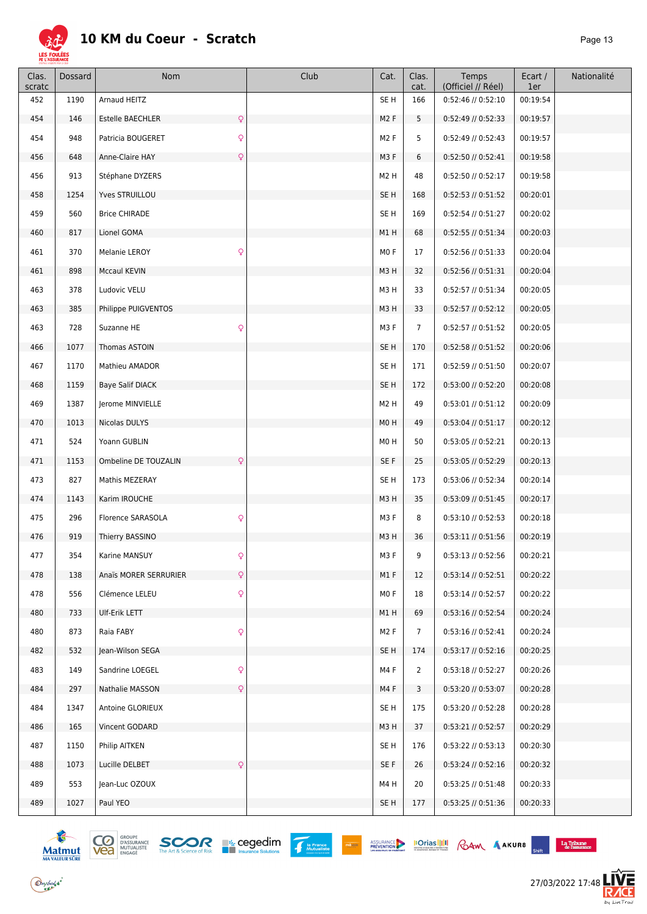# 10 KM du Coeur - Scratch

| Clas. scratc | Dossard | Nom | Club | Cat. | Clas. cat. | Temps (Officiel // Réel) | Ecart / 1er | Nationalité |
|---|---|---|---|---|---|---|---|---|
| 452 | 1190 | Arnaud HEITZ | | SE H | 166 | 0:52:46 // 0:52:10 | 00:19:54 | |
| 454 | 146 | Estelle BAECHLER ♀ | | M2 F | 5 | 0:52:49 // 0:52:33 | 00:19:57 | |
| 454 | 948 | Patricia BOUGERET ♀ | | M2 F | 5 | 0:52:49 // 0:52:43 | 00:19:57 | |
| 456 | 648 | Anne-Claire HAY ♀ | | M3 F | 6 | 0:52:50 // 0:52:41 | 00:19:58 | |
| 456 | 913 | Stéphane DYZERS | | M2 H | 48 | 0:52:50 // 0:52:17 | 00:19:58 | |
| 458 | 1254 | Yves STRUILLOU | | SE H | 168 | 0:52:53 // 0:51:52 | 00:20:01 | |
| 459 | 560 | Brice CHIRADE | | SE H | 169 | 0:52:54 // 0:51:27 | 00:20:02 | |
| 460 | 817 | Lionel GOMA | | M1 H | 68 | 0:52:55 // 0:51:34 | 00:20:03 | |
| 461 | 370 | Melanie LEROY ♀ | | M0 F | 17 | 0:52:56 // 0:51:33 | 00:20:04 | |
| 461 | 898 | Mccaul KEVIN | | M3 H | 32 | 0:52:56 // 0:51:31 | 00:20:04 | |
| 463 | 378 | Ludovic VELU | | M3 H | 33 | 0:52:57 // 0:51:34 | 00:20:05 | |
| 463 | 385 | Philippe PUIGVENTOS | | M3 H | 33 | 0:52:57 // 0:52:12 | 00:20:05 | |
| 463 | 728 | Suzanne HE ♀ | | M3 F | 7 | 0:52:57 // 0:51:52 | 00:20:05 | |
| 466 | 1077 | Thomas ASTOIN | | SE H | 170 | 0:52:58 // 0:51:52 | 00:20:06 | |
| 467 | 1170 | Mathieu AMADOR | | SE H | 171 | 0:52:59 // 0:51:50 | 00:20:07 | |
| 468 | 1159 | Baye Salif DIACK | | SE H | 172 | 0:53:00 // 0:52:20 | 00:20:08 | |
| 469 | 1387 | Jerome MINVIELLE | | M2 H | 49 | 0:53:01 // 0:51:12 | 00:20:09 | |
| 470 | 1013 | Nicolas DULYS | | M0 H | 49 | 0:53:04 // 0:51:17 | 00:20:12 | |
| 471 | 524 | Yoann GUBLIN | | M0 H | 50 | 0:53:05 // 0:52:21 | 00:20:13 | |
| 471 | 1153 | Ombeline DE TOUZALIN ♀ | | SE F | 25 | 0:53:05 // 0:52:29 | 00:20:13 | |
| 473 | 827 | Mathis MEZERAY | | SE H | 173 | 0:53:06 // 0:52:34 | 00:20:14 | |
| 474 | 1143 | Karim IROUCHE | | M3 H | 35 | 0:53:09 // 0:51:45 | 00:20:17 | |
| 475 | 296 | Florence SARASOLA ♀ | | M3 F | 8 | 0:53:10 // 0:52:53 | 00:20:18 | |
| 476 | 919 | Thierry BASSINO | | M3 H | 36 | 0:53:11 // 0:51:56 | 00:20:19 | |
| 477 | 354 | Karine MANSUY ♀ | | M3 F | 9 | 0:53:13 // 0:52:56 | 00:20:21 | |
| 478 | 138 | Anaïs MORER SERRURIER ♀ | | M1 F | 12 | 0:53:14 // 0:52:51 | 00:20:22 | |
| 478 | 556 | Clémence LELEU ♀ | | M0 F | 18 | 0:53:14 // 0:52:57 | 00:20:22 | |
| 480 | 733 | Ulf-Erik LETT | | M1 H | 69 | 0:53:16 // 0:52:54 | 00:20:24 | |
| 480 | 873 | Raia FABY ♀ | | M2 F | 7 | 0:53:16 // 0:52:41 | 00:20:24 | |
| 482 | 532 | Jean-Wilson SEGA | | SE H | 174 | 0:53:17 // 0:52:16 | 00:20:25 | |
| 483 | 149 | Sandrine LOEGEL ♀ | | M4 F | 2 | 0:53:18 // 0:52:27 | 00:20:26 | |
| 484 | 297 | Nathalie MASSON ♀ | | M4 F | 3 | 0:53:20 // 0:53:07 | 00:20:28 | |
| 484 | 1347 | Antoine GLORIEUX | | SE H | 175 | 0:53:20 // 0:52:28 | 00:20:28 | |
| 486 | 165 | Vincent GODARD | | M3 H | 37 | 0:53:21 // 0:52:57 | 00:20:29 | |
| 487 | 1150 | Philip AITKEN | | SE H | 176 | 0:53:22 // 0:53:13 | 00:20:30 | |
| 488 | 1073 | Lucille DELBET ♀ | | SE F | 26 | 0:53:24 // 0:52:16 | 00:20:32 | |
| 489 | 553 | Jean-Luc OZOUX | | M4 H | 20 | 0:53:25 // 0:51:48 | 00:20:33 | |
| 489 | 1027 | Paul YEO | | SE H | 177 | 0:53:25 // 0:51:36 | 00:20:33 | |

27/03/2022 17:48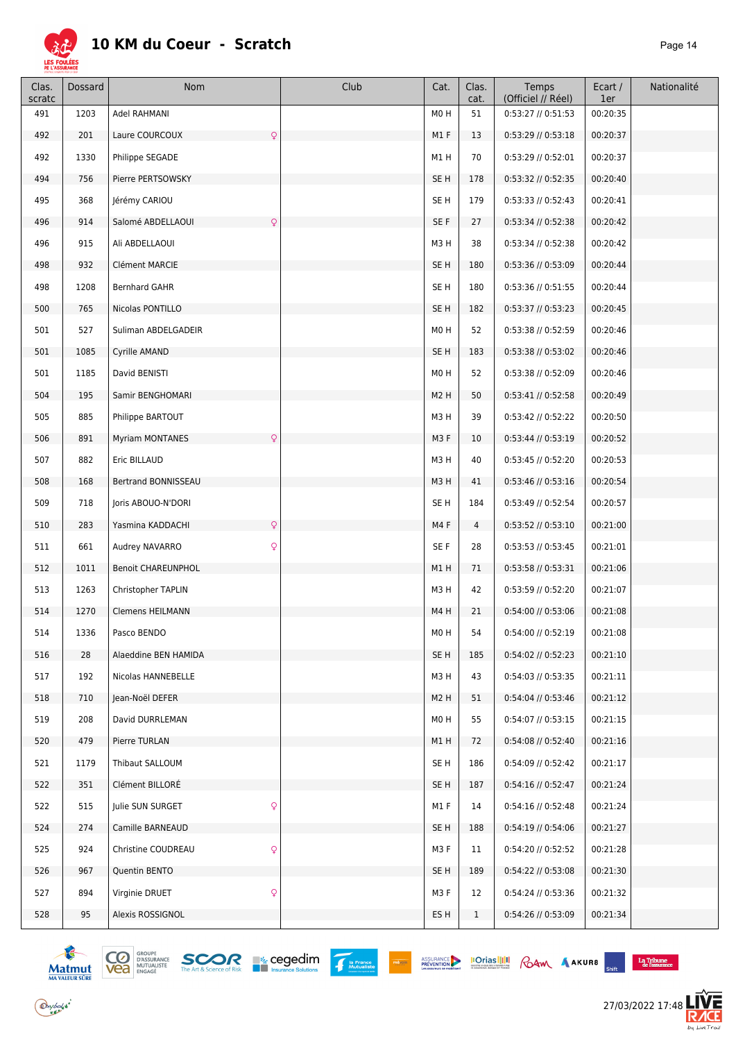# 10 KM du Coeur - Scratch

| Clas. scratc | Dossard | Nom | Club | Cat. | Clas. cat. | Temps (Officiel // Réel) | Ecart / 1er | Nationalité |
|---|---|---|---|---|---|---|---|---|
| 491 | 1203 | Adel RAHMANI | | M0 H | 51 | 0:53:27 // 0:51:53 | 00:20:35 | |
| 492 | 201 | Laure COURCOUX ♀ | | M1 F | 13 | 0:53:29 // 0:53:18 | 00:20:37 | |
| 492 | 1330 | Philippe SEGADE | | M1 H | 70 | 0:53:29 // 0:52:01 | 00:20:37 | |
| 494 | 756 | Pierre PERTSOWSKY | | SE H | 178 | 0:53:32 // 0:52:35 | 00:20:40 | |
| 495 | 368 | Jérémy CARIOU | | SE H | 179 | 0:53:33 // 0:52:43 | 00:20:41 | |
| 496 | 914 | Salomé ABDELLAOUI ♀ | | SE F | 27 | 0:53:34 // 0:52:38 | 00:20:42 | |
| 496 | 915 | Ali ABDELLAOUI | | M3 H | 38 | 0:53:34 // 0:52:38 | 00:20:42 | |
| 498 | 932 | Clément MARCIE | | SE H | 180 | 0:53:36 // 0:53:09 | 00:20:44 | |
| 498 | 1208 | Bernhard GAHR | | SE H | 180 | 0:53:36 // 0:51:55 | 00:20:44 | |
| 500 | 765 | Nicolas PONTILLO | | SE H | 182 | 0:53:37 // 0:53:23 | 00:20:45 | |
| 501 | 527 | Suliman ABDELGADEIR | | M0 H | 52 | 0:53:38 // 0:52:59 | 00:20:46 | |
| 501 | 1085 | Cyrille AMAND | | SE H | 183 | 0:53:38 // 0:53:02 | 00:20:46 | |
| 501 | 1185 | David BENISTI | | M0 H | 52 | 0:53:38 // 0:52:09 | 00:20:46 | |
| 504 | 195 | Samir BENGHOMARI | | M2 H | 50 | 0:53:41 // 0:52:58 | 00:20:49 | |
| 505 | 885 | Philippe BARTOUT | | M3 H | 39 | 0:53:42 // 0:52:22 | 00:20:50 | |
| 506 | 891 | Myriam MONTANES ♀ | | M3 F | 10 | 0:53:44 // 0:53:19 | 00:20:52 | |
| 507 | 882 | Eric BILLAUD | | M3 H | 40 | 0:53:45 // 0:52:20 | 00:20:53 | |
| 508 | 168 | Bertrand BONNISSEAU | | M3 H | 41 | 0:53:46 // 0:53:16 | 00:20:54 | |
| 509 | 718 | Joris ABOUO-N'DORI | | SE H | 184 | 0:53:49 // 0:52:54 | 00:20:57 | |
| 510 | 283 | Yasmina KADDACHI ♀ | | M4 F | 4 | 0:53:52 // 0:53:10 | 00:21:00 | |
| 511 | 661 | Audrey NAVARRO ♀ | | SE F | 28 | 0:53:53 // 0:53:45 | 00:21:01 | |
| 512 | 1011 | Benoit CHAREUNPHOL | | M1 H | 71 | 0:53:58 // 0:53:31 | 00:21:06 | |
| 513 | 1263 | Christopher TAPLIN | | M3 H | 42 | 0:53:59 // 0:52:20 | 00:21:07 | |
| 514 | 1270 | Clemens HEILMANN | | M4 H | 21 | 0:54:00 // 0:53:06 | 00:21:08 | |
| 514 | 1336 | Pasco BENDO | | M0 H | 54 | 0:54:00 // 0:52:19 | 00:21:08 | |
| 516 | 28 | Alaeddine BEN HAMIDA | | SE H | 185 | 0:54:02 // 0:52:23 | 00:21:10 | |
| 517 | 192 | Nicolas HANNEBELLE | | M3 H | 43 | 0:54:03 // 0:53:35 | 00:21:11 | |
| 518 | 710 | Jean-Noël DEFER | | M2 H | 51 | 0:54:04 // 0:53:46 | 00:21:12 | |
| 519 | 208 | David DURRLEMAN | | M0 H | 55 | 0:54:07 // 0:53:15 | 00:21:15 | |
| 520 | 479 | Pierre TURLAN | | M1 H | 72 | 0:54:08 // 0:52:40 | 00:21:16 | |
| 521 | 1179 | Thibaut SALLOUM | | SE H | 186 | 0:54:09 // 0:52:42 | 00:21:17 | |
| 522 | 351 | Clément BILLORÉ | | SE H | 187 | 0:54:16 // 0:52:47 | 00:21:24 | |
| 522 | 515 | Julie SUN SURGET ♀ | | M1 F | 14 | 0:54:16 // 0:52:48 | 00:21:24 | |
| 524 | 274 | Camille BARNEAUD | | SE H | 188 | 0:54:19 // 0:54:06 | 00:21:27 | |
| 525 | 924 | Christine COUDREAU ♀ | | M3 F | 11 | 0:54:20 // 0:52:52 | 00:21:28 | |
| 526 | 967 | Quentin BENTO | | SE H | 189 | 0:54:22 // 0:53:08 | 00:21:30 | |
| 527 | 894 | Virginie DRUET ♀ | | M3 F | 12 | 0:54:24 // 0:53:36 | 00:21:32 | |
| 528 | 95 | Alexis ROSSIGNOL | | ES H | 1 | 0:54:26 // 0:53:09 | 00:21:34 | |

27/03/2022 17:48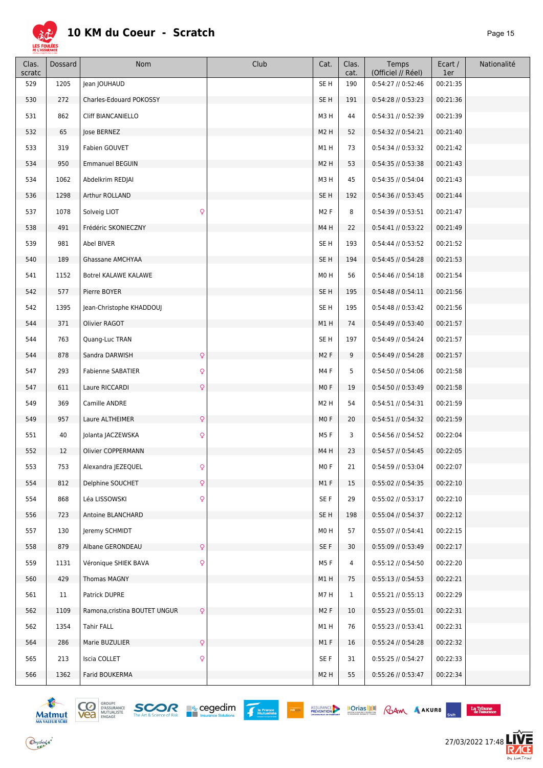# 10 KM du Coeur - Scratch

| Clas. scratc | Dossard | Nom | Club | Cat. | Clas. cat. | Temps (Officiel // Réel) | Ecart / 1er | Nationalité |
|---|---|---|---|---|---|---|---|---|
| 529 | 1205 | Jean JOUHAUD | | SE H | 190 | 0:54:27 // 0:52:46 | 00:21:35 | |
| 530 | 272 | Charles-Edouard POKOSSY | | SE H | 191 | 0:54:28 // 0:53:23 | 00:21:36 | |
| 531 | 862 | Cliff BIANCANIELLO | | M3 H | 44 | 0:54:31 // 0:52:39 | 00:21:39 | |
| 532 | 65 | Jose BERNEZ | | M2 H | 52 | 0:54:32 // 0:54:21 | 00:21:40 | |
| 533 | 319 | Fabien GOUVET | | M1 H | 73 | 0:54:34 // 0:53:32 | 00:21:42 | |
| 534 | 950 | Emmanuel BEGUIN | | M2 H | 53 | 0:54:35 // 0:53:38 | 00:21:43 | |
| 534 | 1062 | Abdelkrim REDJAI | | M3 H | 45 | 0:54:35 // 0:54:04 | 00:21:43 | |
| 536 | 1298 | Arthur ROLLAND | | SE H | 192 | 0:54:36 // 0:53:45 | 00:21:44 | |
| 537 | 1078 | Solveig LIOT ♀ | | M2 F | 8 | 0:54:39 // 0:53:51 | 00:21:47 | |
| 538 | 491 | Frédéric SKONIECZNY | | M4 H | 22 | 0:54:41 // 0:53:22 | 00:21:49 | |
| 539 | 981 | Abel BIVER | | SE H | 193 | 0:54:44 // 0:53:52 | 00:21:52 | |
| 540 | 189 | Ghassane AMCHYAA | | SE H | 194 | 0:54:45 // 0:54:28 | 00:21:53 | |
| 541 | 1152 | Botrel KALAWE KALAWE | | M0 H | 56 | 0:54:46 // 0:54:18 | 00:21:54 | |
| 542 | 577 | Pierre BOYER | | SE H | 195 | 0:54:48 // 0:54:11 | 00:21:56 | |
| 542 | 1395 | Jean-Christophe KHADDOUJ | | SE H | 195 | 0:54:48 // 0:53:42 | 00:21:56 | |
| 544 | 371 | Olivier RAGOT | | M1 H | 74 | 0:54:49 // 0:53:40 | 00:21:57 | |
| 544 | 763 | Quang-Luc TRAN | | SE H | 197 | 0:54:49 // 0:54:24 | 00:21:57 | |
| 544 | 878 | Sandra DARWISH ♀ | | M2 F | 9 | 0:54:49 // 0:54:28 | 00:21:57 | |
| 547 | 293 | Fabienne SABATIER ♀ | | M4 F | 5 | 0:54:50 // 0:54:06 | 00:21:58 | |
| 547 | 611 | Laure RICCARDI ♀ | | M0 F | 19 | 0:54:50 // 0:53:49 | 00:21:58 | |
| 549 | 369 | Camille ANDRE | | M2 H | 54 | 0:54:51 // 0:54:31 | 00:21:59 | |
| 549 | 957 | Laure ALTHEIMER ♀ | | M0 F | 20 | 0:54:51 // 0:54:32 | 00:21:59 | |
| 551 | 40 | Jolanta JACZEWSKA ♀ | | M5 F | 3 | 0:54:56 // 0:54:52 | 00:22:04 | |
| 552 | 12 | Olivier COPPERMANN | | M4 H | 23 | 0:54:57 // 0:54:45 | 00:22:05 | |
| 553 | 753 | Alexandra JEZEQUEL ♀ | | M0 F | 21 | 0:54:59 // 0:53:04 | 00:22:07 | |
| 554 | 812 | Delphine SOUCHET ♀ | | M1 F | 15 | 0:55:02 // 0:54:35 | 00:22:10 | |
| 554 | 868 | Léa LISSOWSKI ♀ | | SE F | 29 | 0:55:02 // 0:53:17 | 00:22:10 | |
| 556 | 723 | Antoine BLANCHARD | | SE H | 198 | 0:55:04 // 0:54:37 | 00:22:12 | |
| 557 | 130 | Jeremy SCHMIDT | | M0 H | 57 | 0:55:07 // 0:54:41 | 00:22:15 | |
| 558 | 879 | Albane GERONDEAU ♀ | | SE F | 30 | 0:55:09 // 0:53:49 | 00:22:17 | |
| 559 | 1131 | Véronique SHIEK BAVA ♀ | | M5 F | 4 | 0:55:12 // 0:54:50 | 00:22:20 | |
| 560 | 429 | Thomas MAGNY | | M1 H | 75 | 0:55:13 // 0:54:53 | 00:22:21 | |
| 561 | 11 | Patrick DUPRE | | M7 H | 1 | 0:55:21 // 0:55:13 | 00:22:29 | |
| 562 | 1109 | Ramona,cristina BOUTET UNGUR ♀ | | M2 F | 10 | 0:55:23 // 0:55:01 | 00:22:31 | |
| 562 | 1354 | Tahir FALL | | M1 H | 76 | 0:55:23 // 0:53:41 | 00:22:31 | |
| 564 | 286 | Marie BUZULIER ♀ | | M1 F | 16 | 0:55:24 // 0:54:28 | 00:22:32 | |
| 565 | 213 | Iscia COLLET ♀ | | SE F | 31 | 0:55:25 // 0:54:27 | 00:22:33 | |
| 566 | 1362 | Farid BOUKERMA | | M2 H | 55 | 0:55:26 // 0:53:47 | 00:22:34 | |

27/03/2022 17:48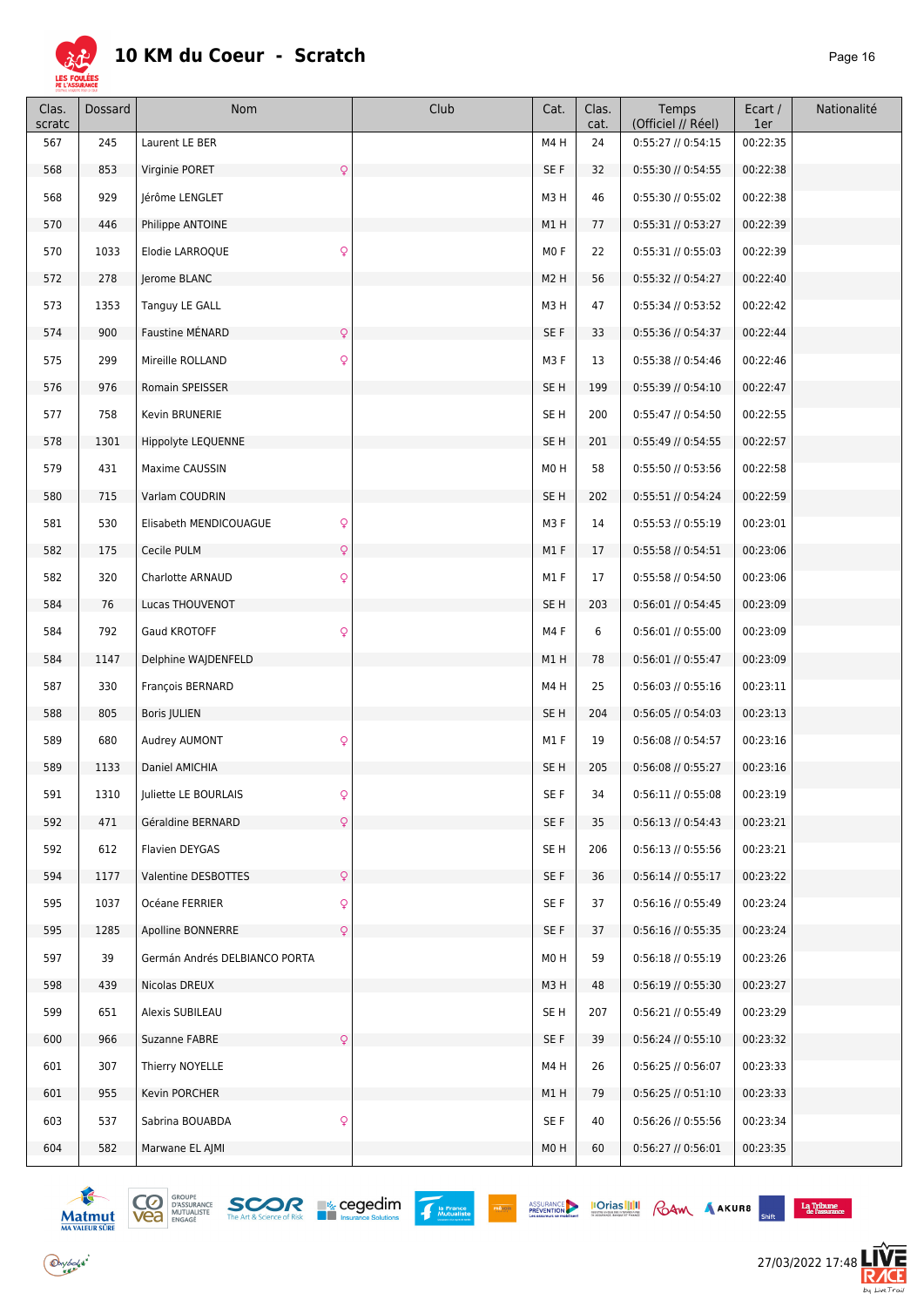# 10 KM du Coeur - Scratch

| Clas. scratc | Dossard | Nom | Club | Cat. | Clas. cat. | Temps (Officiel // Réel) | Ecart / 1er | Nationalité |
|---|---|---|---|---|---|---|---|---|
| 567 | 245 | Laurent LE BER | | M4 H | 24 | 0:55:27 // 0:54:15 | 00:22:35 | |
| 568 | 853 | Virginie PORET ♀ | | SE F | 32 | 0:55:30 // 0:54:55 | 00:22:38 | |
| 568 | 929 | Jérôme LENGLET | | M3 H | 46 | 0:55:30 // 0:55:02 | 00:22:38 | |
| 570 | 446 | Philippe ANTOINE | | M1 H | 77 | 0:55:31 // 0:53:27 | 00:22:39 | |
| 570 | 1033 | Elodie LARROQUE ♀ | | M0 F | 22 | 0:55:31 // 0:55:03 | 00:22:39 | |
| 572 | 278 | Jerome BLANC | | M2 H | 56 | 0:55:32 // 0:54:27 | 00:22:40 | |
| 573 | 1353 | Tanguy LE GALL | | M3 H | 47 | 0:55:34 // 0:53:52 | 00:22:42 | |
| 574 | 900 | Faustine MÉNARD ♀ | | SE F | 33 | 0:55:36 // 0:54:37 | 00:22:44 | |
| 575 | 299 | Mireille ROLLAND ♀ | | M3 F | 13 | 0:55:38 // 0:54:46 | 00:22:46 | |
| 576 | 976 | Romain SPEISSER | | SE H | 199 | 0:55:39 // 0:54:10 | 00:22:47 | |
| 577 | 758 | Kevin BRUNERIE | | SE H | 200 | 0:55:47 // 0:54:50 | 00:22:55 | |
| 578 | 1301 | Hippolyte LEQUENNE | | SE H | 201 | 0:55:49 // 0:54:55 | 00:22:57 | |
| 579 | 431 | Maxime CAUSSIN | | M0 H | 58 | 0:55:50 // 0:53:56 | 00:22:58 | |
| 580 | 715 | Varlam COUDRIN | | SE H | 202 | 0:55:51 // 0:54:24 | 00:22:59 | |
| 581 | 530 | Elisabeth MENDICOUAGUE ♀ | | M3 F | 14 | 0:55:53 // 0:55:19 | 00:23:01 | |
| 582 | 175 | Cecile PULM ♀ | | M1 F | 17 | 0:55:58 // 0:54:51 | 00:23:06 | |
| 582 | 320 | Charlotte ARNAUD ♀ | | M1 F | 17 | 0:55:58 // 0:54:50 | 00:23:06 | |
| 584 | 76 | Lucas THOUVENOT | | SE H | 203 | 0:56:01 // 0:54:45 | 00:23:09 | |
| 584 | 792 | Gaud KROTOFF ♀ | | M4 F | 6 | 0:56:01 // 0:55:00 | 00:23:09 | |
| 584 | 1147 | Delphine WAJDENFELD | | M1 H | 78 | 0:56:01 // 0:55:47 | 00:23:09 | |
| 587 | 330 | François BERNARD | | M4 H | 25 | 0:56:03 // 0:55:16 | 00:23:11 | |
| 588 | 805 | Boris JULIEN | | SE H | 204 | 0:56:05 // 0:54:03 | 00:23:13 | |
| 589 | 680 | Audrey AUMONT ♀ | | M1 F | 19 | 0:56:08 // 0:54:57 | 00:23:16 | |
| 589 | 1133 | Daniel AMICHIA | | SE H | 205 | 0:56:08 // 0:55:27 | 00:23:16 | |
| 591 | 1310 | Juliette LE BOURLAIS ♀ | | SE F | 34 | 0:56:11 // 0:55:08 | 00:23:19 | |
| 592 | 471 | Géraldine BERNARD ♀ | | SE F | 35 | 0:56:13 // 0:54:43 | 00:23:21 | |
| 592 | 612 | Flavien DEYGAS | | SE H | 206 | 0:56:13 // 0:55:56 | 00:23:21 | |
| 594 | 1177 | Valentine DESBOTTES ♀ | | SE F | 36 | 0:56:14 // 0:55:17 | 00:23:22 | |
| 595 | 1037 | Océane FERRIER ♀ | | SE F | 37 | 0:56:16 // 0:55:49 | 00:23:24 | |
| 595 | 1285 | Apolline BONNERRE ♀ | | SE F | 37 | 0:56:16 // 0:55:35 | 00:23:24 | |
| 597 | 39 | Germán Andrés DELBIANCO PORTA | | M0 H | 59 | 0:56:18 // 0:55:19 | 00:23:26 | |
| 598 | 439 | Nicolas DREUX | | M3 H | 48 | 0:56:19 // 0:55:30 | 00:23:27 | |
| 599 | 651 | Alexis SUBILEAU | | SE H | 207 | 0:56:21 // 0:55:49 | 00:23:29 | |
| 600 | 966 | Suzanne FABRE ♀ | | SE F | 39 | 0:56:24 // 0:55:10 | 00:23:32 | |
| 601 | 307 | Thierry NOYELLE | | M4 H | 26 | 0:56:25 // 0:56:07 | 00:23:33 | |
| 601 | 955 | Kevin PORCHER | | M1 H | 79 | 0:56:25 // 0:51:10 | 00:23:33 | |
| 603 | 537 | Sabrina BOUABDA ♀ | | SE F | 40 | 0:56:26 // 0:55:56 | 00:23:34 | |
| 604 | 582 | Marwane EL AJMI | | M0 H | 60 | 0:56:27 // 0:56:01 | 00:23:35 | |

27/03/2022 17:48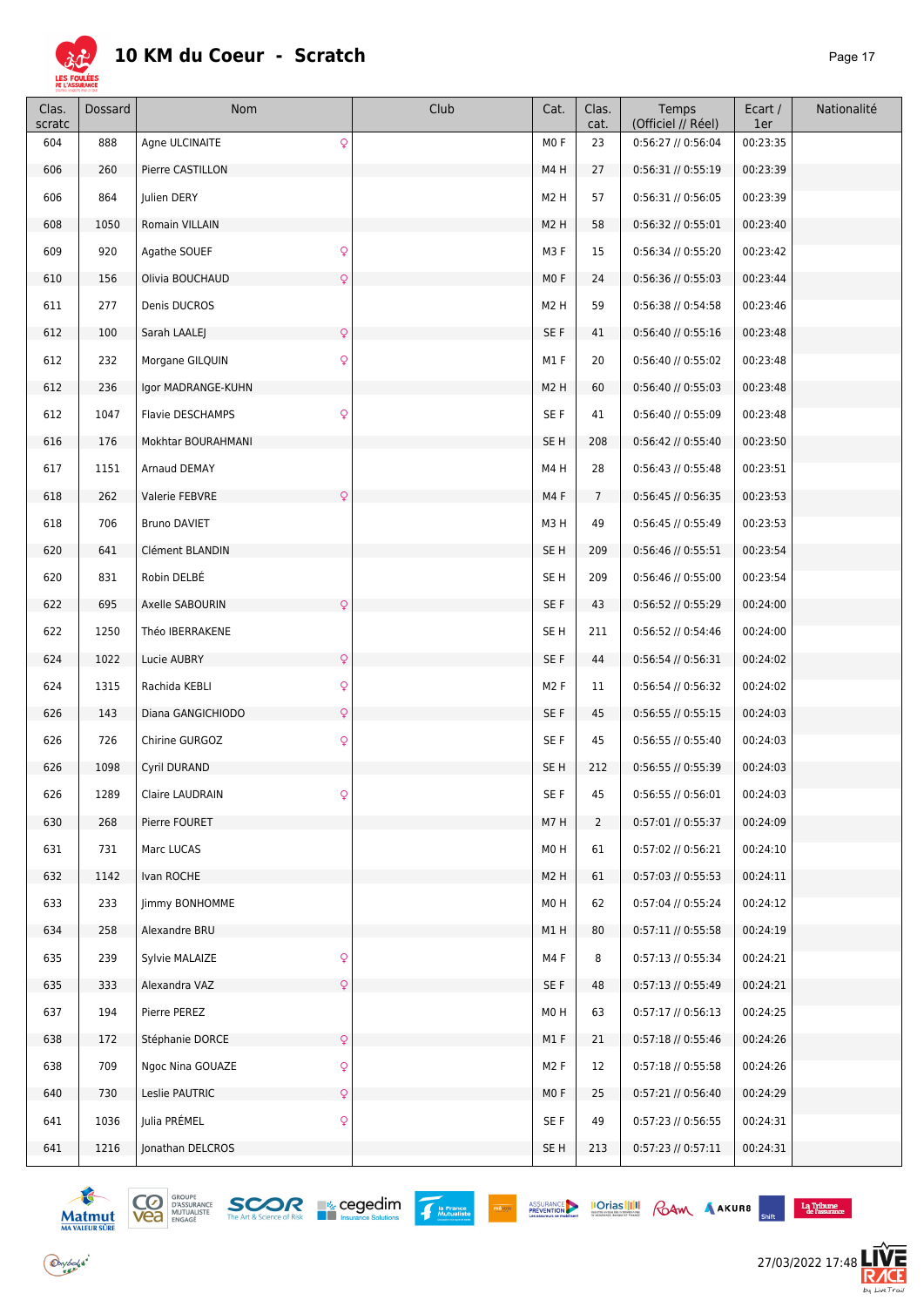# 10 KM du Coeur - Scratch

| Clas. scratc | Dossard | Nom | Club | Cat. | Clas. cat. | Temps (Officiel // Réel) | Ecart / 1er | Nationalité |
|---|---|---|---|---|---|---|---|---|
| 604 | 888 | Agne ULCINAITE ♀ | | M0 F | 23 | 0:56:27 // 0:56:04 | 00:23:35 | |
| 606 | 260 | Pierre CASTILLON | | M4 H | 27 | 0:56:31 // 0:55:19 | 00:23:39 | |
| 606 | 864 | Julien DERY | | M2 H | 57 | 0:56:31 // 0:56:05 | 00:23:39 | |
| 608 | 1050 | Romain VILLAIN | | M2 H | 58 | 0:56:32 // 0:55:01 | 00:23:40 | |
| 609 | 920 | Agathe SOUEF ♀ | | M3 F | 15 | 0:56:34 // 0:55:20 | 00:23:42 | |
| 610 | 156 | Olivia BOUCHAUD ♀ | | M0 F | 24 | 0:56:36 // 0:55:03 | 00:23:44 | |
| 611 | 277 | Denis DUCROS | | M2 H | 59 | 0:56:38 // 0:54:58 | 00:23:46 | |
| 612 | 100 | Sarah LAALEJ ♀ | | SE F | 41 | 0:56:40 // 0:55:16 | 00:23:48 | |
| 612 | 232 | Morgane GILQUIN ♀ | | M1 F | 20 | 0:56:40 // 0:55:02 | 00:23:48 | |
| 612 | 236 | Igor MADRANGE-KUHN | | M2 H | 60 | 0:56:40 // 0:55:03 | 00:23:48 | |
| 612 | 1047 | Flavie DESCHAMPS ♀ | | SE F | 41 | 0:56:40 // 0:55:09 | 00:23:48 | |
| 616 | 176 | Mokhtar BOURAHMANI | | SE H | 208 | 0:56:42 // 0:55:40 | 00:23:50 | |
| 617 | 1151 | Arnaud DEMAY | | M4 H | 28 | 0:56:43 // 0:55:48 | 00:23:51 | |
| 618 | 262 | Valerie FEBVRE ♀ | | M4 F | 7 | 0:56:45 // 0:56:35 | 00:23:53 | |
| 618 | 706 | Bruno DAVIET | | M3 H | 49 | 0:56:45 // 0:55:49 | 00:23:53 | |
| 620 | 641 | Clément BLANDIN | | SE H | 209 | 0:56:46 // 0:55:51 | 00:23:54 | |
| 620 | 831 | Robin DELBÉ | | SE H | 209 | 0:56:46 // 0:55:00 | 00:23:54 | |
| 622 | 695 | Axelle SABOURIN ♀ | | SE F | 43 | 0:56:52 // 0:55:29 | 00:24:00 | |
| 622 | 1250 | Théo IBERRAKENE | | SE H | 211 | 0:56:52 // 0:54:46 | 00:24:00 | |
| 624 | 1022 | Lucie AUBRY ♀ | | SE F | 44 | 0:56:54 // 0:56:31 | 00:24:02 | |
| 624 | 1315 | Rachida KEBLI ♀ | | M2 F | 11 | 0:56:54 // 0:56:32 | 00:24:02 | |
| 626 | 143 | Diana GANGICHIODO ♀ | | SE F | 45 | 0:56:55 // 0:55:15 | 00:24:03 | |
| 626 | 726 | Chirine GURGOZ ♀ | | SE F | 45 | 0:56:55 // 0:55:40 | 00:24:03 | |
| 626 | 1098 | Cyril DURAND | | SE H | 212 | 0:56:55 // 0:55:39 | 00:24:03 | |
| 626 | 1289 | Claire LAUDRAIN ♀ | | SE F | 45 | 0:56:55 // 0:56:01 | 00:24:03 | |
| 630 | 268 | Pierre FOURET | | M7 H | 2 | 0:57:01 // 0:55:37 | 00:24:09 | |
| 631 | 731 | Marc LUCAS | | M0 H | 61 | 0:57:02 // 0:56:21 | 00:24:10 | |
| 632 | 1142 | Ivan ROCHE | | M2 H | 61 | 0:57:03 // 0:55:53 | 00:24:11 | |
| 633 | 233 | Jimmy BONHOMME | | M0 H | 62 | 0:57:04 // 0:55:24 | 00:24:12 | |
| 634 | 258 | Alexandre BRU | | M1 H | 80 | 0:57:11 // 0:55:58 | 00:24:19 | |
| 635 | 239 | Sylvie MALAIZE ♀ | | M4 F | 8 | 0:57:13 // 0:55:34 | 00:24:21 | |
| 635 | 333 | Alexandra VAZ ♀ | | SE F | 48 | 0:57:13 // 0:55:49 | 00:24:21 | |
| 637 | 194 | Pierre PEREZ | | M0 H | 63 | 0:57:17 // 0:56:13 | 00:24:25 | |
| 638 | 172 | Stéphanie DORCE ♀ | | M1 F | 21 | 0:57:18 // 0:55:46 | 00:24:26 | |
| 638 | 709 | Ngoc Nina GOUAZE ♀ | | M2 F | 12 | 0:57:18 // 0:55:58 | 00:24:26 | |
| 640 | 730 | Leslie PAUTRIC ♀ | | M0 F | 25 | 0:57:21 // 0:56:40 | 00:24:29 | |
| 641 | 1036 | Julia PRÉMEL ♀ | | SE F | 49 | 0:57:23 // 0:56:55 | 00:24:31 | |
| 641 | 1216 | Jonathan DELCROS | | SE H | 213 | 0:57:23 // 0:57:11 | 00:24:31 | |

27/03/2022 17:48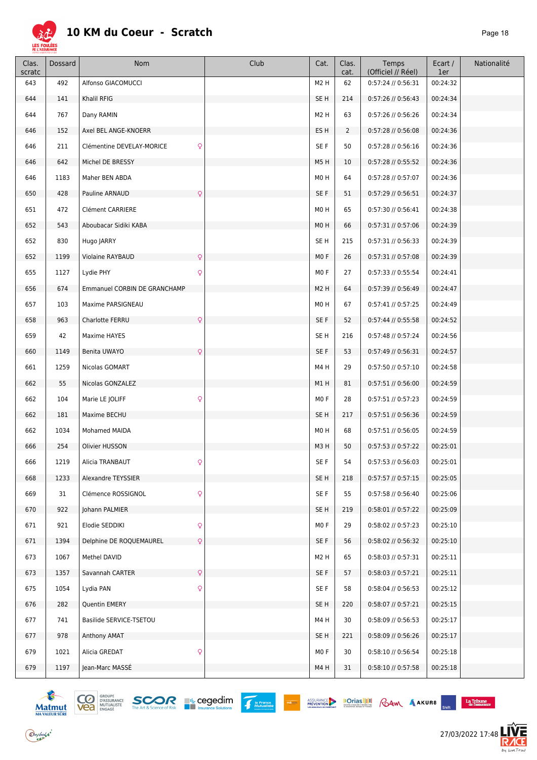# 10 KM du Coeur - Scratch

| Clas. scratc | Dossard | Nom | Club | Cat. | Clas. cat. | Temps (Officiel // Réel) | Ecart / 1er | Nationalité |
|---|---|---|---|---|---|---|---|---|
| 643 | 492 | Alfonso GIACOMUCCI | | M2 H | 62 | 0:57:24 // 0:56:31 | 00:24:32 | |
| 644 | 141 | Khalil RFIG | | SE H | 214 | 0:57:26 // 0:56:43 | 00:24:34 | |
| 644 | 767 | Dany RAMIN | | M2 H | 63 | 0:57:26 // 0:56:26 | 00:24:34 | |
| 646 | 152 | Axel BEL ANGE-KNOERR | | ES H | 2 | 0:57:28 // 0:56:08 | 00:24:36 | |
| 646 | 211 | Clémentine DEVELAY-MORICE ♀ | | SE F | 50 | 0:57:28 // 0:56:16 | 00:24:36 | |
| 646 | 642 | Michel DE BRESSY | | M5 H | 10 | 0:57:28 // 0:55:52 | 00:24:36 | |
| 646 | 1183 | Maher BEN ABDA | | M0 H | 64 | 0:57:28 // 0:57:07 | 00:24:36 | |
| 650 | 428 | Pauline ARNAUD ♀ | | SE F | 51 | 0:57:29 // 0:56:51 | 00:24:37 | |
| 651 | 472 | Clément CARRIERE | | M0 H | 65 | 0:57:30 // 0:56:41 | 00:24:38 | |
| 652 | 543 | Aboubacar Sidiki KABA | | M0 H | 66 | 0:57:31 // 0:57:06 | 00:24:39 | |
| 652 | 830 | Hugo JARRY | | SE H | 215 | 0:57:31 // 0:56:33 | 00:24:39 | |
| 652 | 1199 | Violaine RAYBAUD ♀ | | M0 F | 26 | 0:57:31 // 0:57:08 | 00:24:39 | |
| 655 | 1127 | Lydie PHY ♀ | | M0 F | 27 | 0:57:33 // 0:55:54 | 00:24:41 | |
| 656 | 674 | Emmanuel CORBIN DE GRANCHAMP | | M2 H | 64 | 0:57:39 // 0:56:49 | 00:24:47 | |
| 657 | 103 | Maxime PARSIGNEAU | | M0 H | 67 | 0:57:41 // 0:57:25 | 00:24:49 | |
| 658 | 963 | Charlotte FERRU ♀ | | SE F | 52 | 0:57:44 // 0:55:58 | 00:24:52 | |
| 659 | 42 | Maxime HAYES | | SE H | 216 | 0:57:48 // 0:57:24 | 00:24:56 | |
| 660 | 1149 | Benita UWAYO ♀ | | SE F | 53 | 0:57:49 // 0:56:31 | 00:24:57 | |
| 661 | 1259 | Nicolas GOMART | | M4 H | 29 | 0:57:50 // 0:57:10 | 00:24:58 | |
| 662 | 55 | Nicolas GONZALEZ | | M1 H | 81 | 0:57:51 // 0:56:00 | 00:24:59 | |
| 662 | 104 | Marie LE JOLIFF ♀ | | M0 F | 28 | 0:57:51 // 0:57:23 | 00:24:59 | |
| 662 | 181 | Maxime BECHU | | SE H | 217 | 0:57:51 // 0:56:36 | 00:24:59 | |
| 662 | 1034 | Mohamed MAIDA | | M0 H | 68 | 0:57:51 // 0:56:05 | 00:24:59 | |
| 666 | 254 | Olivier HUSSON | | M3 H | 50 | 0:57:53 // 0:57:22 | 00:25:01 | |
| 666 | 1219 | Alicia TRANBAUT ♀ | | SE F | 54 | 0:57:53 // 0:56:03 | 00:25:01 | |
| 668 | 1233 | Alexandre TEYSSIER | | SE H | 218 | 0:57:57 // 0:57:15 | 00:25:05 | |
| 669 | 31 | Clémence ROSSIGNOL ♀ | | SE F | 55 | 0:57:58 // 0:56:40 | 00:25:06 | |
| 670 | 922 | Johann PALMIER | | SE H | 219 | 0:58:01 // 0:57:22 | 00:25:09 | |
| 671 | 921 | Elodie SEDDIKI ♀ | | M0 F | 29 | 0:58:02 // 0:57:23 | 00:25:10 | |
| 671 | 1394 | Delphine DE ROQUEMAUREL ♀ | | SE F | 56 | 0:58:02 // 0:56:32 | 00:25:10 | |
| 673 | 1067 | Methel DAVID | | M2 H | 65 | 0:58:03 // 0:57:31 | 00:25:11 | |
| 673 | 1357 | Savannah CARTER ♀ | | SE F | 57 | 0:58:03 // 0:57:21 | 00:25:11 | |
| 675 | 1054 | Lydia PAN ♀ | | SE F | 58 | 0:58:04 // 0:56:53 | 00:25:12 | |
| 676 | 282 | Quentin EMERY | | SE H | 220 | 0:58:07 // 0:57:21 | 00:25:15 | |
| 677 | 741 | Basilide SERVICE-TSETOU | | M4 H | 30 | 0:58:09 // 0:56:53 | 00:25:17 | |
| 677 | 978 | Anthony AMAT | | SE H | 221 | 0:58:09 // 0:56:26 | 00:25:17 | |
| 679 | 1021 | Alicia GREDAT ♀ | | M0 F | 30 | 0:58:10 // 0:56:54 | 00:25:18 | |
| 679 | 1197 | Jean-Marc MASSÉ | | M4 H | 31 | 0:58:10 // 0:57:58 | 00:25:18 | |

27/03/2022 17:48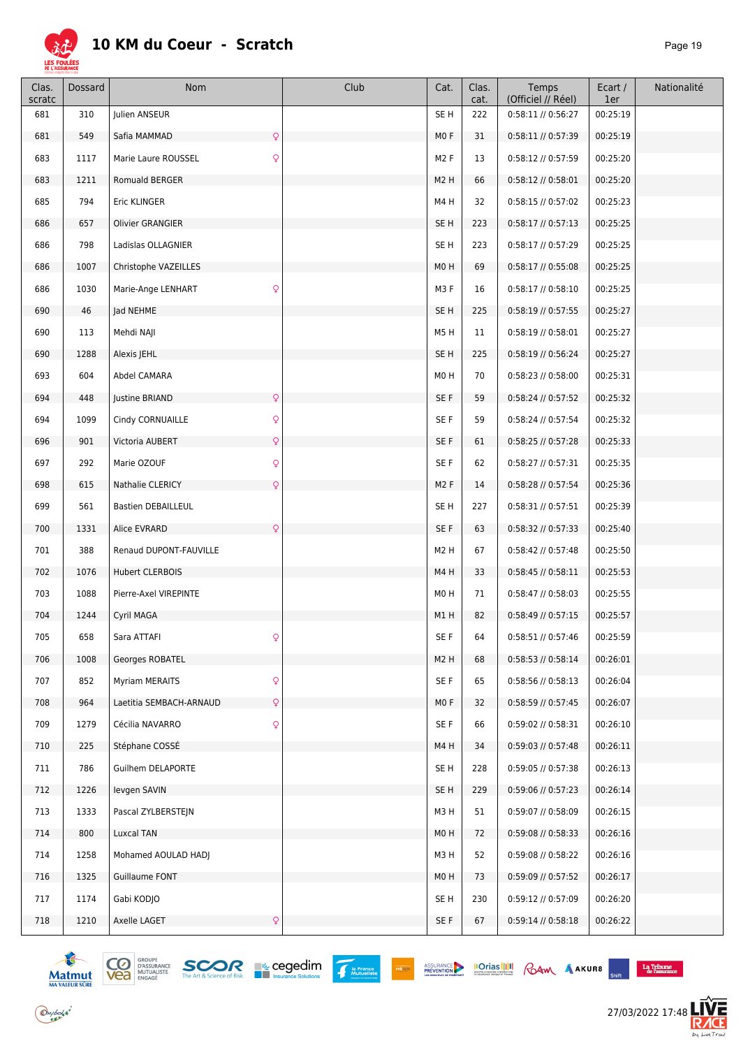# 10 KM du Coeur - Scratch

| Clas. scratc | Dossard | Nom | Club | Cat. | Clas. cat. | Temps (Officiel // Réel) | Ecart / 1er | Nationalité |
|---|---|---|---|---|---|---|---|---|
| 681 | 310 | Julien ANSEUR | | SE H | 222 | 0:58:11 // 0:56:27 | 00:25:19 | |
| 681 | 549 | Safia MAMMAD ♀ | | M0 F | 31 | 0:58:11 // 0:57:39 | 00:25:19 | |
| 683 | 1117 | Marie Laure ROUSSEL ♀ | | M2 F | 13 | 0:58:12 // 0:57:59 | 00:25:20 | |
| 683 | 1211 | Romuald BERGER | | M2 H | 66 | 0:58:12 // 0:58:01 | 00:25:20 | |
| 685 | 794 | Eric KLINGER | | M4 H | 32 | 0:58:15 // 0:57:02 | 00:25:23 | |
| 686 | 657 | Olivier GRANGIER | | SE H | 223 | 0:58:17 // 0:57:13 | 00:25:25 | |
| 686 | 798 | Ladislas OLLAGNIER | | SE H | 223 | 0:58:17 // 0:57:29 | 00:25:25 | |
| 686 | 1007 | Christophe VAZEILLES | | M0 H | 69 | 0:58:17 // 0:55:08 | 00:25:25 | |
| 686 | 1030 | Marie-Ange LENHART ♀ | | M3 F | 16 | 0:58:17 // 0:58:10 | 00:25:25 | |
| 690 | 46 | Jad NEHME | | SE H | 225 | 0:58:19 // 0:57:55 | 00:25:27 | |
| 690 | 113 | Mehdi NAJI | | M5 H | 11 | 0:58:19 // 0:58:01 | 00:25:27 | |
| 690 | 1288 | Alexis JEHL | | SE H | 225 | 0:58:19 // 0:56:24 | 00:25:27 | |
| 693 | 604 | Abdel CAMARA | | M0 H | 70 | 0:58:23 // 0:58:00 | 00:25:31 | |
| 694 | 448 | Justine BRIAND ♀ | | SE F | 59 | 0:58:24 // 0:57:52 | 00:25:32 | |
| 694 | 1099 | Cindy CORNUAILLE ♀ | | SE F | 59 | 0:58:24 // 0:57:54 | 00:25:32 | |
| 696 | 901 | Victoria AUBERT ♀ | | SE F | 61 | 0:58:25 // 0:57:28 | 00:25:33 | |
| 697 | 292 | Marie OZOUF ♀ | | SE F | 62 | 0:58:27 // 0:57:31 | 00:25:35 | |
| 698 | 615 | Nathalie CLERICY ♀ | | M2 F | 14 | 0:58:28 // 0:57:54 | 00:25:36 | |
| 699 | 561 | Bastien DEBAILLEUL | | SE H | 227 | 0:58:31 // 0:57:51 | 00:25:39 | |
| 700 | 1331 | Alice EVRARD ♀ | | SE F | 63 | 0:58:32 // 0:57:33 | 00:25:40 | |
| 701 | 388 | Renaud DUPONT-FAUVILLE | | M2 H | 67 | 0:58:42 // 0:57:48 | 00:25:50 | |
| 702 | 1076 | Hubert CLERBOIS | | M4 H | 33 | 0:58:45 // 0:58:11 | 00:25:53 | |
| 703 | 1088 | Pierre-Axel VIREPINTE | | M0 H | 71 | 0:58:47 // 0:58:03 | 00:25:55 | |
| 704 | 1244 | Cyril MAGA | | M1 H | 82 | 0:58:49 // 0:57:15 | 00:25:57 | |
| 705 | 658 | Sara ATTAFI ♀ | | SE F | 64 | 0:58:51 // 0:57:46 | 00:25:59 | |
| 706 | 1008 | Georges ROBATEL | | M2 H | 68 | 0:58:53 // 0:58:14 | 00:26:01 | |
| 707 | 852 | Myriam MERAITS ♀ | | SE F | 65 | 0:58:56 // 0:58:13 | 00:26:04 | |
| 708 | 964 | Laetitia SEMBACH-ARNAUD ♀ | | M0 F | 32 | 0:58:59 // 0:57:45 | 00:26:07 | |
| 709 | 1279 | Cécilia NAVARRO ♀ | | SE F | 66 | 0:59:02 // 0:58:31 | 00:26:10 | |
| 710 | 225 | Stéphane COSSÉ | | M4 H | 34 | 0:59:03 // 0:57:48 | 00:26:11 | |
| 711 | 786 | Guilhem DELAPORTE | | SE H | 228 | 0:59:05 // 0:57:38 | 00:26:13 | |
| 712 | 1226 | Ievgen SAVIN | | SE H | 229 | 0:59:06 // 0:57:23 | 00:26:14 | |
| 713 | 1333 | Pascal ZYLBERSTEJN | | M3 H | 51 | 0:59:07 // 0:58:09 | 00:26:15 | |
| 714 | 800 | Luxcal TAN | | M0 H | 72 | 0:59:08 // 0:58:33 | 00:26:16 | |
| 714 | 1258 | Mohamed AOULAD HADJ | | M3 H | 52 | 0:59:08 // 0:58:22 | 00:26:16 | |
| 716 | 1325 | Guillaume FONT | | M0 H | 73 | 0:59:09 // 0:57:52 | 00:26:17 | |
| 717 | 1174 | Gabi KODJO | | SE H | 230 | 0:59:12 // 0:57:09 | 00:26:20 | |
| 718 | 1210 | Axelle LAGET ♀ | | SE F | 67 | 0:59:14 // 0:58:18 | 00:26:22 | |

27/03/2022 17:48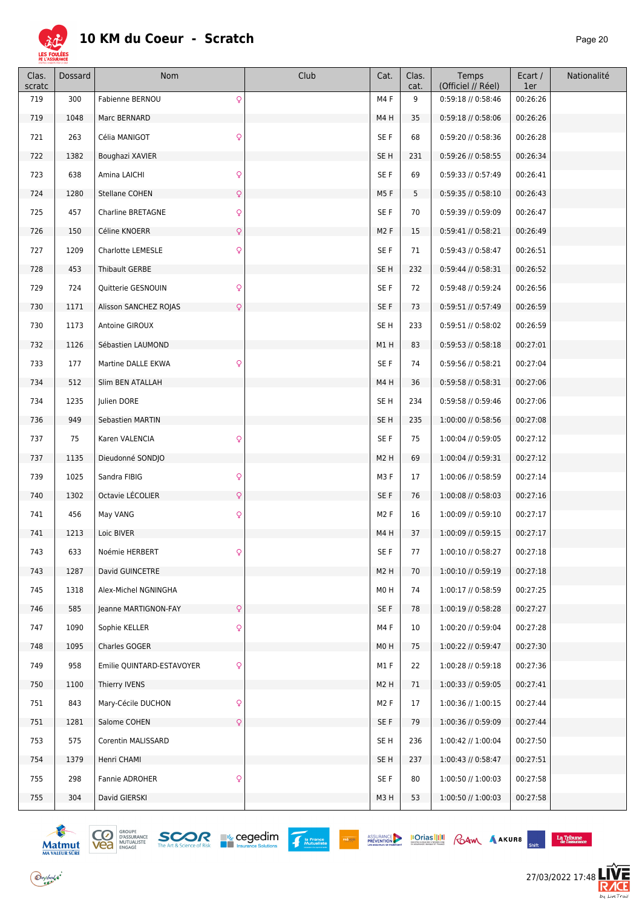# 10 KM du Coeur - Scratch

| Clas. scratc | Dossard | Nom | Club | Cat. | Clas. cat. | Temps (Officiel // Réel) | Ecart / 1er | Nationalité |
|---|---|---|---|---|---|---|---|---|
| 719 | 300 | Fabienne BERNOU ♀ | | M4 F | 9 | 0:59:18 // 0:58:46 | 00:26:26 | |
| 719 | 1048 | Marc BERNARD | | M4 H | 35 | 0:59:18 // 0:58:06 | 00:26:26 | |
| 721 | 263 | Célia MANIGOT ♀ | | SE F | 68 | 0:59:20 // 0:58:36 | 00:26:28 | |
| 722 | 1382 | Boughazi XAVIER | | SE H | 231 | 0:59:26 // 0:58:55 | 00:26:34 | |
| 723 | 638 | Amina LAICHI ♀ | | SE F | 69 | 0:59:33 // 0:57:49 | 00:26:41 | |
| 724 | 1280 | Stellane COHEN ♀ | | M5 F | 5 | 0:59:35 // 0:58:10 | 00:26:43 | |
| 725 | 457 | Charline BRETAGNE ♀ | | SE F | 70 | 0:59:39 // 0:59:09 | 00:26:47 | |
| 726 | 150 | Céline KNOERR ♀ | | M2 F | 15 | 0:59:41 // 0:58:21 | 00:26:49 | |
| 727 | 1209 | Charlotte LEMESLE ♀ | | SE F | 71 | 0:59:43 // 0:58:47 | 00:26:51 | |
| 728 | 453 | Thibault GERBE | | SE H | 232 | 0:59:44 // 0:58:31 | 00:26:52 | |
| 729 | 724 | Quitterie GESNOUIN ♀ | | SE F | 72 | 0:59:48 // 0:59:24 | 00:26:56 | |
| 730 | 1171 | Alisson SANCHEZ ROJAS ♀ | | SE F | 73 | 0:59:51 // 0:57:49 | 00:26:59 | |
| 730 | 1173 | Antoine GIROUX | | SE H | 233 | 0:59:51 // 0:58:02 | 00:26:59 | |
| 732 | 1126 | Sébastien LAUMOND | | M1 H | 83 | 0:59:53 // 0:58:18 | 00:27:01 | |
| 733 | 177 | Martine DALLE EKWA ♀ | | SE F | 74 | 0:59:56 // 0:58:21 | 00:27:04 | |
| 734 | 512 | Slim BEN ATALLAH | | M4 H | 36 | 0:59:58 // 0:58:31 | 00:27:06 | |
| 734 | 1235 | Julien DORE | | SE H | 234 | 0:59:58 // 0:59:46 | 00:27:06 | |
| 736 | 949 | Sebastien MARTIN | | SE H | 235 | 1:00:00 // 0:58:56 | 00:27:08 | |
| 737 | 75 | Karen VALENCIA ♀ | | SE F | 75 | 1:00:04 // 0:59:05 | 00:27:12 | |
| 737 | 1135 | Dieudonné SONDJO | | M2 H | 69 | 1:00:04 // 0:59:31 | 00:27:12 | |
| 739 | 1025 | Sandra FIBIG ♀ | | M3 F | 17 | 1:00:06 // 0:58:59 | 00:27:14 | |
| 740 | 1302 | Octavie LÉCOLIER ♀ | | SE F | 76 | 1:00:08 // 0:58:03 | 00:27:16 | |
| 741 | 456 | May VANG ♀ | | M2 F | 16 | 1:00:09 // 0:59:10 | 00:27:17 | |
| 741 | 1213 | Loic BIVER | | M4 H | 37 | 1:00:09 // 0:59:15 | 00:27:17 | |
| 743 | 633 | Noémie HERBERT ♀ | | SE F | 77 | 1:00:10 // 0:58:27 | 00:27:18 | |
| 743 | 1287 | David GUINCETRE | | M2 H | 70 | 1:00:10 // 0:59:19 | 00:27:18 | |
| 745 | 1318 | Alex-Michel NGNINGHA | | M0 H | 74 | 1:00:17 // 0:58:59 | 00:27:25 | |
| 746 | 585 | Jeanne MARTIGNON-FAY ♀ | | SE F | 78 | 1:00:19 // 0:58:28 | 00:27:27 | |
| 747 | 1090 | Sophie KELLER ♀ | | M4 F | 10 | 1:00:20 // 0:59:04 | 00:27:28 | |
| 748 | 1095 | Charles GOGER | | M0 H | 75 | 1:00:22 // 0:59:47 | 00:27:30 | |
| 749 | 958 | Emilie QUINTARD-ESTAVOYER ♀ | | M1 F | 22 | 1:00:28 // 0:59:18 | 00:27:36 | |
| 750 | 1100 | Thierry IVENS | | M2 H | 71 | 1:00:33 // 0:59:05 | 00:27:41 | |
| 751 | 843 | Mary-Cécile DUCHON ♀ | | M2 F | 17 | 1:00:36 // 1:00:15 | 00:27:44 | |
| 751 | 1281 | Salome COHEN ♀ | | SE F | 79 | 1:00:36 // 0:59:09 | 00:27:44 | |
| 753 | 575 | Corentin MALISSARD | | SE H | 236 | 1:00:42 // 1:00:04 | 00:27:50 | |
| 754 | 1379 | Henri CHAMI | | SE H | 237 | 1:00:43 // 0:58:47 | 00:27:51 | |
| 755 | 298 | Fannie ADROHER ♀ | | SE F | 80 | 1:00:50 // 1:00:03 | 00:27:58 | |
| 755 | 304 | David GIERSKI | | M3 H | 53 | 1:00:50 // 1:00:03 | 00:27:58 | |

27/03/2022 17:48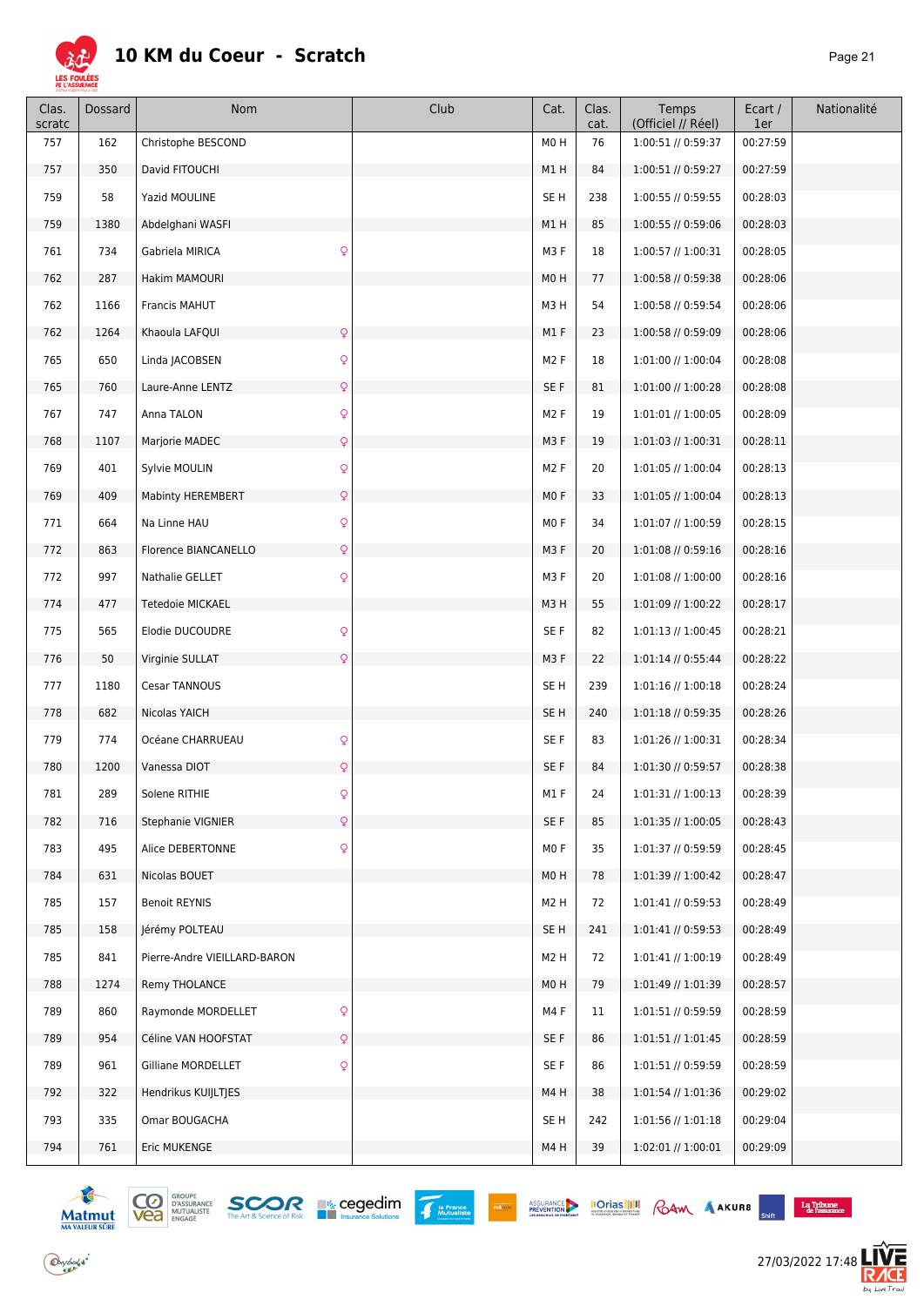# 10 KM du Coeur - Scratch

| Clas. scratc | Dossard | Nom | Club | Cat. | Clas. cat. | Temps (Officiel // Réel) | Ecart / 1er | Nationalité |
|---|---|---|---|---|---|---|---|---|
| 757 | 162 | Christophe BESCOND | | M0 H | 76 | 1:00:51 // 0:59:37 | 00:27:59 | |
| 757 | 350 | David FITOUCHI | | M1 H | 84 | 1:00:51 // 0:59:27 | 00:27:59 | |
| 759 | 58 | Yazid MOULINE | | SE H | 238 | 1:00:55 // 0:59:55 | 00:28:03 | |
| 759 | 1380 | Abdelghani WASFI | | M1 H | 85 | 1:00:55 // 0:59:06 | 00:28:03 | |
| 761 | 734 | Gabriela MIRICA ♀ | | M3 F | 18 | 1:00:57 // 1:00:31 | 00:28:05 | |
| 762 | 287 | Hakim MAMOURI | | M0 H | 77 | 1:00:58 // 0:59:38 | 00:28:06 | |
| 762 | 1166 | Francis MAHUT | | M3 H | 54 | 1:00:58 // 0:59:54 | 00:28:06 | |
| 762 | 1264 | Khaoula LAFQUI ♀ | | M1 F | 23 | 1:00:58 // 0:59:09 | 00:28:06 | |
| 765 | 650 | Linda JACOBSEN ♀ | | M2 F | 18 | 1:01:00 // 1:00:04 | 00:28:08 | |
| 765 | 760 | Laure-Anne LENTZ ♀ | | SE F | 81 | 1:01:00 // 1:00:28 | 00:28:08 | |
| 767 | 747 | Anna TALON ♀ | | M2 F | 19 | 1:01:01 // 1:00:05 | 00:28:09 | |
| 768 | 1107 | Marjorie MADEC ♀ | | M3 F | 19 | 1:01:03 // 1:00:31 | 00:28:11 | |
| 769 | 401 | Sylvie MOULIN ♀ | | M2 F | 20 | 1:01:05 // 1:00:04 | 00:28:13 | |
| 769 | 409 | Mabinty HEREMBERT ♀ | | M0 F | 33 | 1:01:05 // 1:00:04 | 00:28:13 | |
| 771 | 664 | Na Linne HAU ♀ | | M0 F | 34 | 1:01:07 // 1:00:59 | 00:28:15 | |
| 772 | 863 | Florence BIANCANELLO ♀ | | M3 F | 20 | 1:01:08 // 0:59:16 | 00:28:16 | |
| 772 | 997 | Nathalie GELLET ♀ | | M3 F | 20 | 1:01:08 // 1:00:00 | 00:28:16 | |
| 774 | 477 | Tetedoie MICKAEL | | M3 H | 55 | 1:01:09 // 1:00:22 | 00:28:17 | |
| 775 | 565 | Elodie DUCOUDRE ♀ | | SE F | 82 | 1:01:13 // 1:00:45 | 00:28:21 | |
| 776 | 50 | Virginie SULLAT ♀ | | M3 F | 22 | 1:01:14 // 0:55:44 | 00:28:22 | |
| 777 | 1180 | Cesar TANNOUS | | SE H | 239 | 1:01:16 // 1:00:18 | 00:28:24 | |
| 778 | 682 | Nicolas YAICH | | SE H | 240 | 1:01:18 // 0:59:35 | 00:28:26 | |
| 779 | 774 | Océane CHARRUEAU ♀ | | SE F | 83 | 1:01:26 // 1:00:31 | 00:28:34 | |
| 780 | 1200 | Vanessa DIOT ♀ | | SE F | 84 | 1:01:30 // 0:59:57 | 00:28:38 | |
| 781 | 289 | Solene RITHIE ♀ | | M1 F | 24 | 1:01:31 // 1:00:13 | 00:28:39 | |
| 782 | 716 | Stephanie VIGNIER ♀ | | SE F | 85 | 1:01:35 // 1:00:05 | 00:28:43 | |
| 783 | 495 | Alice DEBERTONNE ♀ | | M0 F | 35 | 1:01:37 // 0:59:59 | 00:28:45 | |
| 784 | 631 | Nicolas BOUET | | M0 H | 78 | 1:01:39 // 1:00:42 | 00:28:47 | |
| 785 | 157 | Benoit REYNIS | | M2 H | 72 | 1:01:41 // 0:59:53 | 00:28:49 | |
| 785 | 158 | Jérémy POLTEAU | | SE H | 241 | 1:01:41 // 0:59:53 | 00:28:49 | |
| 785 | 841 | Pierre-Andre VIEILLARD-BARON | | M2 H | 72 | 1:01:41 // 1:00:19 | 00:28:49 | |
| 788 | 1274 | Remy THOLANCE | | M0 H | 79 | 1:01:49 // 1:01:39 | 00:28:57 | |
| 789 | 860 | Raymonde MORDELLET ♀ | | M4 F | 11 | 1:01:51 // 0:59:59 | 00:28:59 | |
| 789 | 954 | Céline VAN HOOFSTAT ♀ | | SE F | 86 | 1:01:51 // 1:01:45 | 00:28:59 | |
| 789 | 961 | Gilliane MORDELLET ♀ | | SE F | 86 | 1:01:51 // 0:59:59 | 00:28:59 | |
| 792 | 322 | Hendrikus KUIJLTJES | | M4 H | 38 | 1:01:54 // 1:01:36 | 00:29:02 | |
| 793 | 335 | Omar BOUGACHA | | SE H | 242 | 1:01:56 // 1:01:18 | 00:29:04 | |
| 794 | 761 | Eric MUKENGE | | M4 H | 39 | 1:02:01 // 1:00:01 | 00:29:09 | |

27/03/2022 17:48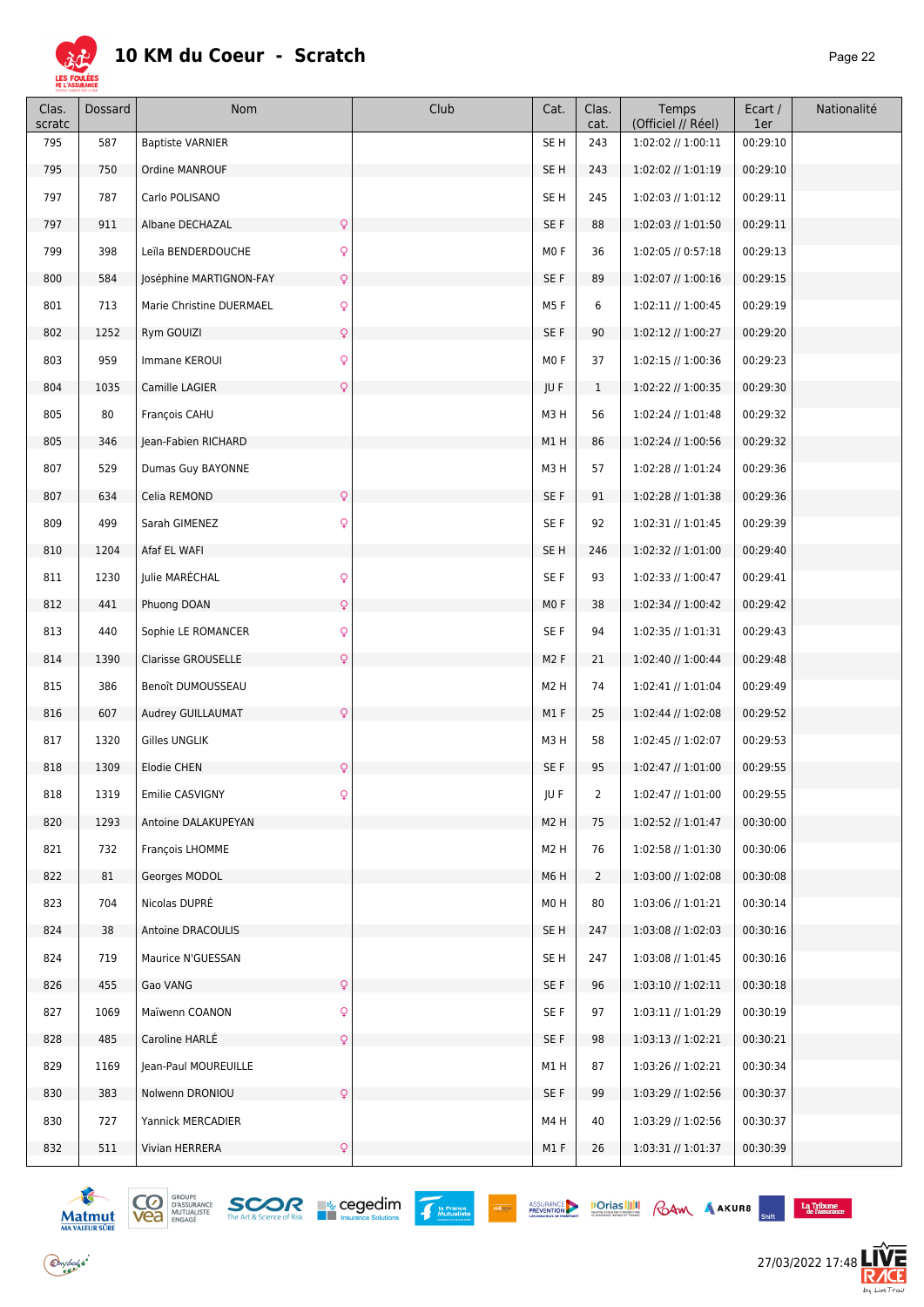# 10 KM du Coeur - Scratch

| Clas. scratc | Dossard | Nom | Club | Cat. | Clas. cat. | Temps (Officiel // Réel) | Ecart / 1er | Nationalité |
|---|---|---|---|---|---|---|---|---|
| 795 | 587 | Baptiste VARNIER | | SE H | 243 | 1:02:02 // 1:00:11 | 00:29:10 | |
| 795 | 750 | Ordine MANROUF | | SE H | 243 | 1:02:02 // 1:01:19 | 00:29:10 | |
| 797 | 787 | Carlo POLISANO | | SE H | 245 | 1:02:03 // 1:01:12 | 00:29:11 | |
| 797 | 911 | Albane DECHAZAL ♀ | | SE F | 88 | 1:02:03 // 1:01:50 | 00:29:11 | |
| 799 | 398 | Leïla BENDERDOUCHE ♀ | | M0 F | 36 | 1:02:05 // 0:57:18 | 00:29:13 | |
| 800 | 584 | Joséphine MARTIGNON-FAY ♀ | | SE F | 89 | 1:02:07 // 1:00:16 | 00:29:15 | |
| 801 | 713 | Marie Christine DUERMAEL ♀ | | M5 F | 6 | 1:02:11 // 1:00:45 | 00:29:19 | |
| 802 | 1252 | Rym GOUIZI ♀ | | SE F | 90 | 1:02:12 // 1:00:27 | 00:29:20 | |
| 803 | 959 | Immane KEROUI ♀ | | M0 F | 37 | 1:02:15 // 1:00:36 | 00:29:23 | |
| 804 | 1035 | Camille LAGIER ♀ | | JU F | 1 | 1:02:22 // 1:00:35 | 00:29:30 | |
| 805 | 80 | François CAHU | | M3 H | 56 | 1:02:24 // 1:01:48 | 00:29:32 | |
| 805 | 346 | Jean-Fabien RICHARD | | M1 H | 86 | 1:02:24 // 1:00:56 | 00:29:32 | |
| 807 | 529 | Dumas Guy BAYONNE | | M3 H | 57 | 1:02:28 // 1:01:24 | 00:29:36 | |
| 807 | 634 | Celia REMOND ♀ | | SE F | 91 | 1:02:28 // 1:01:38 | 00:29:36 | |
| 809 | 499 | Sarah GIMENEZ ♀ | | SE F | 92 | 1:02:31 // 1:01:45 | 00:29:39 | |
| 810 | 1204 | Afaf EL WAFI | | SE H | 246 | 1:02:32 // 1:01:00 | 00:29:40 | |
| 811 | 1230 | Julie MARÉCHAL ♀ | | SE F | 93 | 1:02:33 // 1:00:47 | 00:29:41 | |
| 812 | 441 | Phuong DOAN ♀ | | M0 F | 38 | 1:02:34 // 1:00:42 | 00:29:42 | |
| 813 | 440 | Sophie LE ROMANCER ♀ | | SE F | 94 | 1:02:35 // 1:01:31 | 00:29:43 | |
| 814 | 1390 | Clarisse GROUSELLE ♀ | | M2 F | 21 | 1:02:40 // 1:00:44 | 00:29:48 | |
| 815 | 386 | Benoît DUMOUSSEAU | | M2 H | 74 | 1:02:41 // 1:01:04 | 00:29:49 | |
| 816 | 607 | Audrey GUILLAUMAT ♀ | | M1 F | 25 | 1:02:44 // 1:02:08 | 00:29:52 | |
| 817 | 1320 | Gilles UNGLIK | | M3 H | 58 | 1:02:45 // 1:02:07 | 00:29:53 | |
| 818 | 1309 | Elodie CHEN ♀ | | SE F | 95 | 1:02:47 // 1:01:00 | 00:29:55 | |
| 818 | 1319 | Emilie CASVIGNY ♀ | | JU F | 2 | 1:02:47 // 1:01:00 | 00:29:55 | |
| 820 | 1293 | Antoine DALAKUPEYAN | | M2 H | 75 | 1:02:52 // 1:01:47 | 00:30:00 | |
| 821 | 732 | François LHOMME | | M2 H | 76 | 1:02:58 // 1:01:30 | 00:30:06 | |
| 822 | 81 | Georges MODOL | | M6 H | 2 | 1:03:00 // 1:02:08 | 00:30:08 | |
| 823 | 704 | Nicolas DUPRÉ | | M0 H | 80 | 1:03:06 // 1:01:21 | 00:30:14 | |
| 824 | 38 | Antoine DRACOULIS | | SE H | 247 | 1:03:08 // 1:02:03 | 00:30:16 | |
| 824 | 719 | Maurice N'GUESSAN | | SE H | 247 | 1:03:08 // 1:01:45 | 00:30:16 | |
| 826 | 455 | Gao VANG ♀ | | SE F | 96 | 1:03:10 // 1:02:11 | 00:30:18 | |
| 827 | 1069 | Maïwenn COANON ♀ | | SE F | 97 | 1:03:11 // 1:01:29 | 00:30:19 | |
| 828 | 485 | Caroline HARLÉ ♀ | | SE F | 98 | 1:03:13 // 1:02:21 | 00:30:21 | |
| 829 | 1169 | Jean-Paul MOUREUILLE | | M1 H | 87 | 1:03:26 // 1:02:21 | 00:30:34 | |
| 830 | 383 | Nolwenn DRONIOU ♀ | | SE F | 99 | 1:03:29 // 1:02:56 | 00:30:37 | |
| 830 | 727 | Yannick MERCADIER | | M4 H | 40 | 1:03:29 // 1:02:56 | 00:30:37 | |
| 832 | 511 | Vivian HERRERA ♀ | | M1 F | 26 | 1:03:31 // 1:01:37 | 00:30:39 | |

27/03/2022 17:48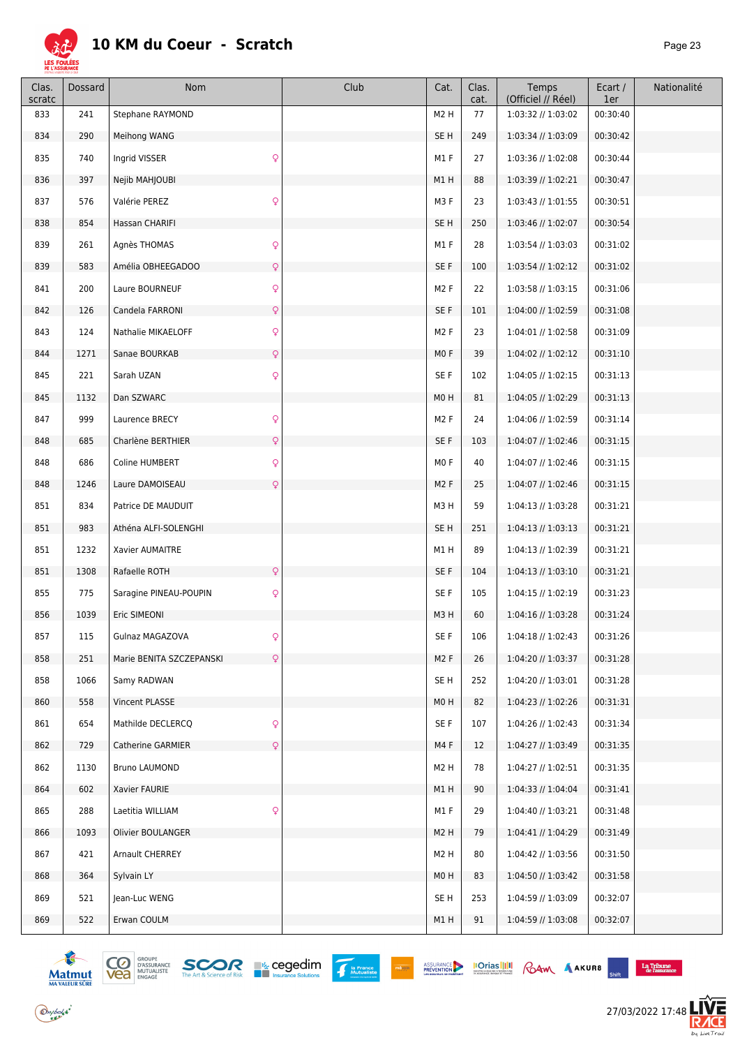# 10 KM du Coeur - Scratch

| Clas. scratc | Dossard | Nom | | Club | Cat. | Clas. cat. | Temps (Officiel // Réel) | Ecart / 1er | Nationalité |
|---|---|---|---|---|---|---|---|---|---|
| 833 | 241 | Stephane RAYMOND | | | M2 H | 77 | 1:03:32 // 1:03:02 | 00:30:40 | |
| 834 | 290 | Meihong WANG | | | SE H | 249 | 1:03:34 // 1:03:09 | 00:30:42 | |
| 835 | 740 | Ingrid VISSER | ♀ | | M1 F | 27 | 1:03:36 // 1:02:08 | 00:30:44 | |
| 836 | 397 | Nejib MAHJOUBI | | | M1 H | 88 | 1:03:39 // 1:02:21 | 00:30:47 | |
| 837 | 576 | Valérie PEREZ | ♀ | | M3 F | 23 | 1:03:43 // 1:01:55 | 00:30:51 | |
| 838 | 854 | Hassan CHARIFI | | | SE H | 250 | 1:03:46 // 1:02:07 | 00:30:54 | |
| 839 | 261 | Agnès THOMAS | ♀ | | M1 F | 28 | 1:03:54 // 1:03:03 | 00:31:02 | |
| 839 | 583 | Amélia OBHEEGADOO | ♀ | | SE F | 100 | 1:03:54 // 1:02:12 | 00:31:02 | |
| 841 | 200 | Laure BOURNEUF | ♀ | | M2 F | 22 | 1:03:58 // 1:03:15 | 00:31:06 | |
| 842 | 126 | Candela FARRONI | ♀ | | SE F | 101 | 1:04:00 // 1:02:59 | 00:31:08 | |
| 843 | 124 | Nathalie MIKAELOFF | ♀ | | M2 F | 23 | 1:04:01 // 1:02:58 | 00:31:09 | |
| 844 | 1271 | Sanae BOURKAB | ♀ | | M0 F | 39 | 1:04:02 // 1:02:12 | 00:31:10 | |
| 845 | 221 | Sarah UZAN | ♀ | | SE F | 102 | 1:04:05 // 1:02:15 | 00:31:13 | |
| 845 | 1132 | Dan SZWARC | | | M0 H | 81 | 1:04:05 // 1:02:29 | 00:31:13 | |
| 847 | 999 | Laurence BRECY | ♀ | | M2 F | 24 | 1:04:06 // 1:02:59 | 00:31:14 | |
| 848 | 685 | Charlène BERTHIER | ♀ | | SE F | 103 | 1:04:07 // 1:02:46 | 00:31:15 | |
| 848 | 686 | Coline HUMBERT | ♀ | | M0 F | 40 | 1:04:07 // 1:02:46 | 00:31:15 | |
| 848 | 1246 | Laure DAMOISEAU | ♀ | | M2 F | 25 | 1:04:07 // 1:02:46 | 00:31:15 | |
| 851 | 834 | Patrice DE MAUDUIT | | | M3 H | 59 | 1:04:13 // 1:03:28 | 00:31:21 | |
| 851 | 983 | Athéna ALFI-SOLENGHI | | | SE H | 251 | 1:04:13 // 1:03:13 | 00:31:21 | |
| 851 | 1232 | Xavier AUMAITRE | | | M1 H | 89 | 1:04:13 // 1:02:39 | 00:31:21 | |
| 851 | 1308 | Rafaelle ROTH | ♀ | | SE F | 104 | 1:04:13 // 1:03:10 | 00:31:21 | |
| 855 | 775 | Saragine PINEAU-POUPIN | ♀ | | SE F | 105 | 1:04:15 // 1:02:19 | 00:31:23 | |
| 856 | 1039 | Eric SIMEONI | | | M3 H | 60 | 1:04:16 // 1:03:28 | 00:31:24 | |
| 857 | 115 | Gulnaz MAGAZOVA | ♀ | | SE F | 106 | 1:04:18 // 1:02:43 | 00:31:26 | |
| 858 | 251 | Marie BENITA SZCZEPANSKI | ♀ | | M2 F | 26 | 1:04:20 // 1:03:37 | 00:31:28 | |
| 858 | 1066 | Samy RADWAN | | | SE H | 252 | 1:04:20 // 1:03:01 | 00:31:28 | |
| 860 | 558 | Vincent PLASSE | | | M0 H | 82 | 1:04:23 // 1:02:26 | 00:31:31 | |
| 861 | 654 | Mathilde DECLERCQ | ♀ | | SE F | 107 | 1:04:26 // 1:02:43 | 00:31:34 | |
| 862 | 729 | Catherine GARMIER | ♀ | | M4 F | 12 | 1:04:27 // 1:03:49 | 00:31:35 | |
| 862 | 1130 | Bruno LAUMOND | | | M2 H | 78 | 1:04:27 // 1:02:51 | 00:31:35 | |
| 864 | 602 | Xavier FAURIE | | | M1 H | 90 | 1:04:33 // 1:04:04 | 00:31:41 | |
| 865 | 288 | Laetitia WILLIAM | ♀ | | M1 F | 29 | 1:04:40 // 1:03:21 | 00:31:48 | |
| 866 | 1093 | Olivier BOULANGER | | | M2 H | 79 | 1:04:41 // 1:04:29 | 00:31:49 | |
| 867 | 421 | Arnault CHERREY | | | M2 H | 80 | 1:04:42 // 1:03:56 | 00:31:50 | |
| 868 | 364 | Sylvain LY | | | M0 H | 83 | 1:04:50 // 1:03:42 | 00:31:58 | |
| 869 | 521 | Jean-Luc WENG | | | SE H | 253 | 1:04:59 // 1:03:09 | 00:32:07 | |
| 869 | 522 | Erwan COULM | | | M1 H | 91 | 1:04:59 // 1:03:08 | 00:32:07 | |

27/03/2022 17:48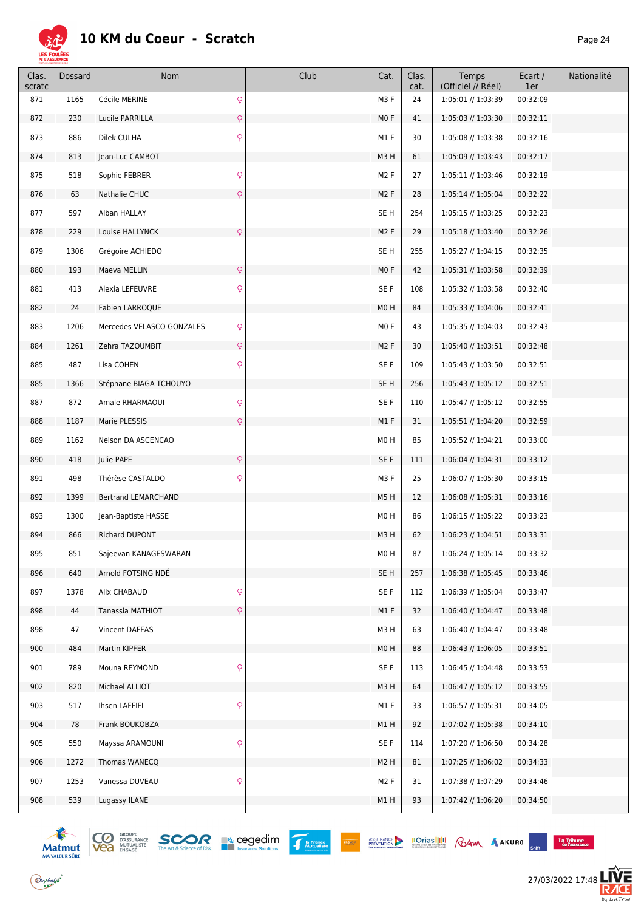# 10 KM du Coeur - Scratch

| Clas. scratc | Dossard | Nom | Club | Cat. | Clas. cat. | Temps (Officiel // Réel) | Ecart / 1er | Nationalité |
|---|---|---|---|---|---|---|---|---|
| 871 | 1165 | Cécile MERINE ♀ | | M3 F | 24 | 1:05:01 // 1:03:39 | 00:32:09 | |
| 872 | 230 | Lucile PARRILLA ♀ | | M0 F | 41 | 1:05:03 // 1:03:30 | 00:32:11 | |
| 873 | 886 | Dilek CULHA ♀ | | M1 F | 30 | 1:05:08 // 1:03:38 | 00:32:16 | |
| 874 | 813 | Jean-Luc CAMBOT | | M3 H | 61 | 1:05:09 // 1:03:43 | 00:32:17 | |
| 875 | 518 | Sophie FEBRER ♀ | | M2 F | 27 | 1:05:11 // 1:03:46 | 00:32:19 | |
| 876 | 63 | Nathalie CHUC ♀ | | M2 F | 28 | 1:05:14 // 1:05:04 | 00:32:22 | |
| 877 | 597 | Alban HALLAY | | SE H | 254 | 1:05:15 // 1:03:25 | 00:32:23 | |
| 878 | 229 | Louise HALLYNCK ♀ | | M2 F | 29 | 1:05:18 // 1:03:40 | 00:32:26 | |
| 879 | 1306 | Grégoire ACHIEDO | | SE H | 255 | 1:05:27 // 1:04:15 | 00:32:35 | |
| 880 | 193 | Maeva MELLIN ♀ | | M0 F | 42 | 1:05:31 // 1:03:58 | 00:32:39 | |
| 881 | 413 | Alexia LEFEUVRE ♀ | | SE F | 108 | 1:05:32 // 1:03:58 | 00:32:40 | |
| 882 | 24 | Fabien LARROQUE | | M0 H | 84 | 1:05:33 // 1:04:06 | 00:32:41 | |
| 883 | 1206 | Mercedes VELASCO GONZALES ♀ | | M0 F | 43 | 1:05:35 // 1:04:03 | 00:32:43 | |
| 884 | 1261 | Zehra TAZOUMBIT ♀ | | M2 F | 30 | 1:05:40 // 1:03:51 | 00:32:48 | |
| 885 | 487 | Lisa COHEN ♀ | | SE F | 109 | 1:05:43 // 1:03:50 | 00:32:51 | |
| 885 | 1366 | Stéphane BIAGA TCHOUYO | | SE H | 256 | 1:05:43 // 1:05:12 | 00:32:51 | |
| 887 | 872 | Amale RHARMAOUI ♀ | | SE F | 110 | 1:05:47 // 1:05:12 | 00:32:55 | |
| 888 | 1187 | Marie PLESSIS ♀ | | M1 F | 31 | 1:05:51 // 1:04:20 | 00:32:59 | |
| 889 | 1162 | Nelson DA ASCENCAO | | M0 H | 85 | 1:05:52 // 1:04:21 | 00:33:00 | |
| 890 | 418 | Julie PAPE ♀ | | SE F | 111 | 1:06:04 // 1:04:31 | 00:33:12 | |
| 891 | 498 | Thérèse CASTALDO ♀ | | M3 F | 25 | 1:06:07 // 1:05:30 | 00:33:15 | |
| 892 | 1399 | Bertrand LEMARCHAND | | M5 H | 12 | 1:06:08 // 1:05:31 | 00:33:16 | |
| 893 | 1300 | Jean-Baptiste HASSE | | M0 H | 86 | 1:06:15 // 1:05:22 | 00:33:23 | |
| 894 | 866 | Richard DUPONT | | M3 H | 62 | 1:06:23 // 1:04:51 | 00:33:31 | |
| 895 | 851 | Sajeevan KANAGESWARAN | | M0 H | 87 | 1:06:24 // 1:05:14 | 00:33:32 | |
| 896 | 640 | Arnold FOTSING NDÉ | | SE H | 257 | 1:06:38 // 1:05:45 | 00:33:46 | |
| 897 | 1378 | Alix CHABAUD ♀ | | SE F | 112 | 1:06:39 // 1:05:04 | 00:33:47 | |
| 898 | 44 | Tanassia MATHIOT ♀ | | M1 F | 32 | 1:06:40 // 1:04:47 | 00:33:48 | |
| 898 | 47 | Vincent DAFFAS | | M3 H | 63 | 1:06:40 // 1:04:47 | 00:33:48 | |
| 900 | 484 | Martin KIPFER | | M0 H | 88 | 1:06:43 // 1:06:05 | 00:33:51 | |
| 901 | 789 | Mouna REYMOND ♀ | | SE F | 113 | 1:06:45 // 1:04:48 | 00:33:53 | |
| 902 | 820 | Michael ALLIOT | | M3 H | 64 | 1:06:47 // 1:05:12 | 00:33:55 | |
| 903 | 517 | Ihsen LAFFIFI ♀ | | M1 F | 33 | 1:06:57 // 1:05:31 | 00:34:05 | |
| 904 | 78 | Frank BOUKOBZA | | M1 H | 92 | 1:07:02 // 1:05:38 | 00:34:10 | |
| 905 | 550 | Mayssa ARAMOUNI ♀ | | SE F | 114 | 1:07:20 // 1:06:50 | 00:34:28 | |
| 906 | 1272 | Thomas WANECQ | | M2 H | 81 | 1:07:25 // 1:06:02 | 00:34:33 | |
| 907 | 1253 | Vanessa DUVEAU ♀ | | M2 F | 31 | 1:07:38 // 1:07:29 | 00:34:46 | |
| 908 | 539 | Lugassy ILANE | | M1 H | 93 | 1:07:42 // 1:06:20 | 00:34:50 | |

27/03/2022 17:48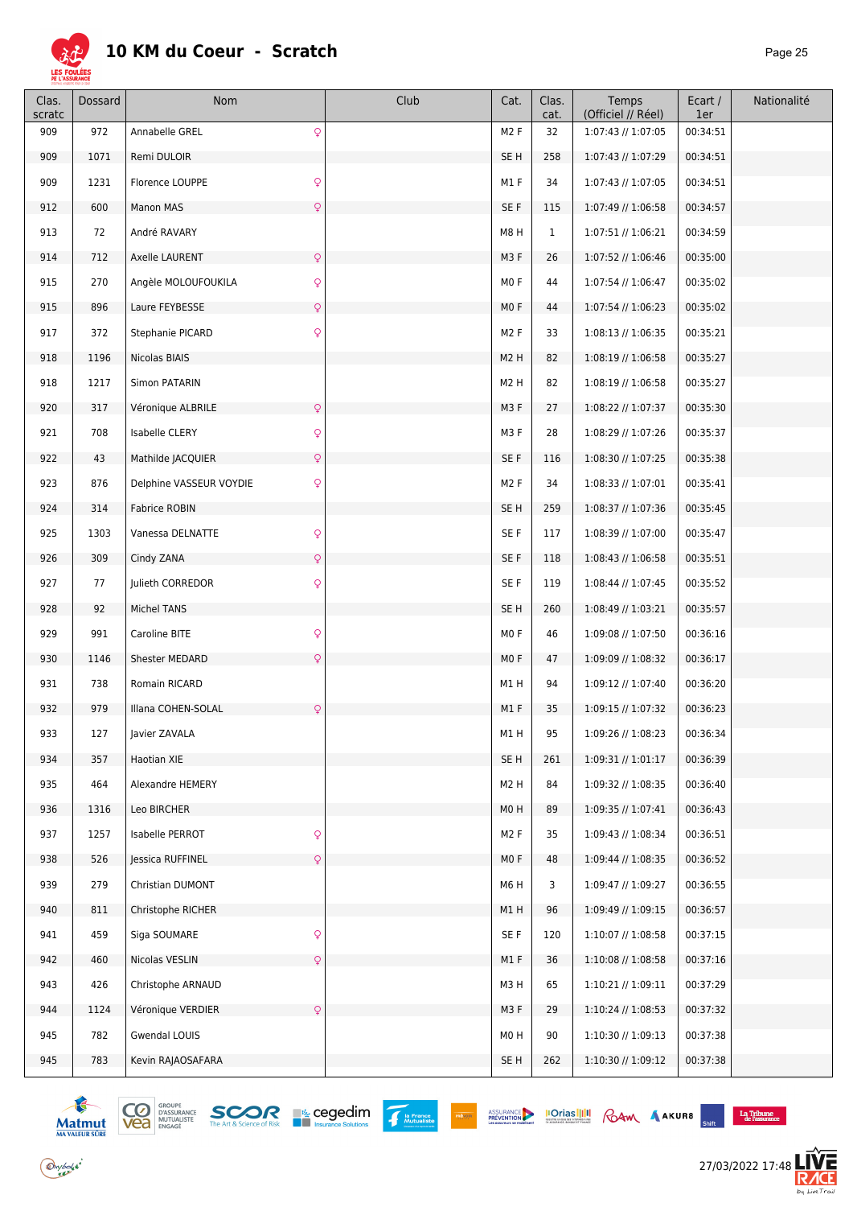# 10 KM du Coeur - Scratch

| Clas. scratc | Dossard | Nom | Club | Cat. | Clas. cat. | Temps (Officiel // Réel) | Ecart / 1er | Nationalité |
|---|---|---|---|---|---|---|---|---|
| 909 | 972 | Annabelle GREL ♀ | | M2 F | 32 | 1:07:43 // 1:07:05 | 00:34:51 | |
| 909 | 1071 | Remi DULOIR | | SE H | 258 | 1:07:43 // 1:07:29 | 00:34:51 | |
| 909 | 1231 | Florence LOUPPE ♀ | | M1 F | 34 | 1:07:43 // 1:07:05 | 00:34:51 | |
| 912 | 600 | Manon MAS ♀ | | SE F | 115 | 1:07:49 // 1:06:58 | 00:34:57 | |
| 913 | 72 | André RAVARY | | M8 H | 1 | 1:07:51 // 1:06:21 | 00:34:59 | |
| 914 | 712 | Axelle LAURENT ♀ | | M3 F | 26 | 1:07:52 // 1:06:46 | 00:35:00 | |
| 915 | 270 | Angèle MOLOUFOUKILA ♀ | | M0 F | 44 | 1:07:54 // 1:06:47 | 00:35:02 | |
| 915 | 896 | Laure FEYBESSE ♀ | | M0 F | 44 | 1:07:54 // 1:06:23 | 00:35:02 | |
| 917 | 372 | Stephanie PICARD ♀ | | M2 F | 33 | 1:08:13 // 1:06:35 | 00:35:21 | |
| 918 | 1196 | Nicolas BIAIS | | M2 H | 82 | 1:08:19 // 1:06:58 | 00:35:27 | |
| 918 | 1217 | Simon PATARIN | | M2 H | 82 | 1:08:19 // 1:06:58 | 00:35:27 | |
| 920 | 317 | Véronique ALBRILE ♀ | | M3 F | 27 | 1:08:22 // 1:07:37 | 00:35:30 | |
| 921 | 708 | Isabelle CLERY ♀ | | M3 F | 28 | 1:08:29 // 1:07:26 | 00:35:37 | |
| 922 | 43 | Mathilde JACQUIER ♀ | | SE F | 116 | 1:08:30 // 1:07:25 | 00:35:38 | |
| 923 | 876 | Delphine VASSEUR VOYDIE ♀ | | M2 F | 34 | 1:08:33 // 1:07:01 | 00:35:41 | |
| 924 | 314 | Fabrice ROBIN | | SE H | 259 | 1:08:37 // 1:07:36 | 00:35:45 | |
| 925 | 1303 | Vanessa DELNATTE ♀ | | SE F | 117 | 1:08:39 // 1:07:00 | 00:35:47 | |
| 926 | 309 | Cindy ZANA ♀ | | SE F | 118 | 1:08:43 // 1:06:58 | 00:35:51 | |
| 927 | 77 | Julieth CORREDOR ♀ | | SE F | 119 | 1:08:44 // 1:07:45 | 00:35:52 | |
| 928 | 92 | Michel TANS | | SE H | 260 | 1:08:49 // 1:03:21 | 00:35:57 | |
| 929 | 991 | Caroline BITE ♀ | | M0 F | 46 | 1:09:08 // 1:07:50 | 00:36:16 | |
| 930 | 1146 | Shester MEDARD ♀ | | M0 F | 47 | 1:09:09 // 1:08:32 | 00:36:17 | |
| 931 | 738 | Romain RICARD | | M1 H | 94 | 1:09:12 // 1:07:40 | 00:36:20 | |
| 932 | 979 | Illana COHEN-SOLAL ♀ | | M1 F | 35 | 1:09:15 // 1:07:32 | 00:36:23 | |
| 933 | 127 | Javier ZAVALA | | M1 H | 95 | 1:09:26 // 1:08:23 | 00:36:34 | |
| 934 | 357 | Haotian XIE | | SE H | 261 | 1:09:31 // 1:01:17 | 00:36:39 | |
| 935 | 464 | Alexandre HEMERY | | M2 H | 84 | 1:09:32 // 1:08:35 | 00:36:40 | |
| 936 | 1316 | Leo BIRCHER | | M0 H | 89 | 1:09:35 // 1:07:41 | 00:36:43 | |
| 937 | 1257 | Isabelle PERROT ♀ | | M2 F | 35 | 1:09:43 // 1:08:34 | 00:36:51 | |
| 938 | 526 | Jessica RUFFINEL ♀ | | M0 F | 48 | 1:09:44 // 1:08:35 | 00:36:52 | |
| 939 | 279 | Christian DUMONT | | M6 H | 3 | 1:09:47 // 1:09:27 | 00:36:55 | |
| 940 | 811 | Christophe RICHER | | M1 H | 96 | 1:09:49 // 1:09:15 | 00:36:57 | |
| 941 | 459 | Siga SOUMARE ♀ | | SE F | 120 | 1:10:07 // 1:08:58 | 00:37:15 | |
| 942 | 460 | Nicolas VESLIN ♀ | | M1 F | 36 | 1:10:08 // 1:08:58 | 00:37:16 | |
| 943 | 426 | Christophe ARNAUD | | M3 H | 65 | 1:10:21 // 1:09:11 | 00:37:29 | |
| 944 | 1124 | Véronique VERDIER ♀ | | M3 F | 29 | 1:10:24 // 1:08:53 | 00:37:32 | |
| 945 | 782 | Gwendal LOUIS | | M0 H | 90 | 1:10:30 // 1:09:13 | 00:37:38 | |
| 945 | 783 | Kevin RAJAOSAFARA | | SE H | 262 | 1:10:30 // 1:09:12 | 00:37:38 | |

27/03/2022 17:48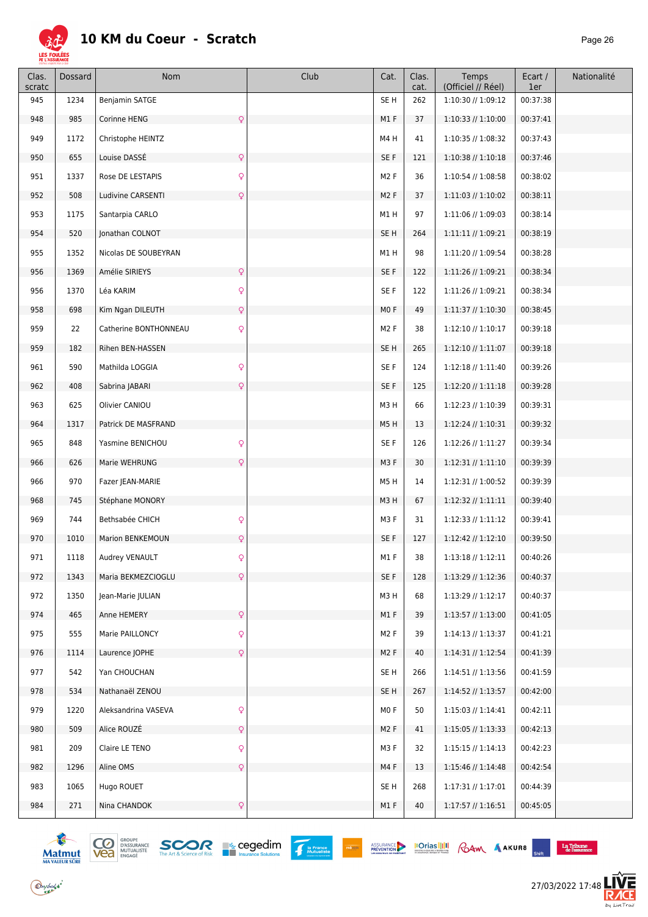# 10 KM du Coeur - Scratch

| Clas. scratc | Dossard | Nom | Club | Cat. | Clas. cat. | Temps (Officiel // Réel) | Ecart / 1er | Nationalité |
|---|---|---|---|---|---|---|---|---|
| 945 | 1234 | Benjamin SATGE | | SE H | 262 | 1:10:30 // 1:09:12 | 00:37:38 | |
| 948 | 985 | Corinne HENG ♀ | | M1 F | 37 | 1:10:33 // 1:10:00 | 00:37:41 | |
| 949 | 1172 | Christophe HEINTZ | | M4 H | 41 | 1:10:35 // 1:08:32 | 00:37:43 | |
| 950 | 655 | Louise DASSÉ ♀ | | SE F | 121 | 1:10:38 // 1:10:18 | 00:37:46 | |
| 951 | 1337 | Rose DE LESTAPIS ♀ | | M2 F | 36 | 1:10:54 // 1:08:58 | 00:38:02 | |
| 952 | 508 | Ludivine CARSENTI ♀ | | M2 F | 37 | 1:11:03 // 1:10:02 | 00:38:11 | |
| 953 | 1175 | Santarpia CARLO | | M1 H | 97 | 1:11:06 // 1:09:03 | 00:38:14 | |
| 954 | 520 | Jonathan COLNOT | | SE H | 264 | 1:11:11 // 1:09:21 | 00:38:19 | |
| 955 | 1352 | Nicolas DE SOUBEYRAN | | M1 H | 98 | 1:11:20 // 1:09:54 | 00:38:28 | |
| 956 | 1369 | Amélie SIRIEYS ♀ | | SE F | 122 | 1:11:26 // 1:09:21 | 00:38:34 | |
| 956 | 1370 | Léa KARIM ♀ | | SE F | 122 | 1:11:26 // 1:09:21 | 00:38:34 | |
| 958 | 698 | Kim Ngan DILEUTH ♀ | | M0 F | 49 | 1:11:37 // 1:10:30 | 00:38:45 | |
| 959 | 22 | Catherine BONTHONNEAU ♀ | | M2 F | 38 | 1:12:10 // 1:10:17 | 00:39:18 | |
| 959 | 182 | Rihen BEN-HASSEN | | SE H | 265 | 1:12:10 // 1:11:07 | 00:39:18 | |
| 961 | 590 | Mathilda LOGGIA ♀ | | SE F | 124 | 1:12:18 // 1:11:40 | 00:39:26 | |
| 962 | 408 | Sabrina JABARI ♀ | | SE F | 125 | 1:12:20 // 1:11:18 | 00:39:28 | |
| 963 | 625 | Olivier CANIOU | | M3 H | 66 | 1:12:23 // 1:10:39 | 00:39:31 | |
| 964 | 1317 | Patrick DE MASFRAND | | M5 H | 13 | 1:12:24 // 1:10:31 | 00:39:32 | |
| 965 | 848 | Yasmine BENICHOU ♀ | | SE F | 126 | 1:12:26 // 1:11:27 | 00:39:34 | |
| 966 | 626 | Marie WEHRUNG ♀ | | M3 F | 30 | 1:12:31 // 1:11:10 | 00:39:39 | |
| 966 | 970 | Fazer JEAN-MARIE | | M5 H | 14 | 1:12:31 // 1:00:52 | 00:39:39 | |
| 968 | 745 | Stéphane MONORY | | M3 H | 67 | 1:12:32 // 1:11:11 | 00:39:40 | |
| 969 | 744 | Bethsabée CHICH ♀ | | M3 F | 31 | 1:12:33 // 1:11:12 | 00:39:41 | |
| 970 | 1010 | Marion BENKEMOUN ♀ | | SE F | 127 | 1:12:42 // 1:12:10 | 00:39:50 | |
| 971 | 1118 | Audrey VENAULT ♀ | | M1 F | 38 | 1:13:18 // 1:12:11 | 00:40:26 | |
| 972 | 1343 | Maria BEKMEZCIOGLU ♀ | | SE F | 128 | 1:13:29 // 1:12:36 | 00:40:37 | |
| 972 | 1350 | Jean-Marie JULIAN | | M3 H | 68 | 1:13:29 // 1:12:17 | 00:40:37 | |
| 974 | 465 | Anne HEMERY ♀ | | M1 F | 39 | 1:13:57 // 1:13:00 | 00:41:05 | |
| 975 | 555 | Marie PAILLONCY ♀ | | M2 F | 39 | 1:14:13 // 1:13:37 | 00:41:21 | |
| 976 | 1114 | Laurence JOPHE ♀ | | M2 F | 40 | 1:14:31 // 1:12:54 | 00:41:39 | |
| 977 | 542 | Yan CHOUCHAN | | SE H | 266 | 1:14:51 // 1:13:56 | 00:41:59 | |
| 978 | 534 | Nathanaël ZENOU | | SE H | 267 | 1:14:52 // 1:13:57 | 00:42:00 | |
| 979 | 1220 | Aleksandrina VASEVA ♀ | | M0 F | 50 | 1:15:03 // 1:14:41 | 00:42:11 | |
| 980 | 509 | Alice ROUZÉ ♀ | | M2 F | 41 | 1:15:05 // 1:13:33 | 00:42:13 | |
| 981 | 209 | Claire LE TENO ♀ | | M3 F | 32 | 1:15:15 // 1:14:13 | 00:42:23 | |
| 982 | 1296 | Aline OMS ♀ | | M4 F | 13 | 1:15:46 // 1:14:48 | 00:42:54 | |
| 983 | 1065 | Hugo ROUET | | SE H | 268 | 1:17:31 // 1:17:01 | 00:44:39 | |
| 984 | 271 | Nina CHANDOK ♀ | | M1 F | 40 | 1:17:57 // 1:16:51 | 00:45:05 | |

27/03/2022 17:48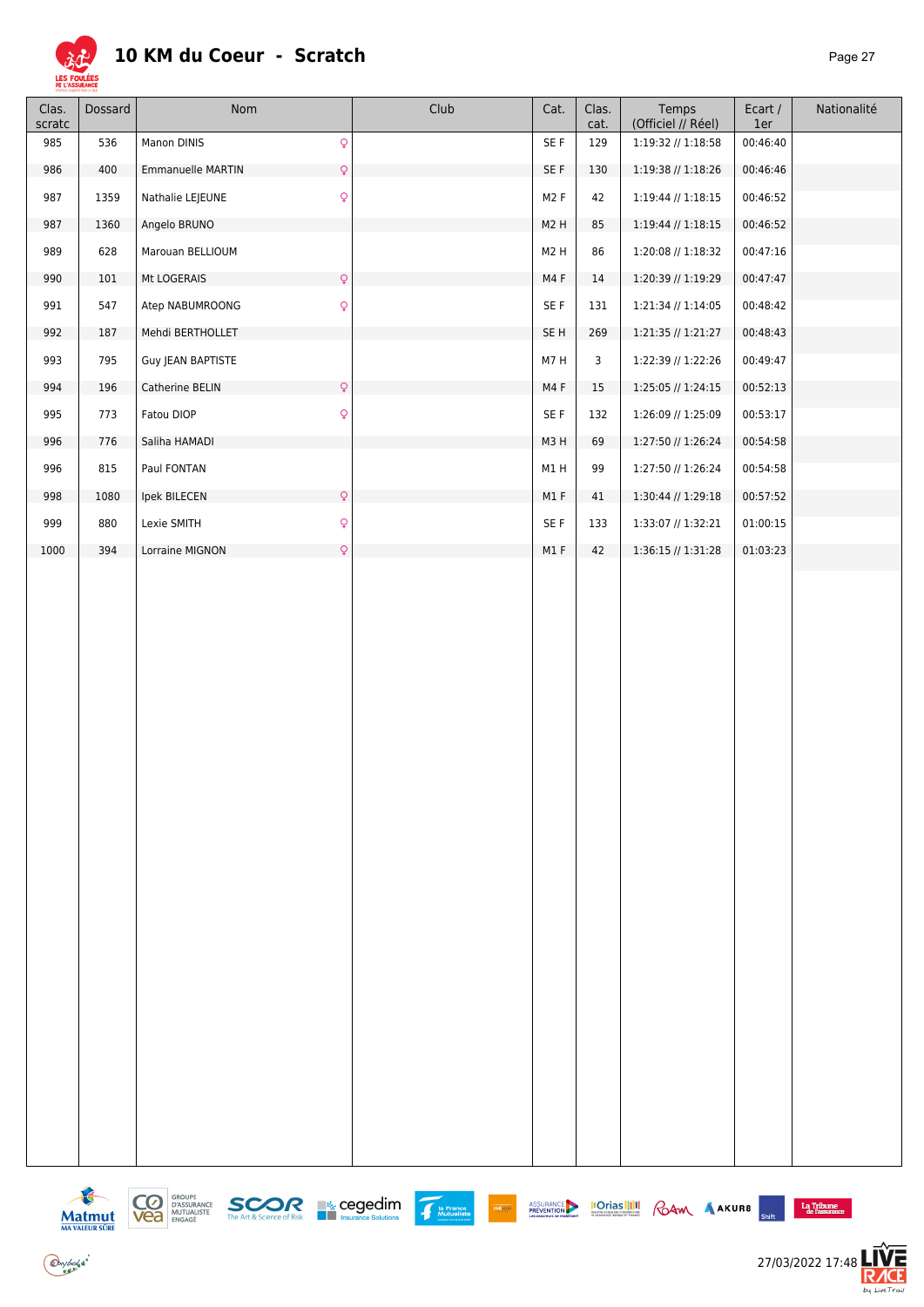# 10 KM du Coeur - Scratch

| Clas. scratc | Dossard | Nom | | Club | Cat. | Clas. cat. | Temps (Officiel // Réel) | Ecart / 1er | Nationalité |
|---|---|---|---|---|---|---|---|---|---|
| 985 | 536 | Manon DINIS | ♀ | | SE F | 129 | 1:19:32 // 1:18:58 | 00:46:40 | |
| 986 | 400 | Emmanuelle MARTIN | ♀ | | SE F | 130 | 1:19:38 // 1:18:26 | 00:46:46 | |
| 987 | 1359 | Nathalie LEJEUNE | ♀ | | M2 F | 42 | 1:19:44 // 1:18:15 | 00:46:52 | |
| 987 | 1360 | Angelo BRUNO | | | M2 H | 85 | 1:19:44 // 1:18:15 | 00:46:52 | |
| 989 | 628 | Marouan BELLIOUM | | | M2 H | 86 | 1:20:08 // 1:18:32 | 00:47:16 | |
| 990 | 101 | Mt LOGERAIS | ♀ | | M4 F | 14 | 1:20:39 // 1:19:29 | 00:47:47 | |
| 991 | 547 | Atep NABUMROONG | ♀ | | SE F | 131 | 1:21:34 // 1:14:05 | 00:48:42 | |
| 992 | 187 | Mehdi BERTHOLLET | | | SE H | 269 | 1:21:35 // 1:21:27 | 00:48:43 | |
| 993 | 795 | Guy JEAN BAPTISTE | | | M7 H | 3 | 1:22:39 // 1:22:26 | 00:49:47 | |
| 994 | 196 | Catherine BELIN | ♀ | | M4 F | 15 | 1:25:05 // 1:24:15 | 00:52:13 | |
| 995 | 773 | Fatou DIOP | ♀ | | SE F | 132 | 1:26:09 // 1:25:09 | 00:53:17 | |
| 996 | 776 | Saliha HAMADI | | | M3 H | 69 | 1:27:50 // 1:26:24 | 00:54:58 | |
| 996 | 815 | Paul FONTAN | | | M1 H | 99 | 1:27:50 // 1:26:24 | 00:54:58 | |
| 998 | 1080 | Ipek BILECEN | ♀ | | M1 F | 41 | 1:30:44 // 1:29:18 | 00:57:52 | |
| 999 | 880 | Lexie SMITH | ♀ | | SE F | 133 | 1:33:07 // 1:32:21 | 01:00:15 | |
| 1000 | 394 | Lorraine MIGNON | ♀ | | M1 F | 42 | 1:36:15 // 1:31:28 | 01:03:23 | |

27/03/2022 17:48